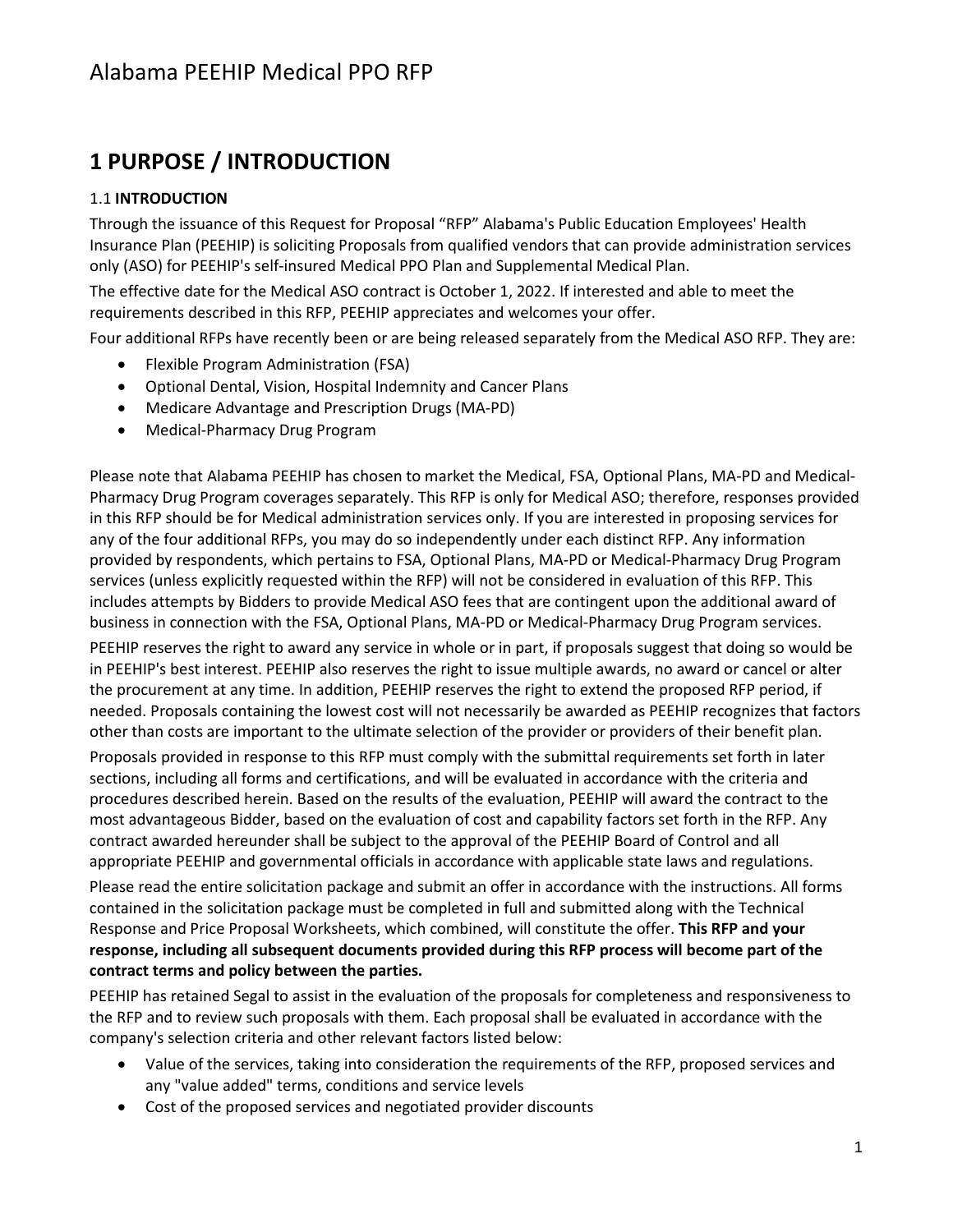# 1 PURPOSE / INTRODUCTION

## 1.1 INTRODUCTION

Through the issuance of this Request for Proposal "RFP" Alabama's Public Education Employees' Health Insurance Plan (PEEHIP) is soliciting Proposals from qualified vendors that can provide administration services only (ASO) for PEEHIP's self-insured Medical PPO Plan and Supplemental Medical Plan.

The effective date for the Medical ASO contract is October 1, 2022. If interested and able to meet the requirements described in this RFP, PEEHIP appreciates and welcomes your offer.

Four additional RFPs have recently been or are being released separately from the Medical ASO RFP. They are:

- Flexible Program Administration (FSA)
- Optional Dental, Vision, Hospital Indemnity and Cancer Plans
- Medicare Advantage and Prescription Drugs (MA-PD)
- Medical-Pharmacy Drug Program

Please note that Alabama PEEHIP has chosen to market the Medical, FSA, Optional Plans, MA-PD and Medical-Pharmacy Drug Program coverages separately. This RFP is only for Medical ASO; therefore, responses provided in this RFP should be for Medical administration services only. If you are interested in proposing services for any of the four additional RFPs, you may do so independently under each distinct RFP. Any information provided by respondents, which pertains to FSA, Optional Plans, MA-PD or Medical-Pharmacy Drug Program services (unless explicitly requested within the RFP) will not be considered in evaluation of this RFP. This includes attempts by Bidders to provide Medical ASO fees that are contingent upon the additional award of business in connection with the FSA, Optional Plans, MA-PD or Medical-Pharmacy Drug Program services.

PEEHIP reserves the right to award any service in whole or in part, if proposals suggest that doing so would be in PEEHIP's best interest. PEEHIP also reserves the right to issue multiple awards, no award or cancel or alter the procurement at any time. In addition, PEEHIP reserves the right to extend the proposed RFP period, if needed. Proposals containing the lowest cost will not necessarily be awarded as PEEHIP recognizes that factors other than costs are important to the ultimate selection of the provider or providers of their benefit plan.

Proposals provided in response to this RFP must comply with the submittal requirements set forth in later sections, including all forms and certifications, and will be evaluated in accordance with the criteria and procedures described herein. Based on the results of the evaluation, PEEHIP will award the contract to the most advantageous Bidder, based on the evaluation of cost and capability factors set forth in the RFP. Any contract awarded hereunder shall be subject to the approval of the PEEHIP Board of Control and all appropriate PEEHIP and governmental officials in accordance with applicable state laws and regulations.

Please read the entire solicitation package and submit an offer in accordance with the instructions. All forms contained in the solicitation package must be completed in full and submitted along with the Technical Response and Price Proposal Worksheets, which combined, will constitute the offer. **This RFP and your response, including all subsequent documents provided during this RFP process will become part of the contract terms and policy between the parties.**

PEEHIP has retained Segal to assist in the evaluation of the proposals for completeness and responsiveness to the RFP and to review such proposals with them. Each proposal shall be evaluated in accordance with the company's selection criteria and other relevant factors listed below:

- Value of the services, taking into consideration the requirements of the RFP, proposed services and any "value added" terms, conditions and service levels
- Cost of the proposed services and negotiated provider discounts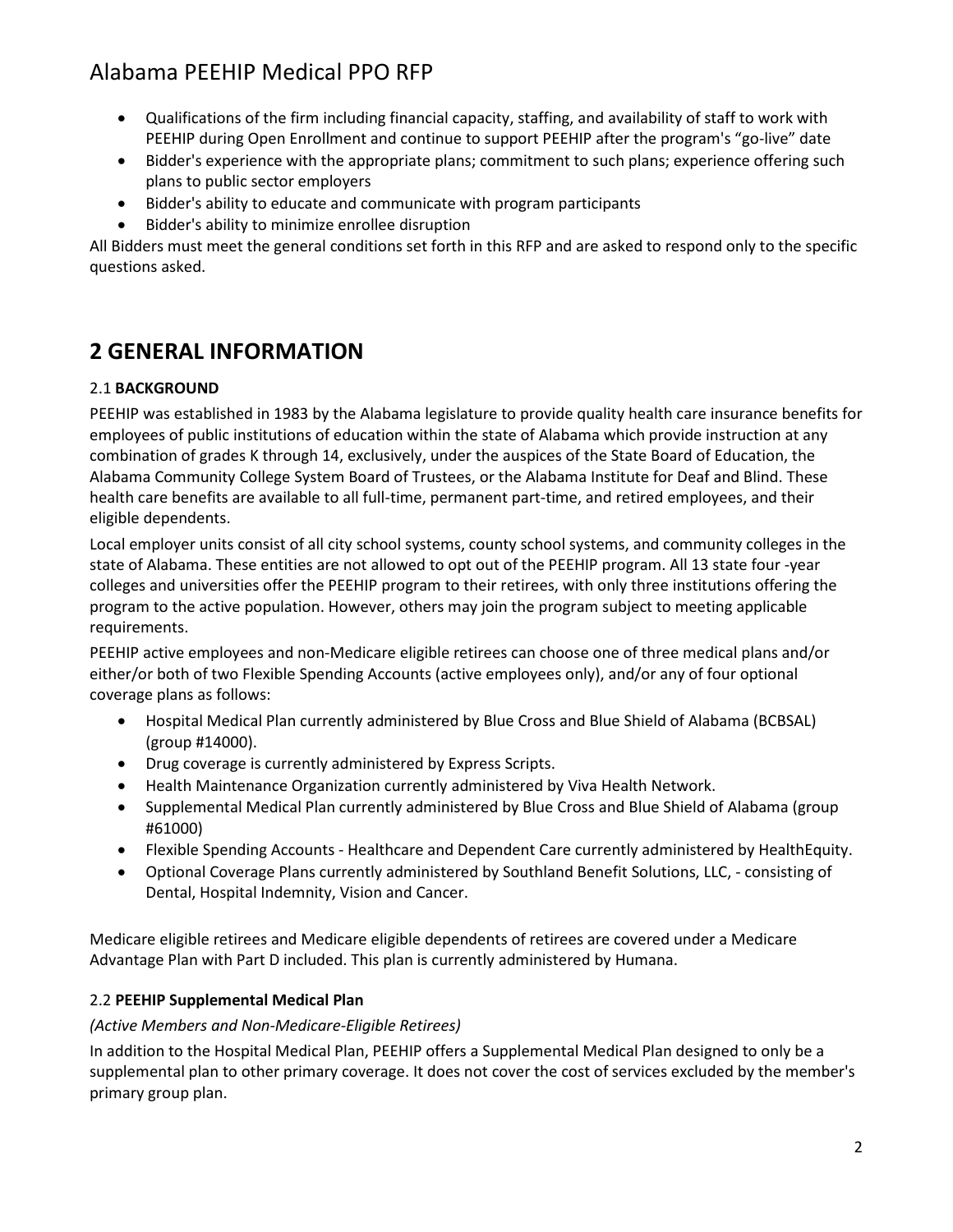- Qualifications of the firm including financial capacity, staffing, and availability of staff to work with PEEHIP during Open Enrollment and continue to support PEEHIP after the program's "go-live" date
- Bidder's experience with the appropriate plans; commitment to such plans; experience offering such plans to public sector employers
- Bidder's ability to educate and communicate with program participants
- Bidder's ability to minimize enrollee disruption

All Bidders must meet the general conditions set forth in this RFP and are asked to respond only to the specific questions asked.

# 2 GENERAL INFORMATION

## 2.1 **BACKGROUND**

PEEHIP was established in 1983 by the Alabama legislature to provide quality health care insurance benefits for employees of public institutions of education within the state of Alabama which provide instruction at any combination of grades K through 14, exclusively, under the auspices of the State Board of Education, the Alabama Community College System Board of Trustees, or the Alabama Institute for Deaf and Blind. These health care benefits are available to all full-time, permanent part-time, and retired employees, and their eligible dependents.

Local employer units consist of all city school systems, county school systems, and community colleges in the state of Alabama. These entities are not allowed to opt out of the PEEHIP program. All 13 state four -year colleges and universities offer the PEEHIP program to their retirees, with only three institutions offering the program to the active population. However, others may join the program subject to meeting applicable requirements.

PEEHIP active employees and non-Medicare eligible retirees can choose one of three medical plans and/or either/or both of two Flexible Spending Accounts (active employees only), and/or any of four optional coverage plans as follows:

- Hospital Medical Plan currently administered by Blue Cross and Blue Shield of Alabama (BCBSAL) (group #14000).
- Drug coverage is currently administered by Express Scripts.
- Health Maintenance Organization currently administered by Viva Health Network.
- Supplemental Medical Plan currently administered by Blue Cross and Blue Shield of Alabama (group #61000)
- Flexible Spending Accounts - Healthcare and Dependent Care currently administered by HealthEquity.
- Optional Coverage Plans currently administered by Southland Benefit Solutions, LLC, - consisting of Dental, Hospital Indemnity, Vision and Cancer.

Medicare eligible retirees and Medicare eligible dependents of retirees are covered under a Medicare Advantage Plan with Part D included. This plan is currently administered by Humana.

## 2.2 **PEEHIP Supplemental Medical Plan**

*(Active Members and Non-Medicare-Eligible Retirees)*

In addition to the Hospital Medical Plan, PEEHIP offers a Supplemental Medical Plan designed to only be a supplemental plan to other primary coverage. It does not cover the cost of services excluded by the member's primary group plan.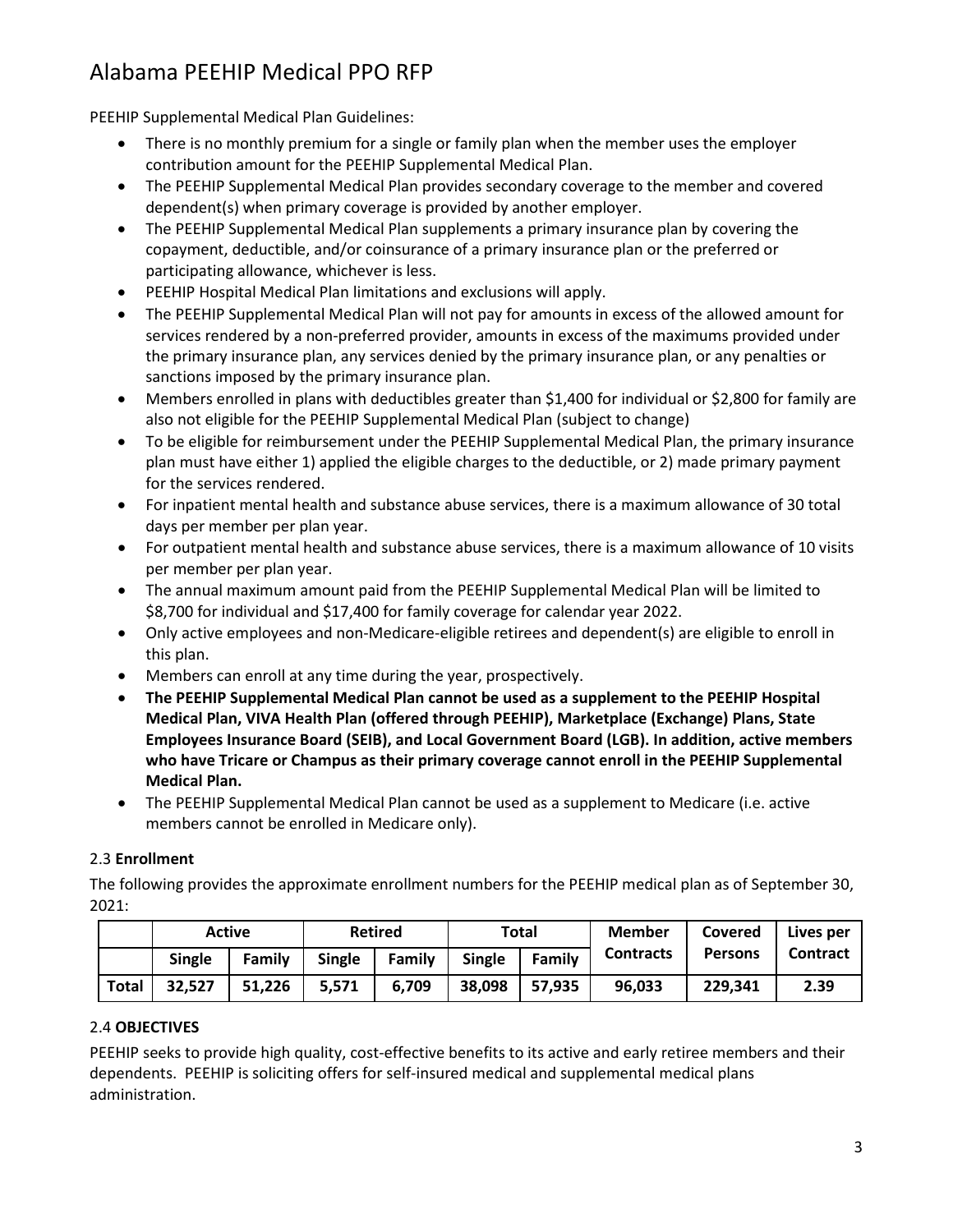PEEHIP Supplemental Medical Plan Guidelines:

- There is no monthly premium for a single or family plan when the member uses the employer contribution amount for the PEEHIP Supplemental Medical Plan.
- The PEEHIP Supplemental Medical Plan provides secondary coverage to the member and covered dependent(s) when primary coverage is provided by another employer.
- The PEEHIP Supplemental Medical Plan supplements a primary insurance plan by covering the copayment, deductible, and/or coinsurance of a primary insurance plan or the preferred or participating allowance, whichever is less.
- PEEHIP Hospital Medical Plan limitations and exclusions will apply.
- The PEEHIP Supplemental Medical Plan will not pay for amounts in excess of the allowed amount for services rendered by a non-preferred provider, amounts in excess of the maximums provided under the primary insurance plan, any services denied by the primary insurance plan, or any penalties or sanctions imposed by the primary insurance plan.
- Members enrolled in plans with deductibles greater than $1,400 for individual or $2,800 for family are also not eligible for the PEEHIP Supplemental Medical Plan (subject to change)
- To be eligible for reimbursement under the PEEHIP Supplemental Medical Plan, the primary insurance plan must have either 1) applied the eligible charges to the deductible, or 2) made primary payment for the services rendered.
- For inpatient mental health and substance abuse services, there is a maximum allowance of 30 total days per member per plan year.
- For outpatient mental health and substance abuse services, there is a maximum allowance of 10 visits per member per plan year.
- The annual maximum amount paid from the PEEHIP Supplemental Medical Plan will be limited to $8,700 for individual and $17,400 for family coverage for calendar year 2022.
- Only active employees and non-Medicare-eligible retirees and dependent(s) are eligible to enroll in this plan.
- Members can enroll at any time during the year, prospectively.
- **The PEEHIP Supplemental Medical Plan cannot be used as a supplement to the PEEHIP Hospital Medical Plan, VIVA Health Plan (offered through PEEHIP), Marketplace (Exchange) Plans, State Employees Insurance Board (SEIB), and Local Government Board (LGB). In addition, active members who have Tricare or Champus as their primary coverage cannot enroll in the PEEHIP Supplemental Medical Plan.**
- The PEEHIP Supplemental Medical Plan cannot be used as a supplement to Medicare (i.e. active members cannot be enrolled in Medicare only).

### 2.3 **Enrollment**

The following provides the approximate enrollment numbers for the PEEHIP medical plan as of September 30, 2021:

| | Active | | Retired | | Total | | Member Contracts | Covered Persons | Lives per Contract |
|---|---|---|---|---|---|---|---|---|---|
| | Single | Family | Single | Family | Single | Family | | | |
| **Total** | **32,527** | **51,226** | **5,571** | **6,709** | **38,098** | **57,935** | **96,033** | **229,341** | **2.39** |

### 2.4 **OBJECTIVES**

PEEHIP seeks to provide high quality, cost-effective benefits to its active and early retiree members and their dependents. PEEHIP is soliciting offers for self-insured medical and supplemental medical plans administration.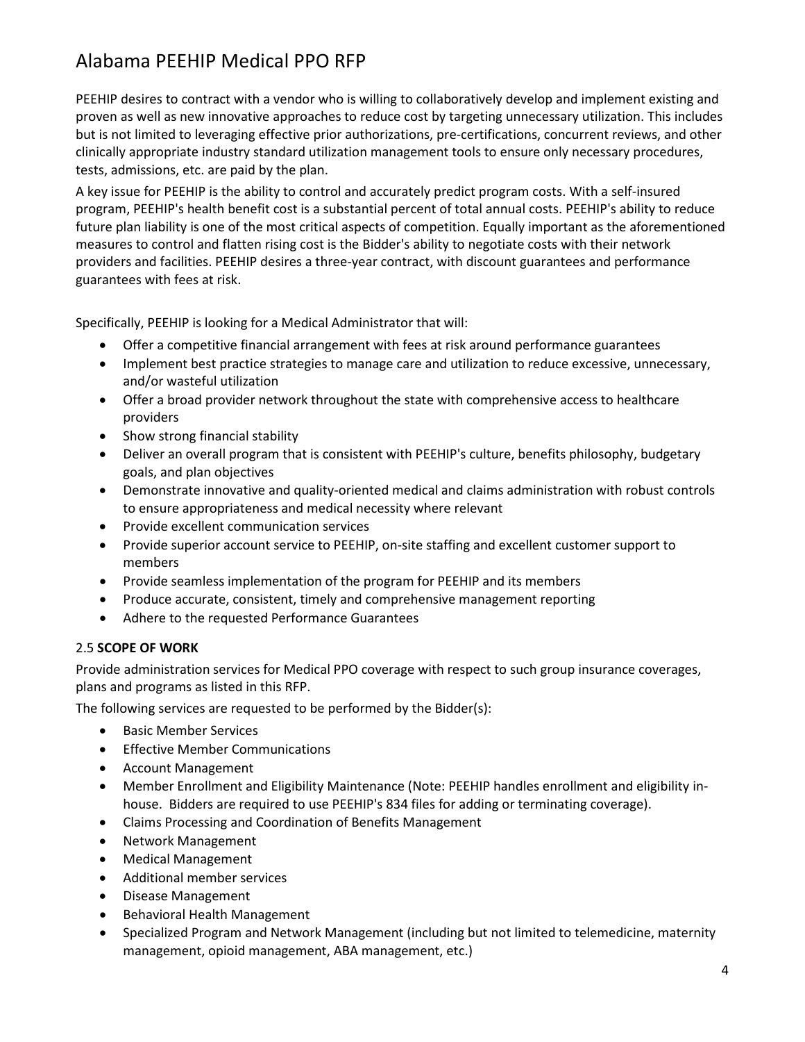PEEHIP desires to contract with a vendor who is willing to collaboratively develop and implement existing and proven as well as new innovative approaches to reduce cost by targeting unnecessary utilization. This includes but is not limited to leveraging effective prior authorizations, pre-certifications, concurrent reviews, and other clinically appropriate industry standard utilization management tools to ensure only necessary procedures, tests, admissions, etc. are paid by the plan.

A key issue for PEEHIP is the ability to control and accurately predict program costs. With a self-insured program, PEEHIP's health benefit cost is a substantial percent of total annual costs. PEEHIP's ability to reduce future plan liability is one of the most critical aspects of competition. Equally important as the aforementioned measures to control and flatten rising cost is the Bidder's ability to negotiate costs with their network providers and facilities. PEEHIP desires a three-year contract, with discount guarantees and performance guarantees with fees at risk.

Specifically, PEEHIP is looking for a Medical Administrator that will:

- Offer a competitive financial arrangement with fees at risk around performance guarantees
- Implement best practice strategies to manage care and utilization to reduce excessive, unnecessary, and/or wasteful utilization
- Offer a broad provider network throughout the state with comprehensive access to healthcare providers
- Show strong financial stability
- Deliver an overall program that is consistent with PEEHIP's culture, benefits philosophy, budgetary goals, and plan objectives
- Demonstrate innovative and quality-oriented medical and claims administration with robust controls to ensure appropriateness and medical necessity where relevant
- Provide excellent communication services
- Provide superior account service to PEEHIP, on-site staffing and excellent customer support to members
- Provide seamless implementation of the program for PEEHIP and its members
- Produce accurate, consistent, timely and comprehensive management reporting
- Adhere to the requested Performance Guarantees

### 2.5 SCOPE OF WORK

Provide administration services for Medical PPO coverage with respect to such group insurance coverages, plans and programs as listed in this RFP.

The following services are requested to be performed by the Bidder(s):

- Basic Member Services
- Effective Member Communications
- Account Management
- Member Enrollment and Eligibility Maintenance (Note: PEEHIP handles enrollment and eligibility in-house. Bidders are required to use PEEHIP's 834 files for adding or terminating coverage).
- Claims Processing and Coordination of Benefits Management
- Network Management
- Medical Management
- Additional member services
- Disease Management
- Behavioral Health Management
- Specialized Program and Network Management (including but not limited to telemedicine, maternity management, opioid management, ABA management, etc.)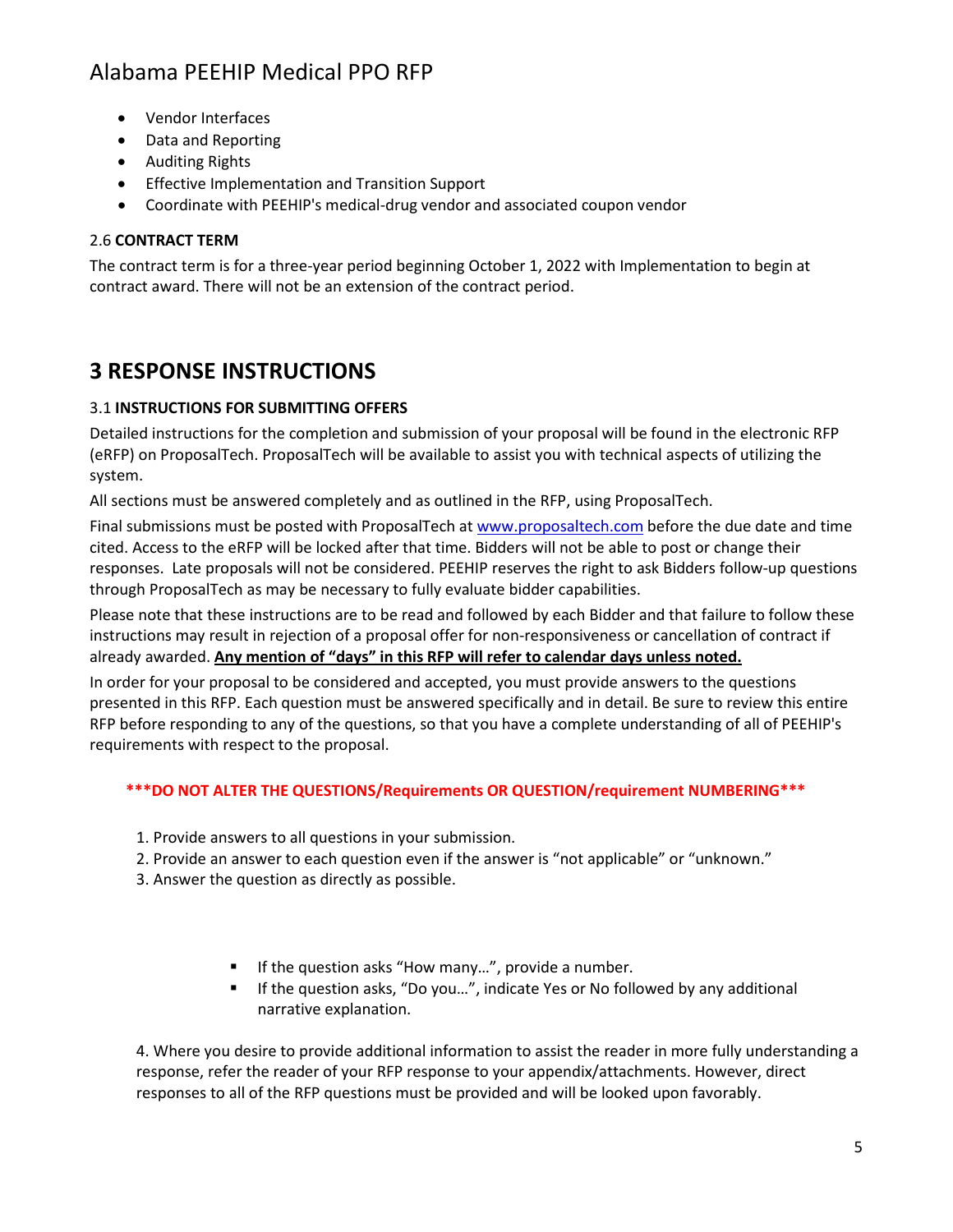- Vendor Interfaces
- Data and Reporting
- Auditing Rights
- Effective Implementation and Transition Support
- Coordinate with PEEHIP's medical-drug vendor and associated coupon vendor

### 2.6 CONTRACT TERM

The contract term is for a three-year period beginning October 1, 2022 with Implementation to begin at contract award. There will not be an extension of the contract period.

# 3 RESPONSE INSTRUCTIONS

### 3.1 INSTRUCTIONS FOR SUBMITTING OFFERS

Detailed instructions for the completion and submission of your proposal will be found in the electronic RFP (eRFP) on ProposalTech. ProposalTech will be available to assist you with technical aspects of utilizing the system.

All sections must be answered completely and as outlined in the RFP, using ProposalTech.

Final submissions must be posted with ProposalTech at [www.proposaltech.com](http://www.proposaltech.com) before the due date and time cited. Access to the eRFP will be locked after that time. Bidders will not be able to post or change their responses. Late proposals will not be considered. PEEHIP reserves the right to ask Bidders follow-up questions through ProposalTech as may be necessary to fully evaluate bidder capabilities.

Please note that these instructions are to be read and followed by each Bidder and that failure to follow these instructions may result in rejection of a proposal offer for non-responsiveness or cancellation of contract if already awarded. **Any mention of "days" in this RFP will refer to calendar days unless noted.**

In order for your proposal to be considered and accepted, you must provide answers to the questions presented in this RFP. Each question must be answered specifically and in detail. Be sure to review this entire RFP before responding to any of the questions, so that you have a complete understanding of all of PEEHIP's requirements with respect to the proposal.

**\*\*\*DO NOT ALTER THE QUESTIONS/Requirements OR QUESTION/requirement NUMBERING\*\*\***

1. Provide answers to all questions in your submission.
2. Provide an answer to each question even if the answer is "not applicable" or "unknown."
3. Answer the question as directly as possible.
   - If the question asks "How many…", provide a number.
   - If the question asks, "Do you…", indicate Yes or No followed by any additional narrative explanation.
4. Where you desire to provide additional information to assist the reader in more fully understanding a response, refer the reader of your RFP response to your appendix/attachments. However, direct responses to all of the RFP questions must be provided and will be looked upon favorably.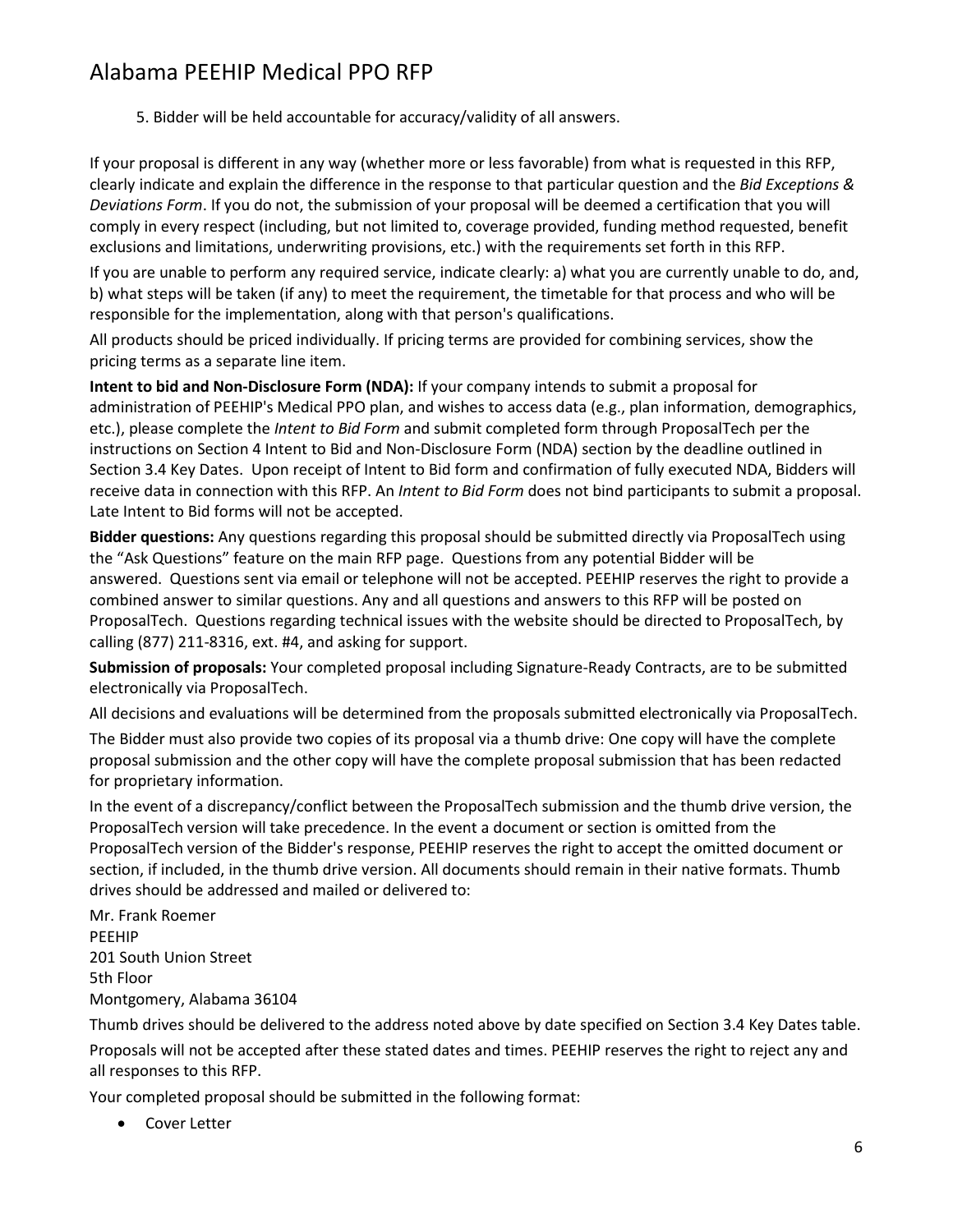5. Bidder will be held accountable for accuracy/validity of all answers.

If your proposal is different in any way (whether more or less favorable) from what is requested in this RFP, clearly indicate and explain the difference in the response to that particular question and the *Bid Exceptions & Deviations Form*. If you do not, the submission of your proposal will be deemed a certification that you will comply in every respect (including, but not limited to, coverage provided, funding method requested, benefit exclusions and limitations, underwriting provisions, etc.) with the requirements set forth in this RFP.

If you are unable to perform any required service, indicate clearly: a) what you are currently unable to do, and, b) what steps will be taken (if any) to meet the requirement, the timetable for that process and who will be responsible for the implementation, along with that person's qualifications.

All products should be priced individually. If pricing terms are provided for combining services, show the pricing terms as a separate line item.

**Intent to bid and Non-Disclosure Form (NDA):** If your company intends to submit a proposal for administration of PEEHIP's Medical PPO plan, and wishes to access data (e.g., plan information, demographics, etc.), please complete the *Intent to Bid Form* and submit completed form through ProposalTech per the instructions on Section 4 Intent to Bid and Non-Disclosure Form (NDA) section by the deadline outlined in Section 3.4 Key Dates. Upon receipt of Intent to Bid form and confirmation of fully executed NDA, Bidders will receive data in connection with this RFP. An *Intent to Bid Form* does not bind participants to submit a proposal. Late Intent to Bid forms will not be accepted.

**Bidder questions:** Any questions regarding this proposal should be submitted directly via ProposalTech using the "Ask Questions" feature on the main RFP page. Questions from any potential Bidder will be answered. Questions sent via email or telephone will not be accepted. PEEHIP reserves the right to provide a combined answer to similar questions. Any and all questions and answers to this RFP will be posted on ProposalTech. Questions regarding technical issues with the website should be directed to ProposalTech, by calling (877) 211-8316, ext. #4, and asking for support.

**Submission of proposals:** Your completed proposal including Signature-Ready Contracts, are to be submitted electronically via ProposalTech.

All decisions and evaluations will be determined from the proposals submitted electronically via ProposalTech.

The Bidder must also provide two copies of its proposal via a thumb drive: One copy will have the complete proposal submission and the other copy will have the complete proposal submission that has been redacted for proprietary information.

In the event of a discrepancy/conflict between the ProposalTech submission and the thumb drive version, the ProposalTech version will take precedence. In the event a document or section is omitted from the ProposalTech version of the Bidder's response, PEEHIP reserves the right to accept the omitted document or section, if included, in the thumb drive version. All documents should remain in their native formats. Thumb drives should be addressed and mailed or delivered to:

Mr. Frank Roemer
PEEHIP
201 South Union Street
5th Floor
Montgomery, Alabama 36104

Thumb drives should be delivered to the address noted above by date specified on Section 3.4 Key Dates table.

Proposals will not be accepted after these stated dates and times. PEEHIP reserves the right to reject any and all responses to this RFP.

Your completed proposal should be submitted in the following format:

- Cover Letter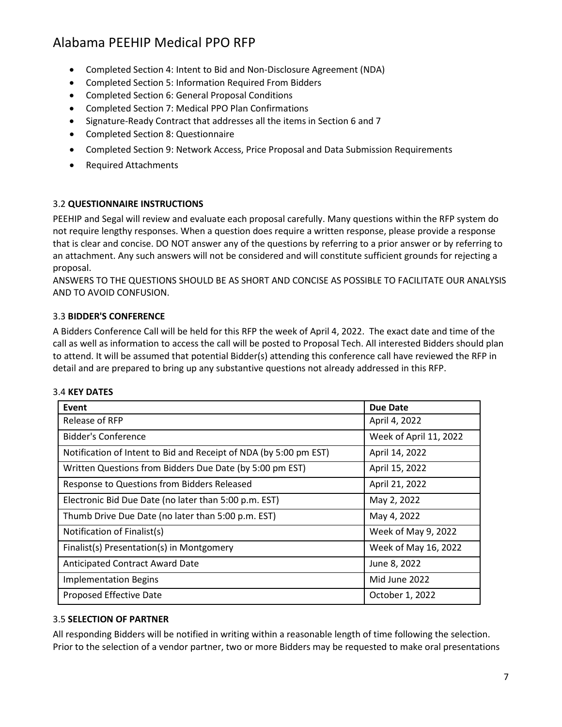- Completed Section 4: Intent to Bid and Non-Disclosure Agreement (NDA)
- Completed Section 5: Information Required From Bidders
- Completed Section 6: General Proposal Conditions
- Completed Section 7: Medical PPO Plan Confirmations
- Signature-Ready Contract that addresses all the items in Section 6 and 7
- Completed Section 8: Questionnaire
- Completed Section 9: Network Access, Price Proposal and Data Submission Requirements
- Required Attachments

### 3.2 **QUESTIONNAIRE INSTRUCTIONS**

PEEHIP and Segal will review and evaluate each proposal carefully. Many questions within the RFP system do not require lengthy responses. When a question does require a written response, please provide a response that is clear and concise. DO NOT answer any of the questions by referring to a prior answer or by referring to an attachment. Any such answers will not be considered and will constitute sufficient grounds for rejecting a proposal.

ANSWERS TO THE QUESTIONS SHOULD BE AS SHORT AND CONCISE AS POSSIBLE TO FACILITATE OUR ANALYSIS AND TO AVOID CONFUSION.

### 3.3 **BIDDER'S CONFERENCE**

A Bidders Conference Call will be held for this RFP the week of April 4, 2022. The exact date and time of the call as well as information to access the call will be posted to Proposal Tech. All interested Bidders should plan to attend. It will be assumed that potential Bidder(s) attending this conference call have reviewed the RFP in detail and are prepared to bring up any substantive questions not already addressed in this RFP.

### 3.4 **KEY DATES**

| Event | Due Date |
|---|---|
| Release of RFP | April 4, 2022 |
| Bidder's Conference | Week of April 11, 2022 |
| Notification of Intent to Bid and Receipt of NDA (by 5:00 pm EST) | April 14, 2022 |
| Written Questions from Bidders Due Date (by 5:00 pm EST) | April 15, 2022 |
| Response to Questions from Bidders Released | April 21, 2022 |
| Electronic Bid Due Date (no later than 5:00 p.m. EST) | May 2, 2022 |
| Thumb Drive Due Date (no later than 5:00 p.m. EST) | May 4, 2022 |
| Notification of Finalist(s) | Week of May 9, 2022 |
| Finalist(s) Presentation(s) in Montgomery | Week of May 16, 2022 |
| Anticipated Contract Award Date | June 8, 2022 |
| Implementation Begins | Mid June 2022 |
| Proposed Effective Date | October 1, 2022 |

### 3.5 **SELECTION OF PARTNER**

All responding Bidders will be notified in writing within a reasonable length of time following the selection. Prior to the selection of a vendor partner, two or more Bidders may be requested to make oral presentations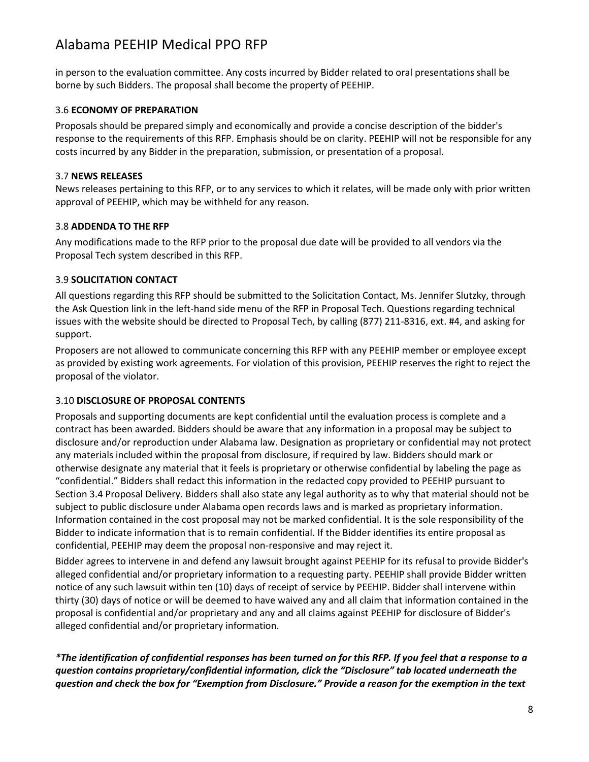in person to the evaluation committee. Any costs incurred by Bidder related to oral presentations shall be borne by such Bidders. The proposal shall become the property of PEEHIP.

### 3.6 **ECONOMY OF PREPARATION**

Proposals should be prepared simply and economically and provide a concise description of the bidder's response to the requirements of this RFP. Emphasis should be on clarity. PEEHIP will not be responsible for any costs incurred by any Bidder in the preparation, submission, or presentation of a proposal.

### 3.7 **NEWS RELEASES**

News releases pertaining to this RFP, or to any services to which it relates, will be made only with prior written approval of PEEHIP, which may be withheld for any reason.

### 3.8 **ADDENDA TO THE RFP**

Any modifications made to the RFP prior to the proposal due date will be provided to all vendors via the Proposal Tech system described in this RFP.

### 3.9 **SOLICITATION CONTACT**

All questions regarding this RFP should be submitted to the Solicitation Contact, Ms. Jennifer Slutzky, through the Ask Question link in the left-hand side menu of the RFP in Proposal Tech. Questions regarding technical issues with the website should be directed to Proposal Tech, by calling (877) 211-8316, ext. #4, and asking for support.

Proposers are not allowed to communicate concerning this RFP with any PEEHIP member or employee except as provided by existing work agreements. For violation of this provision, PEEHIP reserves the right to reject the proposal of the violator.

### 3.10 **DISCLOSURE OF PROPOSAL CONTENTS**

Proposals and supporting documents are kept confidential until the evaluation process is complete and a contract has been awarded. Bidders should be aware that any information in a proposal may be subject to disclosure and/or reproduction under Alabama law. Designation as proprietary or confidential may not protect any materials included within the proposal from disclosure, if required by law. Bidders should mark or otherwise designate any material that it feels is proprietary or otherwise confidential by labeling the page as "confidential." Bidders shall redact this information in the redacted copy provided to PEEHIP pursuant to Section 3.4 Proposal Delivery. Bidders shall also state any legal authority as to why that material should not be subject to public disclosure under Alabama open records laws and is marked as proprietary information. Information contained in the cost proposal may not be marked confidential. It is the sole responsibility of the Bidder to indicate information that is to remain confidential. If the Bidder identifies its entire proposal as confidential, PEEHIP may deem the proposal non-responsive and may reject it.

Bidder agrees to intervene in and defend any lawsuit brought against PEEHIP for its refusal to provide Bidder's alleged confidential and/or proprietary information to a requesting party. PEEHIP shall provide Bidder written notice of any such lawsuit within ten (10) days of receipt of service by PEEHIP. Bidder shall intervene within thirty (30) days of notice or will be deemed to have waived any and all claim that information contained in the proposal is confidential and/or proprietary and any and all claims against PEEHIP for disclosure of Bidder's alleged confidential and/or proprietary information.

***The identification of confidential responses has been turned on for this RFP. If you feel that a response to a question contains proprietary/confidential information, click the "Disclosure" tab located underneath the question and check the box for "Exemption from Disclosure." Provide a reason for the exemption in the text***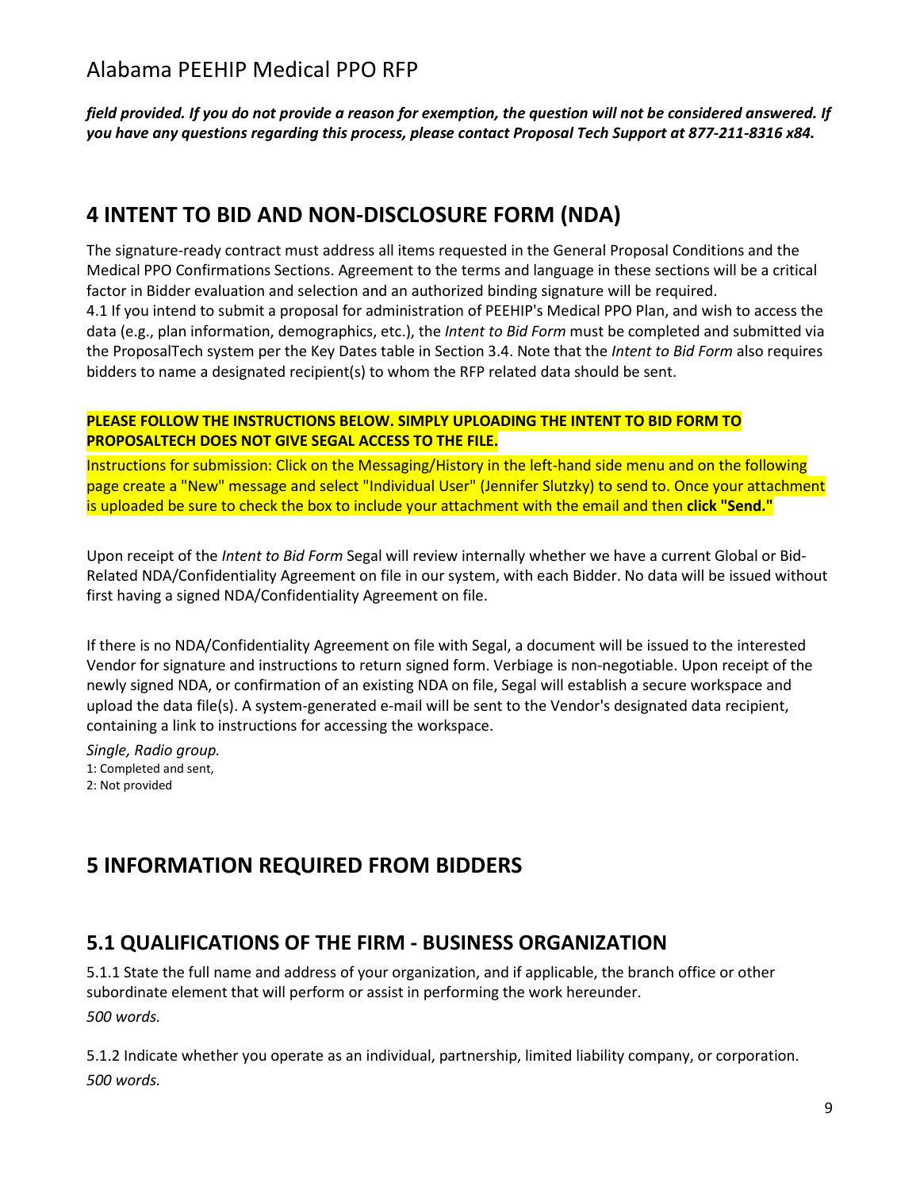***field provided. If you do not provide a reason for exemption, the question will not be considered answered. If you have any questions regarding this process, please contact Proposal Tech Support at 877-211-8316 x84.***

## 4 INTENT TO BID AND NON-DISCLOSURE FORM (NDA)

The signature-ready contract must address all items requested in the General Proposal Conditions and the Medical PPO Confirmations Sections. Agreement to the terms and language in these sections will be a critical factor in Bidder evaluation and selection and an authorized binding signature will be required.
4.1 If you intend to submit a proposal for administration of PEEHIP's Medical PPO Plan, and wish to access the data (e.g., plan information, demographics, etc.), the *Intent to Bid Form* must be completed and submitted via the ProposalTech system per the Key Dates table in Section 3.4. Note that the *Intent to Bid Form* also requires bidders to name a designated recipient(s) to whom the RFP related data should be sent.

**PLEASE FOLLOW THE INSTRUCTIONS BELOW. SIMPLY UPLOADING THE INTENT TO BID FORM TO PROPOSALTECH DOES NOT GIVE SEGAL ACCESS TO THE FILE.**

Instructions for submission: Click on the Messaging/History in the left-hand side menu and on the following page create a "New" message and select "Individual User" (Jennifer Slutzky) to send to. Once your attachment is uploaded be sure to check the box to include your attachment with the email and then **click "Send."**

Upon receipt of the *Intent to Bid Form* Segal will review internally whether we have a current Global or Bid-Related NDA/Confidentiality Agreement on file in our system, with each Bidder. No data will be issued without first having a signed NDA/Confidentiality Agreement on file.

If there is no NDA/Confidentiality Agreement on file with Segal, a document will be issued to the interested Vendor for signature and instructions to return signed form. Verbiage is non-negotiable. Upon receipt of the newly signed NDA, or confirmation of an existing NDA on file, Segal will establish a secure workspace and upload the data file(s). A system-generated e-mail will be sent to the Vendor's designated data recipient, containing a link to instructions for accessing the workspace.

*Single, Radio group.*
1: Completed and sent,
2: Not provided

## 5 INFORMATION REQUIRED FROM BIDDERS

### 5.1 QUALIFICATIONS OF THE FIRM - BUSINESS ORGANIZATION

5.1.1 State the full name and address of your organization, and if applicable, the branch office or other subordinate element that will perform or assist in performing the work hereunder.
*500 words.*

5.1.2 Indicate whether you operate as an individual, partnership, limited liability company, or corporation.
*500 words.*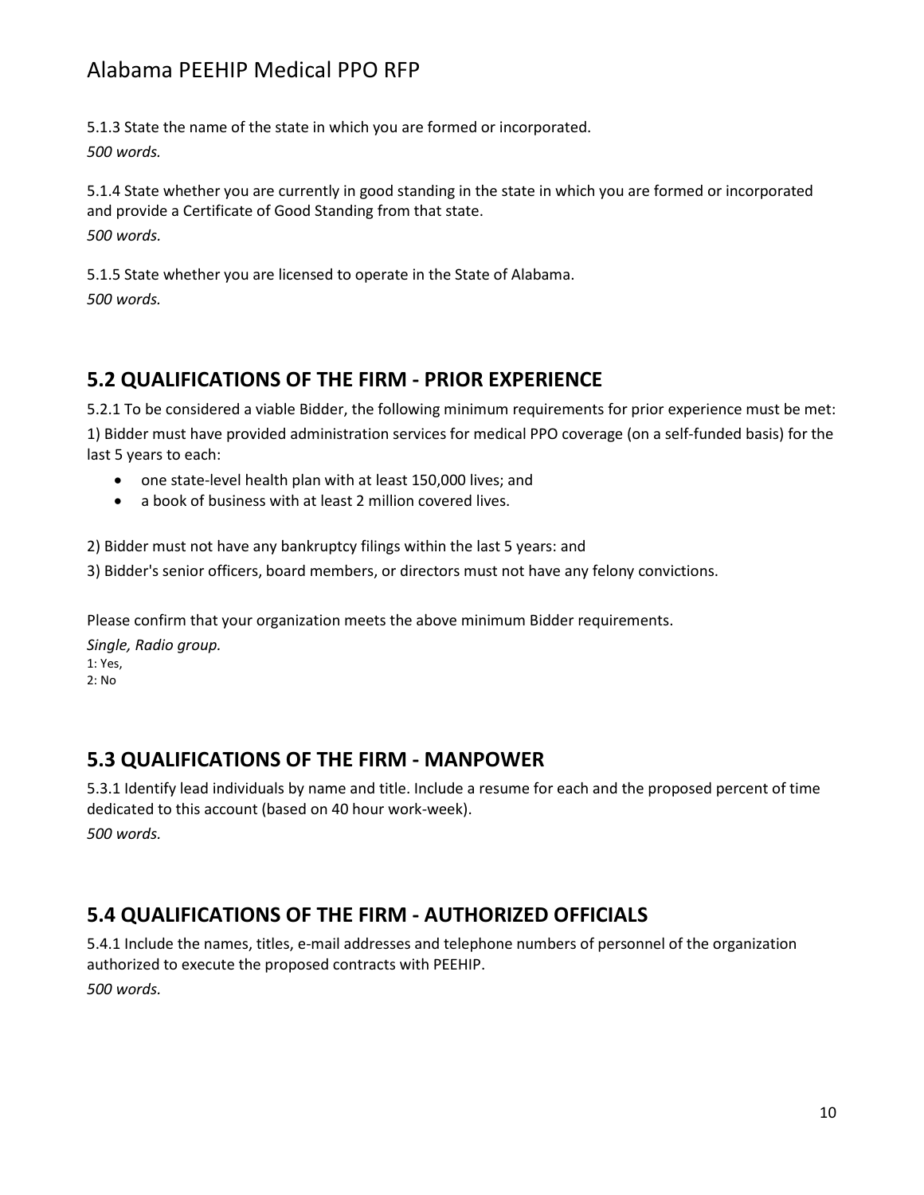5.1.3 State the name of the state in which you are formed or incorporated.
*500 words.*

5.1.4 State whether you are currently in good standing in the state in which you are formed or incorporated and provide a Certificate of Good Standing from that state.
*500 words.*

5.1.5 State whether you are licensed to operate in the State of Alabama.
*500 words.*

## 5.2 QUALIFICATIONS OF THE FIRM - PRIOR EXPERIENCE

5.2.1 To be considered a viable Bidder, the following minimum requirements for prior experience must be met:

1) Bidder must have provided administration services for medical PPO coverage (on a self-funded basis) for the last 5 years to each:

- one state-level health plan with at least 150,000 lives; and
- a book of business with at least 2 million covered lives.

2) Bidder must not have any bankruptcy filings within the last 5 years: and

3) Bidder's senior officers, board members, or directors must not have any felony convictions.

Please confirm that your organization meets the above minimum Bidder requirements.

*Single, Radio group.*
1: Yes,
2: No

## 5.3 QUALIFICATIONS OF THE FIRM - MANPOWER

5.3.1 Identify lead individuals by name and title. Include a resume for each and the proposed percent of time dedicated to this account (based on 40 hour work-week).
*500 words.*

## 5.4 QUALIFICATIONS OF THE FIRM - AUTHORIZED OFFICIALS

5.4.1 Include the names, titles, e-mail addresses and telephone numbers of personnel of the organization authorized to execute the proposed contracts with PEEHIP.
*500 words.*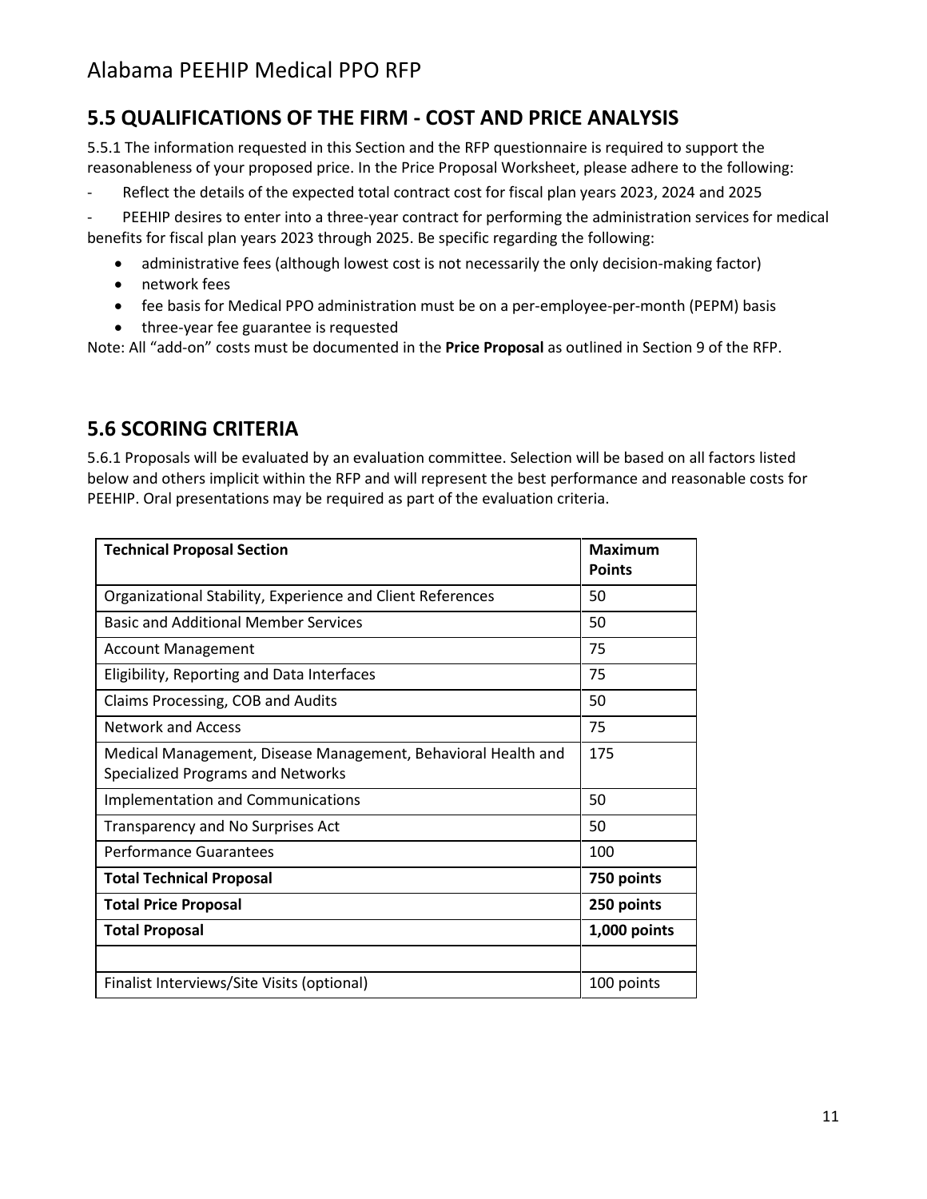## 5.5 QUALIFICATIONS OF THE FIRM - COST AND PRICE ANALYSIS

5.5.1 The information requested in this Section and the RFP questionnaire is required to support the reasonableness of your proposed price. In the Price Proposal Worksheet, please adhere to the following:

- Reflect the details of the expected total contract cost for fiscal plan years 2023, 2024 and 2025
- PEEHIP desires to enter into a three-year contract for performing the administration services for medical benefits for fiscal plan years 2023 through 2025. Be specific regarding the following:
  - administrative fees (although lowest cost is not necessarily the only decision-making factor)
  - network fees
  - fee basis for Medical PPO administration must be on a per-employee-per-month (PEPM) basis
  - three-year fee guarantee is requested

Note: All "add-on" costs must be documented in the **Price Proposal** as outlined in Section 9 of the RFP.

## 5.6 SCORING CRITERIA

5.6.1 Proposals will be evaluated by an evaluation committee. Selection will be based on all factors listed below and others implicit within the RFP and will represent the best performance and reasonable costs for PEEHIP. Oral presentations may be required as part of the evaluation criteria.

| **Technical Proposal Section** | **Maximum Points** |
|---|---|
| Organizational Stability, Experience and Client References | 50 |
| Basic and Additional Member Services | 50 |
| Account Management | 75 |
| Eligibility, Reporting and Data Interfaces | 75 |
| Claims Processing, COB and Audits | 50 |
| Network and Access | 75 |
| Medical Management, Disease Management, Behavioral Health and Specialized Programs and Networks | 175 |
| Implementation and Communications | 50 |
| Transparency and No Surprises Act | 50 |
| Performance Guarantees | 100 |
| **Total Technical Proposal** | **750 points** |
| **Total Price Proposal** | **250 points** |
| **Total Proposal** | **1,000 points** |
| | |
| Finalist Interviews/Site Visits (optional) | 100 points |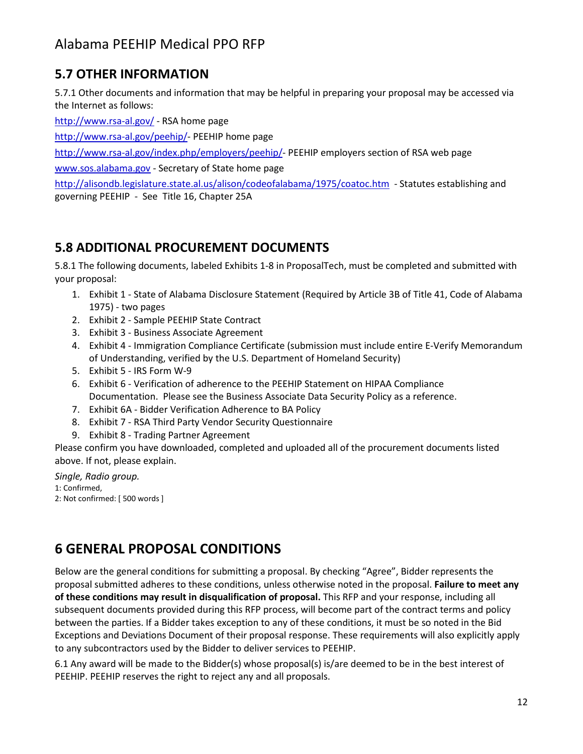## 5.7 OTHER INFORMATION

5.7.1 Other documents and information that may be helpful in preparing your proposal may be accessed via the Internet as follows:

http://www.rsa-al.gov/ - RSA home page

http://www.rsa-al.gov/peehip/- PEEHIP home page

http://www.rsa-al.gov/index.php/employers/peehip/- PEEHIP employers section of RSA web page

www.sos.alabama.gov - Secretary of State home page

http://alisondb.legislature.state.al.us/alison/codeofalabama/1975/coatoc.htm - Statutes establishing and governing PEEHIP - See Title 16, Chapter 25A

## 5.8 ADDITIONAL PROCUREMENT DOCUMENTS

5.8.1 The following documents, labeled Exhibits 1-8 in ProposalTech, must be completed and submitted with your proposal:

1. Exhibit 1 - State of Alabama Disclosure Statement (Required by Article 3B of Title 41, Code of Alabama 1975) - two pages
2. Exhibit 2 - Sample PEEHIP State Contract
3. Exhibit 3 - Business Associate Agreement
4. Exhibit 4 - Immigration Compliance Certificate (submission must include entire E-Verify Memorandum of Understanding, verified by the U.S. Department of Homeland Security)
5. Exhibit 5 - IRS Form W-9
6. Exhibit 6 - Verification of adherence to the PEEHIP Statement on HIPAA Compliance Documentation. Please see the Business Associate Data Security Policy as a reference.
7. Exhibit 6A - Bidder Verification Adherence to BA Policy
8. Exhibit 7 - RSA Third Party Vendor Security Questionnaire
9. Exhibit 8 - Trading Partner Agreement

Please confirm you have downloaded, completed and uploaded all of the procurement documents listed above. If not, please explain.

*Single, Radio group.*

1: Confirmed,

2: Not confirmed: [ 500 words ]

# 6 GENERAL PROPOSAL CONDITIONS

Below are the general conditions for submitting a proposal. By checking "Agree", Bidder represents the proposal submitted adheres to these conditions, unless otherwise noted in the proposal. **Failure to meet any of these conditions may result in disqualification of proposal.** This RFP and your response, including all subsequent documents provided during this RFP process, will become part of the contract terms and policy between the parties. If a Bidder takes exception to any of these conditions, it must be so noted in the Bid Exceptions and Deviations Document of their proposal response. These requirements will also explicitly apply to any subcontractors used by the Bidder to deliver services to PEEHIP.

6.1 Any award will be made to the Bidder(s) whose proposal(s) is/are deemed to be in the best interest of PEEHIP. PEEHIP reserves the right to reject any and all proposals.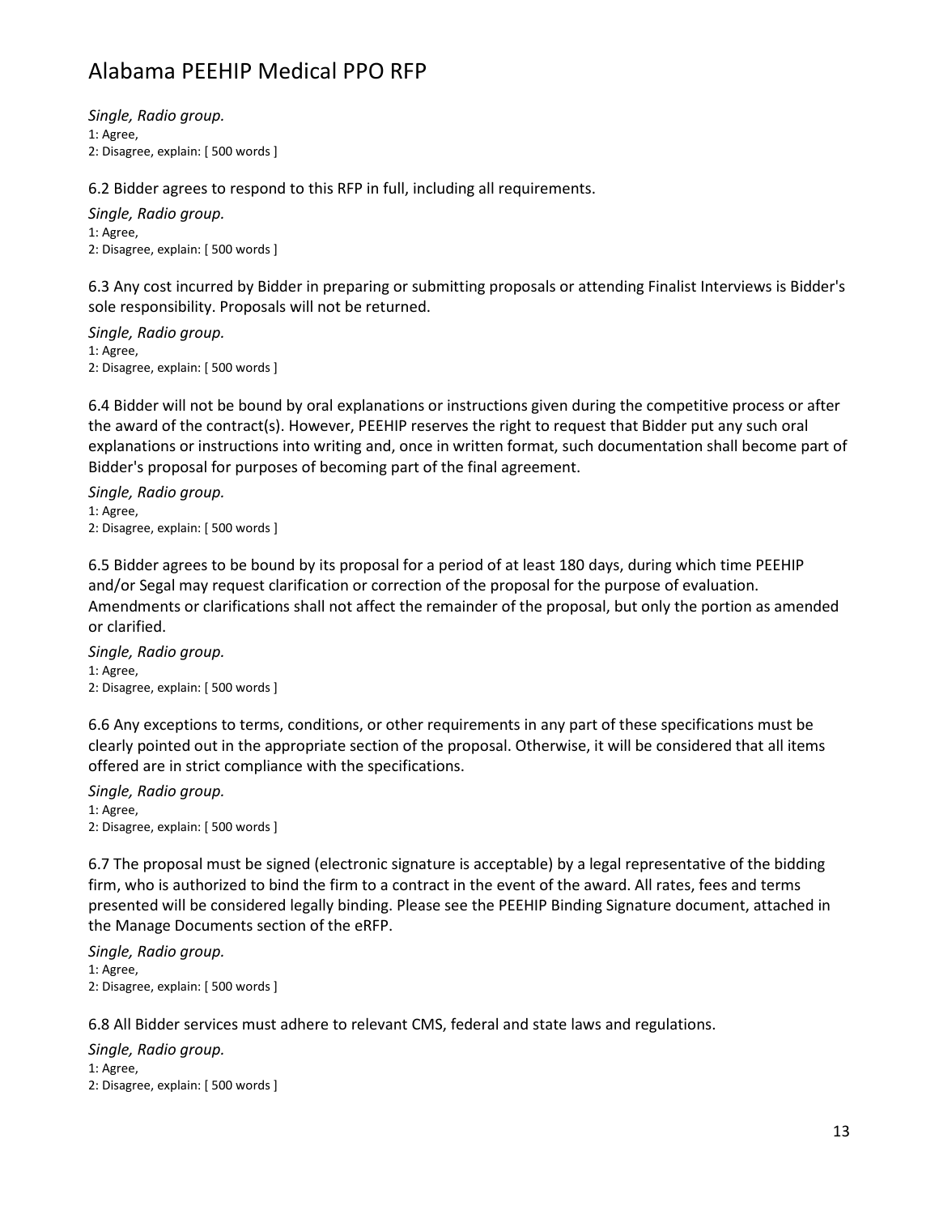*Single, Radio group.*
1: Agree,
2: Disagree, explain: [ 500 words ]

6.2 Bidder agrees to respond to this RFP in full, including all requirements.

*Single, Radio group.*
1: Agree,
2: Disagree, explain: [ 500 words ]

6.3 Any cost incurred by Bidder in preparing or submitting proposals or attending Finalist Interviews is Bidder's sole responsibility. Proposals will not be returned.

*Single, Radio group.*
1: Agree,
2: Disagree, explain: [ 500 words ]

6.4 Bidder will not be bound by oral explanations or instructions given during the competitive process or after the award of the contract(s). However, PEEHIP reserves the right to request that Bidder put any such oral explanations or instructions into writing and, once in written format, such documentation shall become part of Bidder's proposal for purposes of becoming part of the final agreement.

*Single, Radio group.*
1: Agree,
2: Disagree, explain: [ 500 words ]

6.5 Bidder agrees to be bound by its proposal for a period of at least 180 days, during which time PEEHIP and/or Segal may request clarification or correction of the proposal for the purpose of evaluation. Amendments or clarifications shall not affect the remainder of the proposal, but only the portion as amended or clarified.

*Single, Radio group.*
1: Agree,
2: Disagree, explain: [ 500 words ]

6.6 Any exceptions to terms, conditions, or other requirements in any part of these specifications must be clearly pointed out in the appropriate section of the proposal. Otherwise, it will be considered that all items offered are in strict compliance with the specifications.

*Single, Radio group.*
1: Agree,
2: Disagree, explain: [ 500 words ]

6.7 The proposal must be signed (electronic signature is acceptable) by a legal representative of the bidding firm, who is authorized to bind the firm to a contract in the event of the award. All rates, fees and terms presented will be considered legally binding. Please see the PEEHIP Binding Signature document, attached in the Manage Documents section of the eRFP.

*Single, Radio group.*
1: Agree,
2: Disagree, explain: [ 500 words ]

6.8 All Bidder services must adhere to relevant CMS, federal and state laws and regulations.

*Single, Radio group.*
1: Agree,
2: Disagree, explain: [ 500 words ]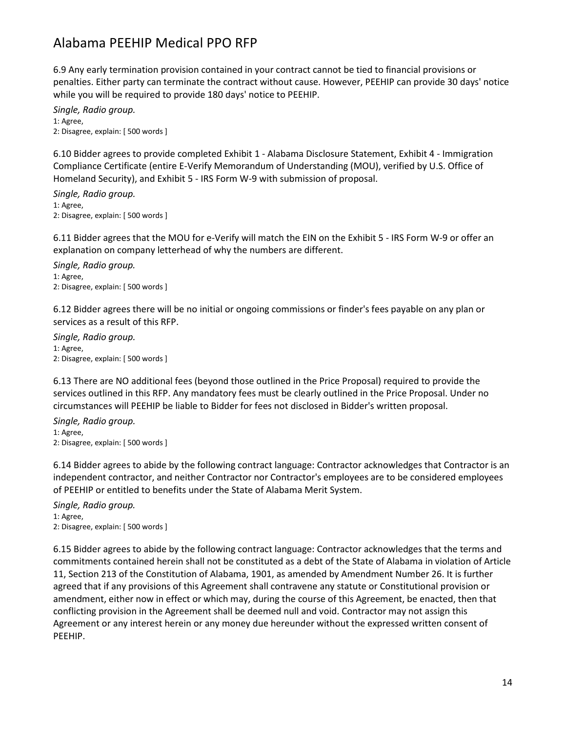6.9 Any early termination provision contained in your contract cannot be tied to financial provisions or penalties. Either party can terminate the contract without cause. However, PEEHIP can provide 30 days' notice while you will be required to provide 180 days' notice to PEEHIP.

*Single, Radio group.*
1: Agree,
2: Disagree, explain: [ 500 words ]

6.10 Bidder agrees to provide completed Exhibit 1 - Alabama Disclosure Statement, Exhibit 4 - Immigration Compliance Certificate (entire E-Verify Memorandum of Understanding (MOU), verified by U.S. Office of Homeland Security), and Exhibit 5 - IRS Form W-9 with submission of proposal.

*Single, Radio group.*
1: Agree,
2: Disagree, explain: [ 500 words ]

6.11 Bidder agrees that the MOU for e-Verify will match the EIN on the Exhibit 5 - IRS Form W-9 or offer an explanation on company letterhead of why the numbers are different.

*Single, Radio group.*
1: Agree,
2: Disagree, explain: [ 500 words ]

6.12 Bidder agrees there will be no initial or ongoing commissions or finder's fees payable on any plan or services as a result of this RFP.

*Single, Radio group.*
1: Agree,
2: Disagree, explain: [ 500 words ]

6.13 There are NO additional fees (beyond those outlined in the Price Proposal) required to provide the services outlined in this RFP. Any mandatory fees must be clearly outlined in the Price Proposal. Under no circumstances will PEEHIP be liable to Bidder for fees not disclosed in Bidder's written proposal.

*Single, Radio group.*
1: Agree,
2: Disagree, explain: [ 500 words ]

6.14 Bidder agrees to abide by the following contract language: Contractor acknowledges that Contractor is an independent contractor, and neither Contractor nor Contractor's employees are to be considered employees of PEEHIP or entitled to benefits under the State of Alabama Merit System.

*Single, Radio group.*
1: Agree,
2: Disagree, explain: [ 500 words ]

6.15 Bidder agrees to abide by the following contract language: Contractor acknowledges that the terms and commitments contained herein shall not be constituted as a debt of the State of Alabama in violation of Article 11, Section 213 of the Constitution of Alabama, 1901, as amended by Amendment Number 26. It is further agreed that if any provisions of this Agreement shall contravene any statute or Constitutional provision or amendment, either now in effect or which may, during the course of this Agreement, be enacted, then that conflicting provision in the Agreement shall be deemed null and void. Contractor may not assign this Agreement or any interest herein or any money due hereunder without the expressed written consent of PEEHIP.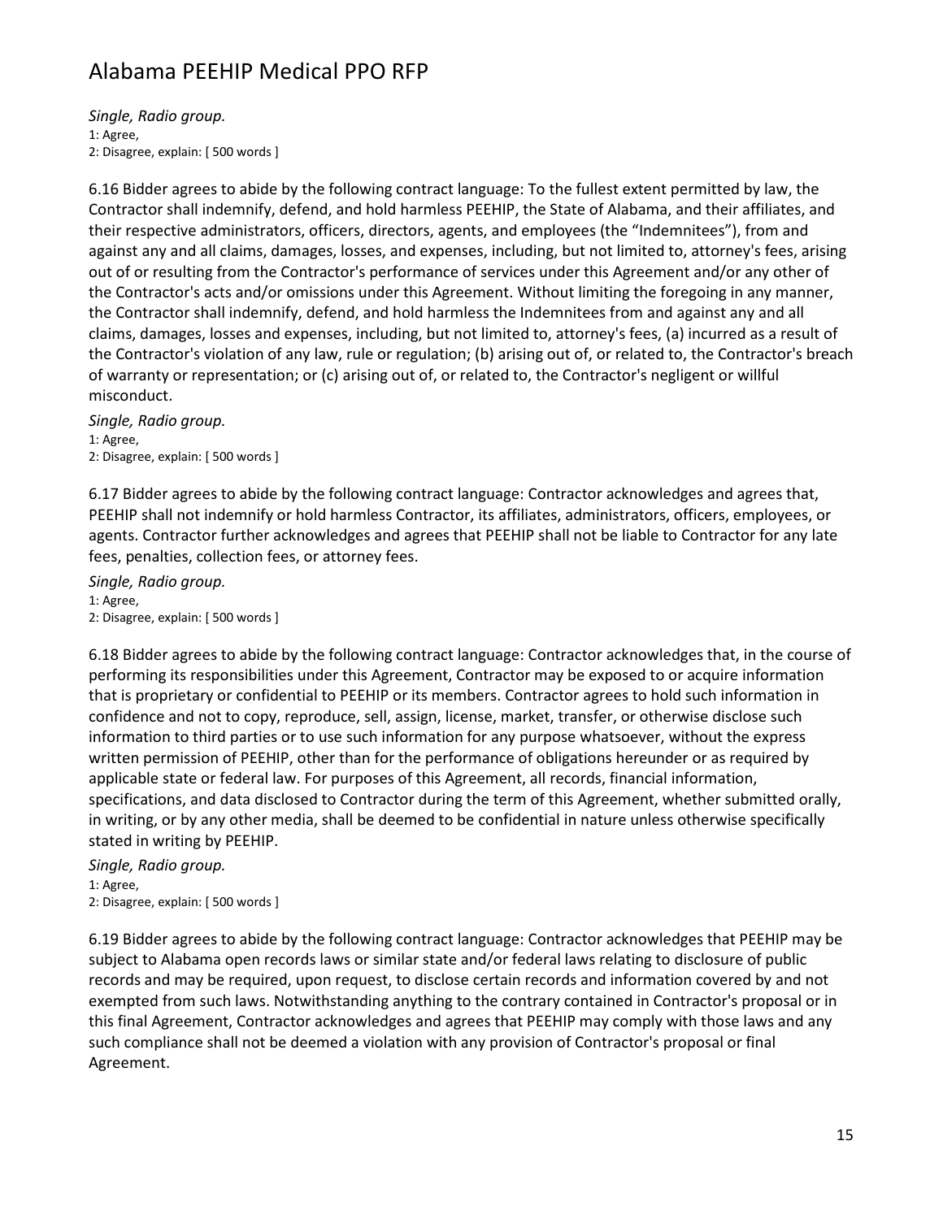*Single, Radio group.*
1: Agree,
2: Disagree, explain: [ 500 words ]

6.16 Bidder agrees to abide by the following contract language: To the fullest extent permitted by law, the Contractor shall indemnify, defend, and hold harmless PEEHIP, the State of Alabama, and their affiliates, and their respective administrators, officers, directors, agents, and employees (the "Indemnitees"), from and against any and all claims, damages, losses, and expenses, including, but not limited to, attorney's fees, arising out of or resulting from the Contractor's performance of services under this Agreement and/or any other of the Contractor's acts and/or omissions under this Agreement. Without limiting the foregoing in any manner, the Contractor shall indemnify, defend, and hold harmless the Indemnitees from and against any and all claims, damages, losses and expenses, including, but not limited to, attorney's fees, (a) incurred as a result of the Contractor's violation of any law, rule or regulation; (b) arising out of, or related to, the Contractor's breach of warranty or representation; or (c) arising out of, or related to, the Contractor's negligent or willful misconduct.

*Single, Radio group.*
1: Agree,
2: Disagree, explain: [ 500 words ]

6.17 Bidder agrees to abide by the following contract language: Contractor acknowledges and agrees that, PEEHIP shall not indemnify or hold harmless Contractor, its affiliates, administrators, officers, employees, or agents. Contractor further acknowledges and agrees that PEEHIP shall not be liable to Contractor for any late fees, penalties, collection fees, or attorney fees.

*Single, Radio group.*
1: Agree,
2: Disagree, explain: [ 500 words ]

6.18 Bidder agrees to abide by the following contract language: Contractor acknowledges that, in the course of performing its responsibilities under this Agreement, Contractor may be exposed to or acquire information that is proprietary or confidential to PEEHIP or its members. Contractor agrees to hold such information in confidence and not to copy, reproduce, sell, assign, license, market, transfer, or otherwise disclose such information to third parties or to use such information for any purpose whatsoever, without the express written permission of PEEHIP, other than for the performance of obligations hereunder or as required by applicable state or federal law. For purposes of this Agreement, all records, financial information, specifications, and data disclosed to Contractor during the term of this Agreement, whether submitted orally, in writing, or by any other media, shall be deemed to be confidential in nature unless otherwise specifically stated in writing by PEEHIP.

*Single, Radio group.*
1: Agree,
2: Disagree, explain: [ 500 words ]

6.19 Bidder agrees to abide by the following contract language: Contractor acknowledges that PEEHIP may be subject to Alabama open records laws or similar state and/or federal laws relating to disclosure of public records and may be required, upon request, to disclose certain records and information covered by and not exempted from such laws. Notwithstanding anything to the contrary contained in Contractor's proposal or in this final Agreement, Contractor acknowledges and agrees that PEEHIP may comply with those laws and any such compliance shall not be deemed a violation with any provision of Contractor's proposal or final Agreement.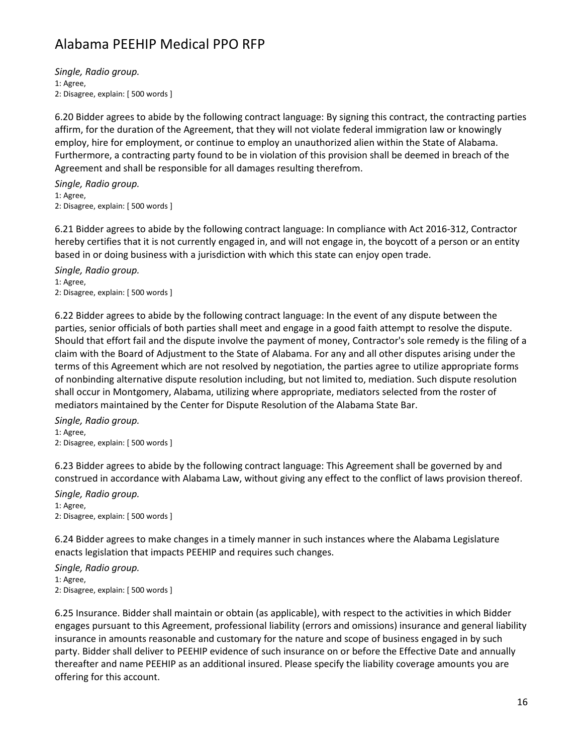*Single, Radio group.*
1: Agree,
2: Disagree, explain: [ 500 words ]

6.20 Bidder agrees to abide by the following contract language: By signing this contract, the contracting parties affirm, for the duration of the Agreement, that they will not violate federal immigration law or knowingly employ, hire for employment, or continue to employ an unauthorized alien within the State of Alabama. Furthermore, a contracting party found to be in violation of this provision shall be deemed in breach of the Agreement and shall be responsible for all damages resulting therefrom.

*Single, Radio group.*
1: Agree,
2: Disagree, explain: [ 500 words ]

6.21 Bidder agrees to abide by the following contract language: In compliance with Act 2016-312, Contractor hereby certifies that it is not currently engaged in, and will not engage in, the boycott of a person or an entity based in or doing business with a jurisdiction with which this state can enjoy open trade.

*Single, Radio group.*
1: Agree,
2: Disagree, explain: [ 500 words ]

6.22 Bidder agrees to abide by the following contract language: In the event of any dispute between the parties, senior officials of both parties shall meet and engage in a good faith attempt to resolve the dispute. Should that effort fail and the dispute involve the payment of money, Contractor's sole remedy is the filing of a claim with the Board of Adjustment to the State of Alabama. For any and all other disputes arising under the terms of this Agreement which are not resolved by negotiation, the parties agree to utilize appropriate forms of nonbinding alternative dispute resolution including, but not limited to, mediation. Such dispute resolution shall occur in Montgomery, Alabama, utilizing where appropriate, mediators selected from the roster of mediators maintained by the Center for Dispute Resolution of the Alabama State Bar.

*Single, Radio group.*
1: Agree,
2: Disagree, explain: [ 500 words ]

6.23 Bidder agrees to abide by the following contract language: This Agreement shall be governed by and construed in accordance with Alabama Law, without giving any effect to the conflict of laws provision thereof.

*Single, Radio group.*
1: Agree,
2: Disagree, explain: [ 500 words ]

6.24 Bidder agrees to make changes in a timely manner in such instances where the Alabama Legislature enacts legislation that impacts PEEHIP and requires such changes.

*Single, Radio group.*
1: Agree,
2: Disagree, explain: [ 500 words ]

6.25 Insurance. Bidder shall maintain or obtain (as applicable), with respect to the activities in which Bidder engages pursuant to this Agreement, professional liability (errors and omissions) insurance and general liability insurance in amounts reasonable and customary for the nature and scope of business engaged in by such party. Bidder shall deliver to PEEHIP evidence of such insurance on or before the Effective Date and annually thereafter and name PEEHIP as an additional insured. Please specify the liability coverage amounts you are offering for this account.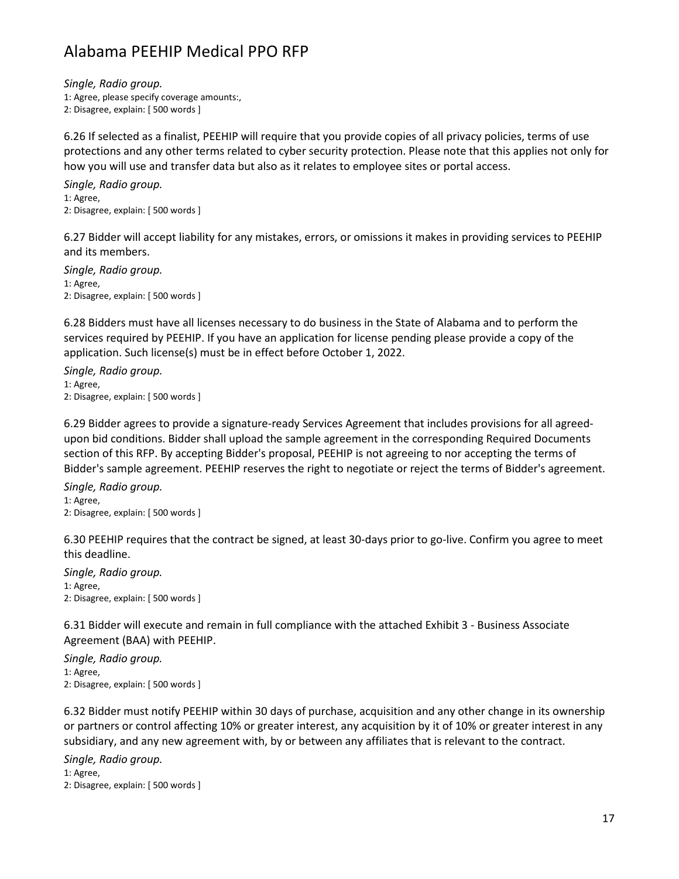*Single, Radio group.*
1: Agree, please specify coverage amounts:,
2: Disagree, explain: [ 500 words ]

6.26 If selected as a finalist, PEEHIP will require that you provide copies of all privacy policies, terms of use protections and any other terms related to cyber security protection. Please note that this applies not only for how you will use and transfer data but also as it relates to employee sites or portal access.

*Single, Radio group.*
1: Agree,
2: Disagree, explain: [ 500 words ]

6.27 Bidder will accept liability for any mistakes, errors, or omissions it makes in providing services to PEEHIP and its members.

*Single, Radio group.*
1: Agree,
2: Disagree, explain: [ 500 words ]

6.28 Bidders must have all licenses necessary to do business in the State of Alabama and to perform the services required by PEEHIP. If you have an application for license pending please provide a copy of the application. Such license(s) must be in effect before October 1, 2022.

*Single, Radio group.*
1: Agree,
2: Disagree, explain: [ 500 words ]

6.29 Bidder agrees to provide a signature-ready Services Agreement that includes provisions for all agreed-upon bid conditions. Bidder shall upload the sample agreement in the corresponding Required Documents section of this RFP. By accepting Bidder's proposal, PEEHIP is not agreeing to nor accepting the terms of Bidder's sample agreement. PEEHIP reserves the right to negotiate or reject the terms of Bidder's agreement.

*Single, Radio group.*
1: Agree,
2: Disagree, explain: [ 500 words ]

6.30 PEEHIP requires that the contract be signed, at least 30-days prior to go-live. Confirm you agree to meet this deadline.

*Single, Radio group.*
1: Agree,
2: Disagree, explain: [ 500 words ]

6.31 Bidder will execute and remain in full compliance with the attached Exhibit 3 - Business Associate Agreement (BAA) with PEEHIP.

*Single, Radio group.*
1: Agree,
2: Disagree, explain: [ 500 words ]

6.32 Bidder must notify PEEHIP within 30 days of purchase, acquisition and any other change in its ownership or partners or control affecting 10% or greater interest, any acquisition by it of 10% or greater interest in any subsidiary, and any new agreement with, by or between any affiliates that is relevant to the contract.

*Single, Radio group.*
1: Agree,
2: Disagree, explain: [ 500 words ]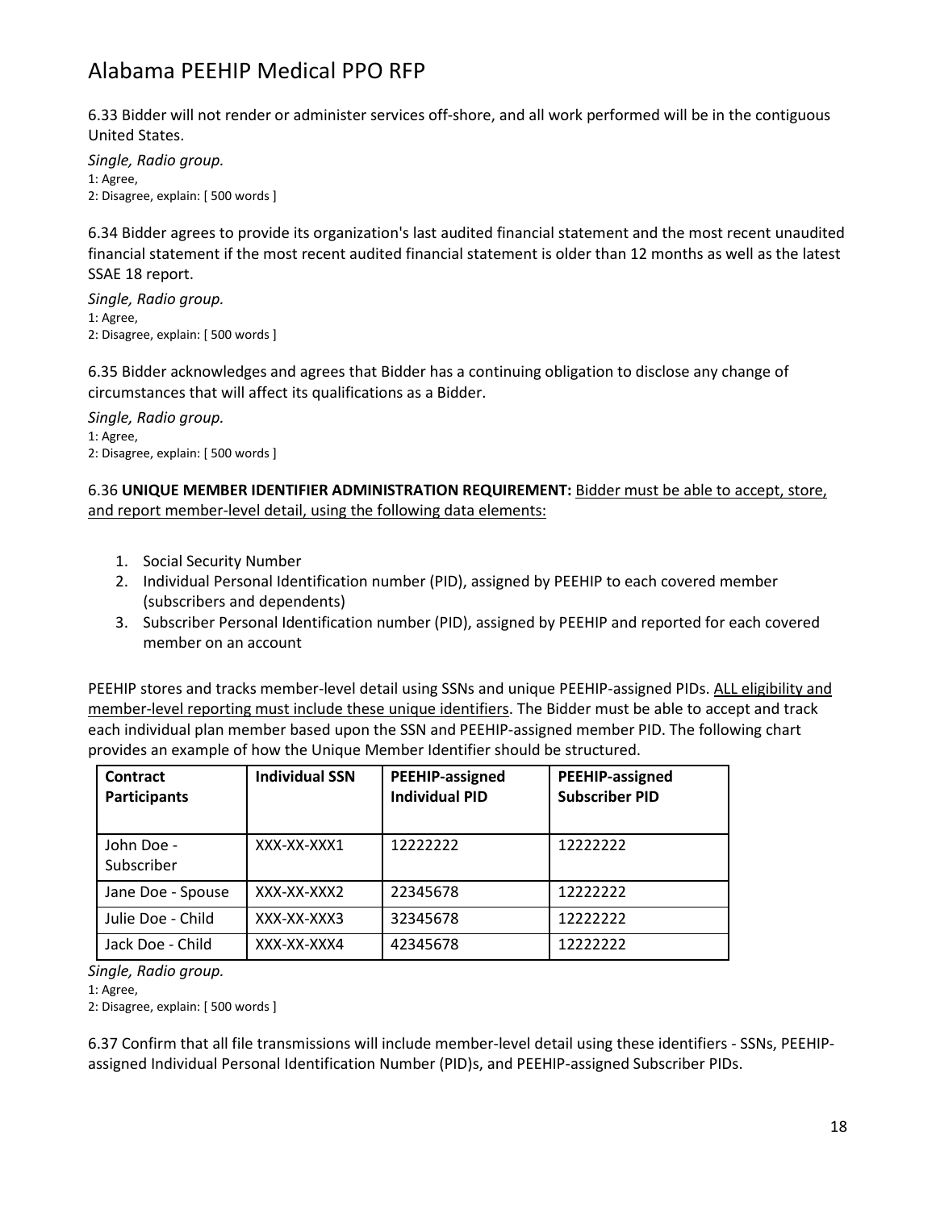6.33 Bidder will not render or administer services off-shore, and all work performed will be in the contiguous United States.

*Single, Radio group.*
1: Agree,
2: Disagree, explain: [ 500 words ]

6.34 Bidder agrees to provide its organization's last audited financial statement and the most recent unaudited financial statement if the most recent audited financial statement is older than 12 months as well as the latest SSAE 18 report.

*Single, Radio group.*
1: Agree,
2: Disagree, explain: [ 500 words ]

6.35 Bidder acknowledges and agrees that Bidder has a continuing obligation to disclose any change of circumstances that will affect its qualifications as a Bidder.

*Single, Radio group.*
1: Agree,
2: Disagree, explain: [ 500 words ]

6.36 **UNIQUE MEMBER IDENTIFIER ADMINISTRATION REQUIREMENT:** <u>Bidder must be able to accept, store, and report member-level detail, using the following data elements:</u>

1. Social Security Number
2. Individual Personal Identification number (PID), assigned by PEEHIP to each covered member (subscribers and dependents)
3. Subscriber Personal Identification number (PID), assigned by PEEHIP and reported for each covered member on an account

PEEHIP stores and tracks member-level detail using SSNs and unique PEEHIP-assigned PIDs. <u>ALL eligibility and member-level reporting must include these unique identifiers</u>. The Bidder must be able to accept and track each individual plan member based upon the SSN and PEEHIP-assigned member PID. The following chart provides an example of how the Unique Member Identifier should be structured.

| Contract Participants | Individual SSN | PEEHIP-assigned Individual PID | PEEHIP-assigned Subscriber PID |
|---|---|---|---|
| John Doe - Subscriber | XXX-XX-XXX1 | 12222222 | 12222222 |
| Jane Doe - Spouse | XXX-XX-XXX2 | 22345678 | 12222222 |
| Julie Doe - Child | XXX-XX-XXX3 | 32345678 | 12222222 |
| Jack Doe - Child | XXX-XX-XXX4 | 42345678 | 12222222 |

*Single, Radio group.*
1: Agree,
2: Disagree, explain: [ 500 words ]

6.37 Confirm that all file transmissions will include member-level detail using these identifiers - SSNs, PEEHIP-assigned Individual Personal Identification Number (PID)s, and PEEHIP-assigned Subscriber PIDs.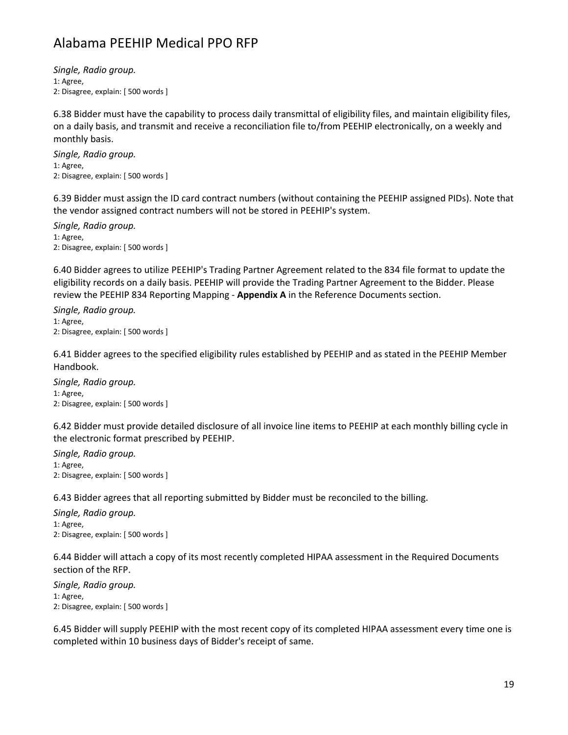*Single, Radio group.*
1: Agree,
2: Disagree, explain: [ 500 words ]

6.38 Bidder must have the capability to process daily transmittal of eligibility files, and maintain eligibility files, on a daily basis, and transmit and receive a reconciliation file to/from PEEHIP electronically, on a weekly and monthly basis.

*Single, Radio group.*
1: Agree,
2: Disagree, explain: [ 500 words ]

6.39 Bidder must assign the ID card contract numbers (without containing the PEEHIP assigned PIDs). Note that the vendor assigned contract numbers will not be stored in PEEHIP's system.

*Single, Radio group.*
1: Agree,
2: Disagree, explain: [ 500 words ]

6.40 Bidder agrees to utilize PEEHIP's Trading Partner Agreement related to the 834 file format to update the eligibility records on a daily basis. PEEHIP will provide the Trading Partner Agreement to the Bidder. Please review the PEEHIP 834 Reporting Mapping - **Appendix A** in the Reference Documents section.

*Single, Radio group.*
1: Agree,
2: Disagree, explain: [ 500 words ]

6.41 Bidder agrees to the specified eligibility rules established by PEEHIP and as stated in the PEEHIP Member Handbook.

*Single, Radio group.*
1: Agree,
2: Disagree, explain: [ 500 words ]

6.42 Bidder must provide detailed disclosure of all invoice line items to PEEHIP at each monthly billing cycle in the electronic format prescribed by PEEHIP.

*Single, Radio group.*
1: Agree,
2: Disagree, explain: [ 500 words ]

6.43 Bidder agrees that all reporting submitted by Bidder must be reconciled to the billing.

*Single, Radio group.*
1: Agree,
2: Disagree, explain: [ 500 words ]

6.44 Bidder will attach a copy of its most recently completed HIPAA assessment in the Required Documents section of the RFP.

*Single, Radio group.*
1: Agree,
2: Disagree, explain: [ 500 words ]

6.45 Bidder will supply PEEHIP with the most recent copy of its completed HIPAA assessment every time one is completed within 10 business days of Bidder's receipt of same.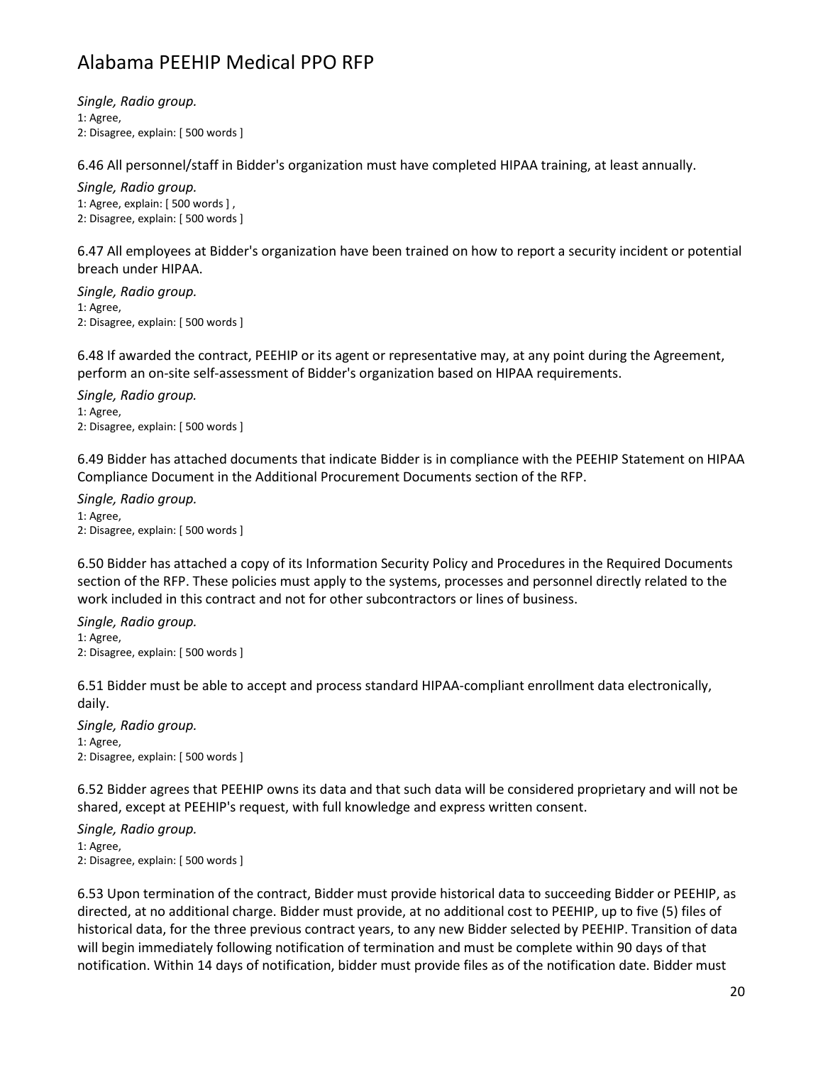*Single, Radio group.*
1: Agree,
2: Disagree, explain: [ 500 words ]

6.46 All personnel/staff in Bidder's organization must have completed HIPAA training, at least annually.

*Single, Radio group.*
1: Agree, explain: [ 500 words ] ,
2: Disagree, explain: [ 500 words ]

6.47 All employees at Bidder's organization have been trained on how to report a security incident or potential breach under HIPAA.

*Single, Radio group.*
1: Agree,
2: Disagree, explain: [ 500 words ]

6.48 If awarded the contract, PEEHIP or its agent or representative may, at any point during the Agreement, perform an on-site self-assessment of Bidder's organization based on HIPAA requirements.

*Single, Radio group.*
1: Agree,
2: Disagree, explain: [ 500 words ]

6.49 Bidder has attached documents that indicate Bidder is in compliance with the PEEHIP Statement on HIPAA Compliance Document in the Additional Procurement Documents section of the RFP.

*Single, Radio group.*
1: Agree,
2: Disagree, explain: [ 500 words ]

6.50 Bidder has attached a copy of its Information Security Policy and Procedures in the Required Documents section of the RFP. These policies must apply to the systems, processes and personnel directly related to the work included in this contract and not for other subcontractors or lines of business.

*Single, Radio group.*
1: Agree,
2: Disagree, explain: [ 500 words ]

6.51 Bidder must be able to accept and process standard HIPAA-compliant enrollment data electronically, daily.

*Single, Radio group.*
1: Agree,
2: Disagree, explain: [ 500 words ]

6.52 Bidder agrees that PEEHIP owns its data and that such data will be considered proprietary and will not be shared, except at PEEHIP's request, with full knowledge and express written consent.

*Single, Radio group.*
1: Agree,
2: Disagree, explain: [ 500 words ]

6.53 Upon termination of the contract, Bidder must provide historical data to succeeding Bidder or PEEHIP, as directed, at no additional charge. Bidder must provide, at no additional cost to PEEHIP, up to five (5) files of historical data, for the three previous contract years, to any new Bidder selected by PEEHIP. Transition of data will begin immediately following notification of termination and must be complete within 90 days of that notification. Within 14 days of notification, bidder must provide files as of the notification date. Bidder must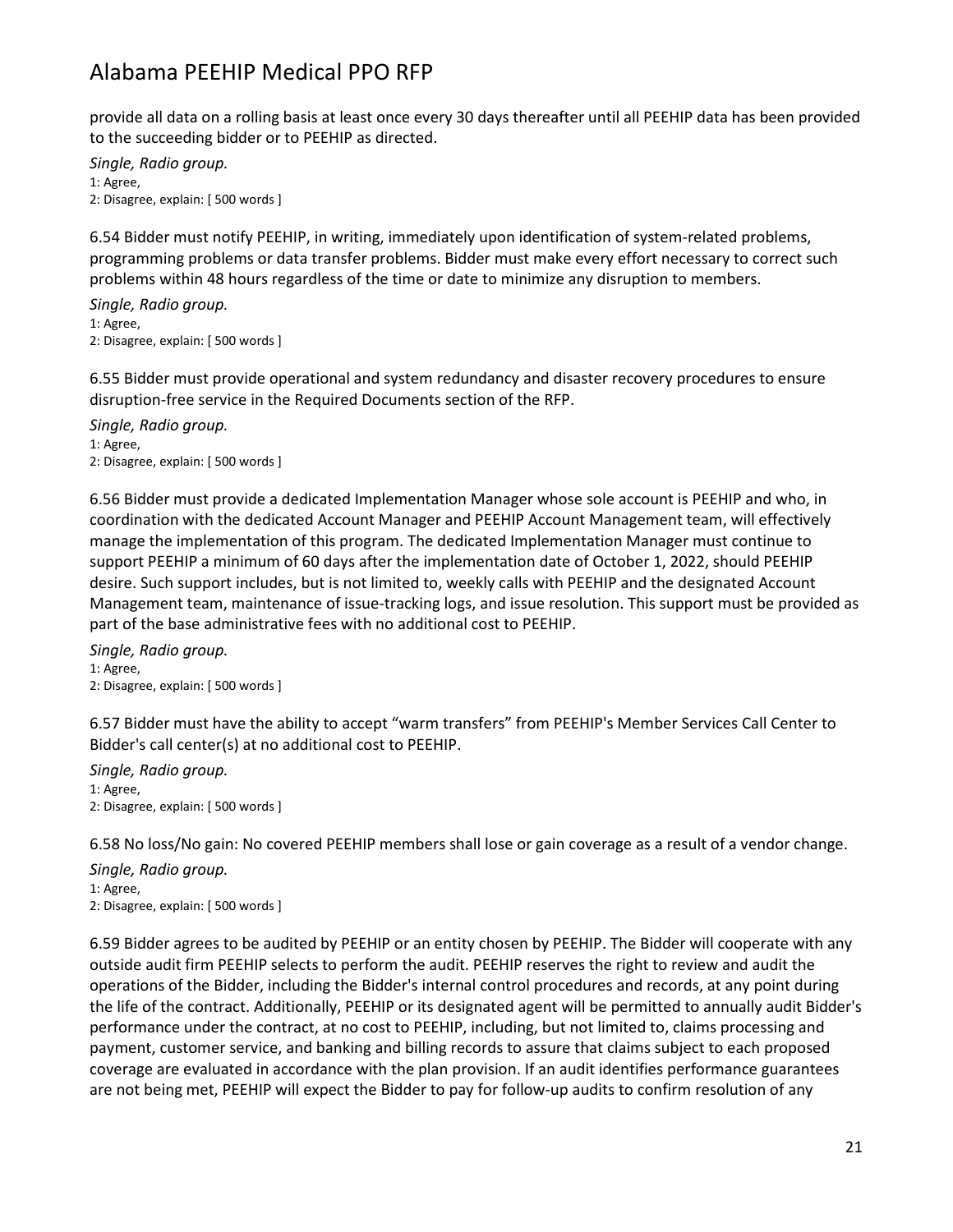provide all data on a rolling basis at least once every 30 days thereafter until all PEEHIP data has been provided to the succeeding bidder or to PEEHIP as directed.

*Single, Radio group.*
1: Agree,
2: Disagree, explain: [ 500 words ]

6.54 Bidder must notify PEEHIP, in writing, immediately upon identification of system-related problems, programming problems or data transfer problems. Bidder must make every effort necessary to correct such problems within 48 hours regardless of the time or date to minimize any disruption to members.

*Single, Radio group.*
1: Agree,
2: Disagree, explain: [ 500 words ]

6.55 Bidder must provide operational and system redundancy and disaster recovery procedures to ensure disruption-free service in the Required Documents section of the RFP.

*Single, Radio group.*
1: Agree,
2: Disagree, explain: [ 500 words ]

6.56 Bidder must provide a dedicated Implementation Manager whose sole account is PEEHIP and who, in coordination with the dedicated Account Manager and PEEHIP Account Management team, will effectively manage the implementation of this program. The dedicated Implementation Manager must continue to support PEEHIP a minimum of 60 days after the implementation date of October 1, 2022, should PEEHIP desire. Such support includes, but is not limited to, weekly calls with PEEHIP and the designated Account Management team, maintenance of issue-tracking logs, and issue resolution. This support must be provided as part of the base administrative fees with no additional cost to PEEHIP.

*Single, Radio group.*
1: Agree,
2: Disagree, explain: [ 500 words ]

6.57 Bidder must have the ability to accept "warm transfers" from PEEHIP's Member Services Call Center to Bidder's call center(s) at no additional cost to PEEHIP.

*Single, Radio group.*
1: Agree,
2: Disagree, explain: [ 500 words ]

6.58 No loss/No gain: No covered PEEHIP members shall lose or gain coverage as a result of a vendor change.

*Single, Radio group.*
1: Agree,
2: Disagree, explain: [ 500 words ]

6.59 Bidder agrees to be audited by PEEHIP or an entity chosen by PEEHIP. The Bidder will cooperate with any outside audit firm PEEHIP selects to perform the audit. PEEHIP reserves the right to review and audit the operations of the Bidder, including the Bidder's internal control procedures and records, at any point during the life of the contract. Additionally, PEEHIP or its designated agent will be permitted to annually audit Bidder's performance under the contract, at no cost to PEEHIP, including, but not limited to, claims processing and payment, customer service, and banking and billing records to assure that claims subject to each proposed coverage are evaluated in accordance with the plan provision. If an audit identifies performance guarantees are not being met, PEEHIP will expect the Bidder to pay for follow-up audits to confirm resolution of any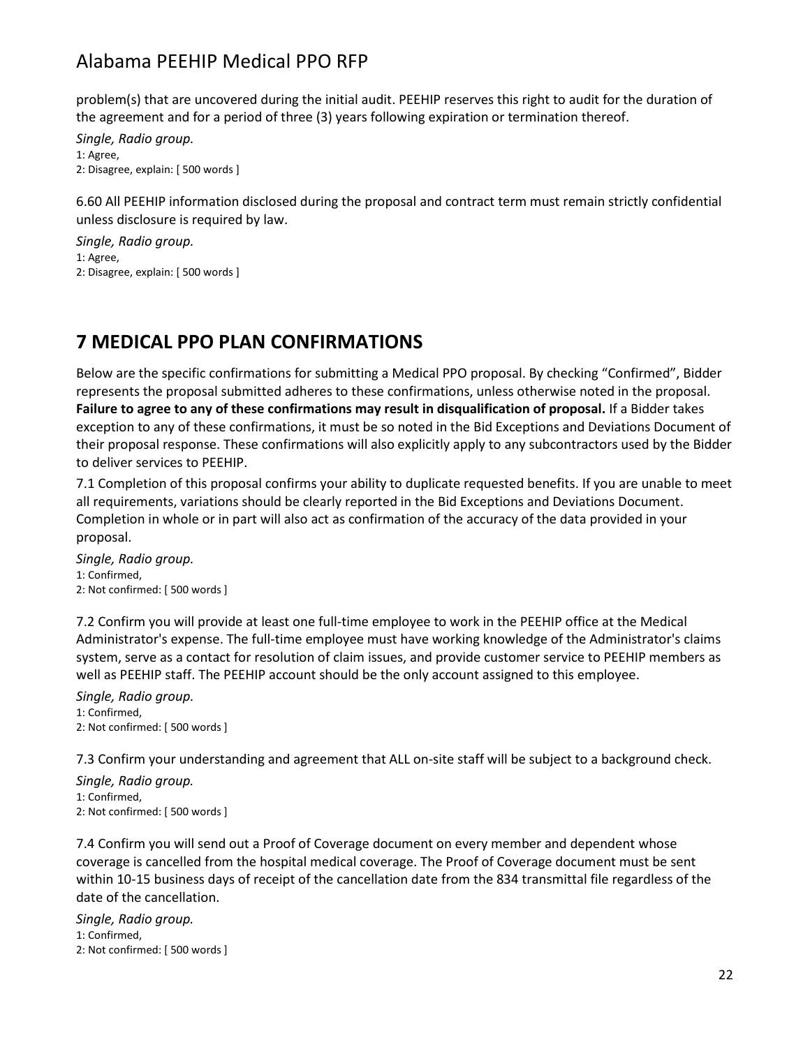problem(s) that are uncovered during the initial audit. PEEHIP reserves this right to audit for the duration of the agreement and for a period of three (3) years following expiration or termination thereof.

*Single, Radio group.*
1: Agree,
2: Disagree, explain: [ 500 words ]

6.60 All PEEHIP information disclosed during the proposal and contract term must remain strictly confidential unless disclosure is required by law.

*Single, Radio group.*
1: Agree,
2: Disagree, explain: [ 500 words ]

## 7 MEDICAL PPO PLAN CONFIRMATIONS

Below are the specific confirmations for submitting a Medical PPO proposal. By checking "Confirmed", Bidder represents the proposal submitted adheres to these confirmations, unless otherwise noted in the proposal. **Failure to agree to any of these confirmations may result in disqualification of proposal.** If a Bidder takes exception to any of these confirmations, it must be so noted in the Bid Exceptions and Deviations Document of their proposal response. These confirmations will also explicitly apply to any subcontractors used by the Bidder to deliver services to PEEHIP.

7.1 Completion of this proposal confirms your ability to duplicate requested benefits. If you are unable to meet all requirements, variations should be clearly reported in the Bid Exceptions and Deviations Document. Completion in whole or in part will also act as confirmation of the accuracy of the data provided in your proposal.

*Single, Radio group.*
1: Confirmed,
2: Not confirmed: [ 500 words ]

7.2 Confirm you will provide at least one full-time employee to work in the PEEHIP office at the Medical Administrator's expense. The full-time employee must have working knowledge of the Administrator's claims system, serve as a contact for resolution of claim issues, and provide customer service to PEEHIP members as well as PEEHIP staff. The PEEHIP account should be the only account assigned to this employee.

*Single, Radio group.*
1: Confirmed,
2: Not confirmed: [ 500 words ]

7.3 Confirm your understanding and agreement that ALL on-site staff will be subject to a background check.

*Single, Radio group.*
1: Confirmed,
2: Not confirmed: [ 500 words ]

7.4 Confirm you will send out a Proof of Coverage document on every member and dependent whose coverage is cancelled from the hospital medical coverage. The Proof of Coverage document must be sent within 10-15 business days of receipt of the cancellation date from the 834 transmittal file regardless of the date of the cancellation.

*Single, Radio group.*
1: Confirmed,
2: Not confirmed: [ 500 words ]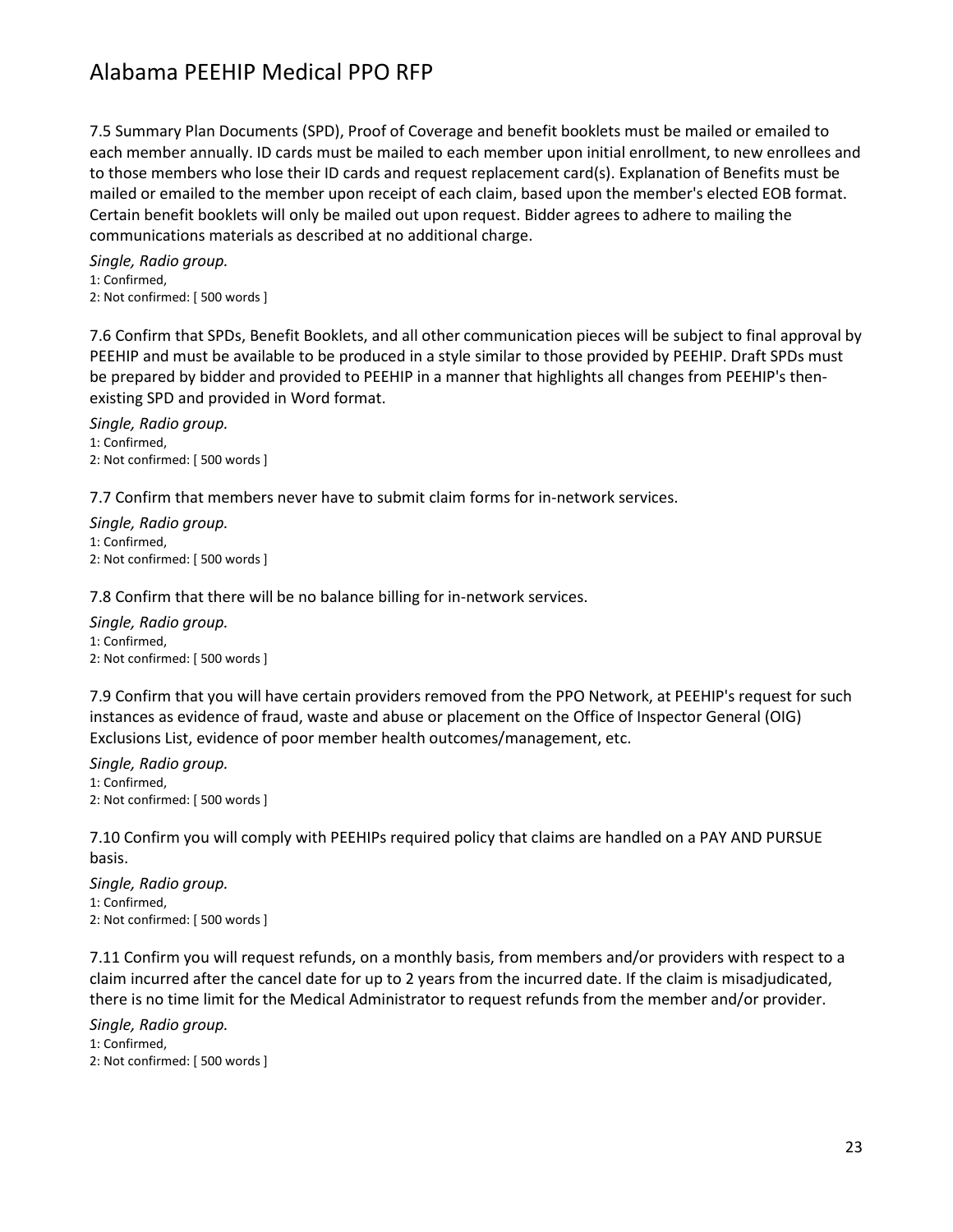7.5 Summary Plan Documents (SPD), Proof of Coverage and benefit booklets must be mailed or emailed to each member annually. ID cards must be mailed to each member upon initial enrollment, to new enrollees and to those members who lose their ID cards and request replacement card(s). Explanation of Benefits must be mailed or emailed to the member upon receipt of each claim, based upon the member's elected EOB format. Certain benefit booklets will only be mailed out upon request. Bidder agrees to adhere to mailing the communications materials as described at no additional charge.

*Single, Radio group.*
1: Confirmed,
2: Not confirmed: [ 500 words ]

7.6 Confirm that SPDs, Benefit Booklets, and all other communication pieces will be subject to final approval by PEEHIP and must be available to be produced in a style similar to those provided by PEEHIP. Draft SPDs must be prepared by bidder and provided to PEEHIP in a manner that highlights all changes from PEEHIP's then-existing SPD and provided in Word format.

*Single, Radio group.*
1: Confirmed,
2: Not confirmed: [ 500 words ]

7.7 Confirm that members never have to submit claim forms for in-network services.

*Single, Radio group.*
1: Confirmed,
2: Not confirmed: [ 500 words ]

7.8 Confirm that there will be no balance billing for in-network services.

*Single, Radio group.*
1: Confirmed,
2: Not confirmed: [ 500 words ]

7.9 Confirm that you will have certain providers removed from the PPO Network, at PEEHIP's request for such instances as evidence of fraud, waste and abuse or placement on the Office of Inspector General (OIG) Exclusions List, evidence of poor member health outcomes/management, etc.

*Single, Radio group.*
1: Confirmed,
2: Not confirmed: [ 500 words ]

7.10 Confirm you will comply with PEEHIPs required policy that claims are handled on a PAY AND PURSUE basis.

*Single, Radio group.*
1: Confirmed,
2: Not confirmed: [ 500 words ]

7.11 Confirm you will request refunds, on a monthly basis, from members and/or providers with respect to a claim incurred after the cancel date for up to 2 years from the incurred date. If the claim is misadjudicated, there is no time limit for the Medical Administrator to request refunds from the member and/or provider.

*Single, Radio group.*
1: Confirmed,
2: Not confirmed: [ 500 words ]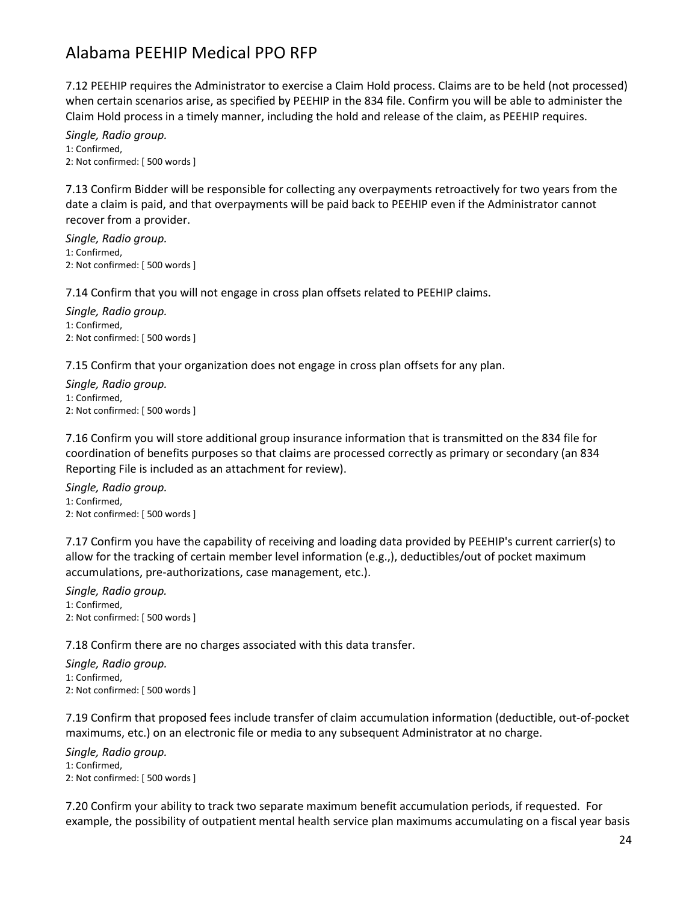7.12 PEEHIP requires the Administrator to exercise a Claim Hold process. Claims are to be held (not processed) when certain scenarios arise, as specified by PEEHIP in the 834 file. Confirm you will be able to administer the Claim Hold process in a timely manner, including the hold and release of the claim, as PEEHIP requires.

*Single, Radio group.*
1: Confirmed,
2: Not confirmed: [ 500 words ]

7.13 Confirm Bidder will be responsible for collecting any overpayments retroactively for two years from the date a claim is paid, and that overpayments will be paid back to PEEHIP even if the Administrator cannot recover from a provider.

*Single, Radio group.*
1: Confirmed,
2: Not confirmed: [ 500 words ]

7.14 Confirm that you will not engage in cross plan offsets related to PEEHIP claims.

*Single, Radio group.*
1: Confirmed,
2: Not confirmed: [ 500 words ]

7.15 Confirm that your organization does not engage in cross plan offsets for any plan.

*Single, Radio group.*
1: Confirmed,
2: Not confirmed: [ 500 words ]

7.16 Confirm you will store additional group insurance information that is transmitted on the 834 file for coordination of benefits purposes so that claims are processed correctly as primary or secondary (an 834 Reporting File is included as an attachment for review).

*Single, Radio group.*
1: Confirmed,
2: Not confirmed: [ 500 words ]

7.17 Confirm you have the capability of receiving and loading data provided by PEEHIP's current carrier(s) to allow for the tracking of certain member level information (e.g.,), deductibles/out of pocket maximum accumulations, pre-authorizations, case management, etc.).

*Single, Radio group.*
1: Confirmed,
2: Not confirmed: [ 500 words ]

7.18 Confirm there are no charges associated with this data transfer.

*Single, Radio group.*
1: Confirmed,
2: Not confirmed: [ 500 words ]

7.19 Confirm that proposed fees include transfer of claim accumulation information (deductible, out-of-pocket maximums, etc.) on an electronic file or media to any subsequent Administrator at no charge.

*Single, Radio group.*
1: Confirmed,
2: Not confirmed: [ 500 words ]

7.20 Confirm your ability to track two separate maximum benefit accumulation periods, if requested. For example, the possibility of outpatient mental health service plan maximums accumulating on a fiscal year basis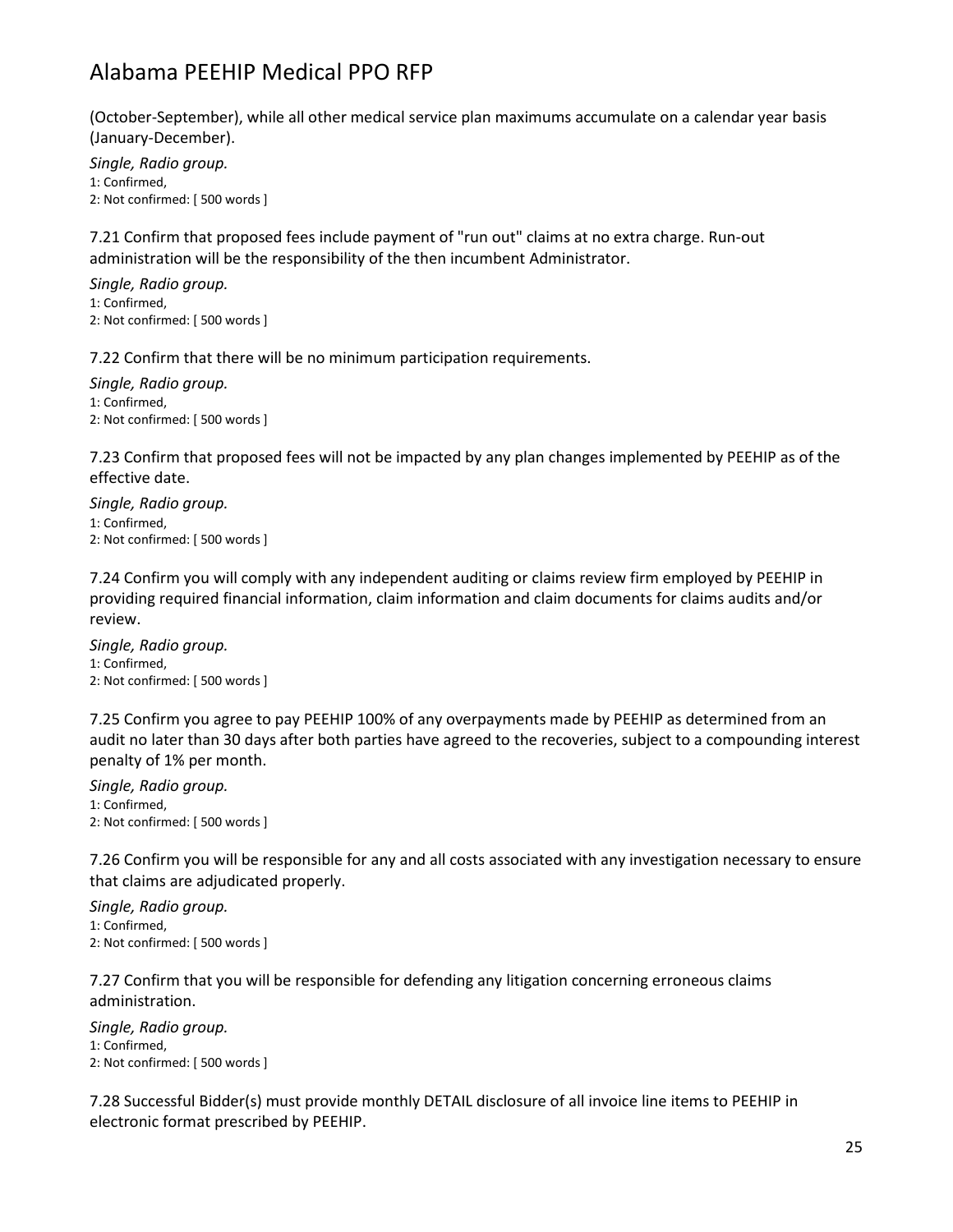(October-September), while all other medical service plan maximums accumulate on a calendar year basis (January-December).

*Single, Radio group.*
1: Confirmed,
2: Not confirmed: [ 500 words ]

7.21 Confirm that proposed fees include payment of "run out" claims at no extra charge. Run-out administration will be the responsibility of the then incumbent Administrator.

*Single, Radio group.*
1: Confirmed,
2: Not confirmed: [ 500 words ]

7.22 Confirm that there will be no minimum participation requirements.

*Single, Radio group.*
1: Confirmed,
2: Not confirmed: [ 500 words ]

7.23 Confirm that proposed fees will not be impacted by any plan changes implemented by PEEHIP as of the effective date.

*Single, Radio group.*
1: Confirmed,
2: Not confirmed: [ 500 words ]

7.24 Confirm you will comply with any independent auditing or claims review firm employed by PEEHIP in providing required financial information, claim information and claim documents for claims audits and/or review.

*Single, Radio group.*
1: Confirmed,
2: Not confirmed: [ 500 words ]

7.25 Confirm you agree to pay PEEHIP 100% of any overpayments made by PEEHIP as determined from an audit no later than 30 days after both parties have agreed to the recoveries, subject to a compounding interest penalty of 1% per month.

*Single, Radio group.*
1: Confirmed,
2: Not confirmed: [ 500 words ]

7.26 Confirm you will be responsible for any and all costs associated with any investigation necessary to ensure that claims are adjudicated properly.

*Single, Radio group.*
1: Confirmed,
2: Not confirmed: [ 500 words ]

7.27 Confirm that you will be responsible for defending any litigation concerning erroneous claims administration.

*Single, Radio group.*
1: Confirmed,
2: Not confirmed: [ 500 words ]

7.28 Successful Bidder(s) must provide monthly DETAIL disclosure of all invoice line items to PEEHIP in electronic format prescribed by PEEHIP.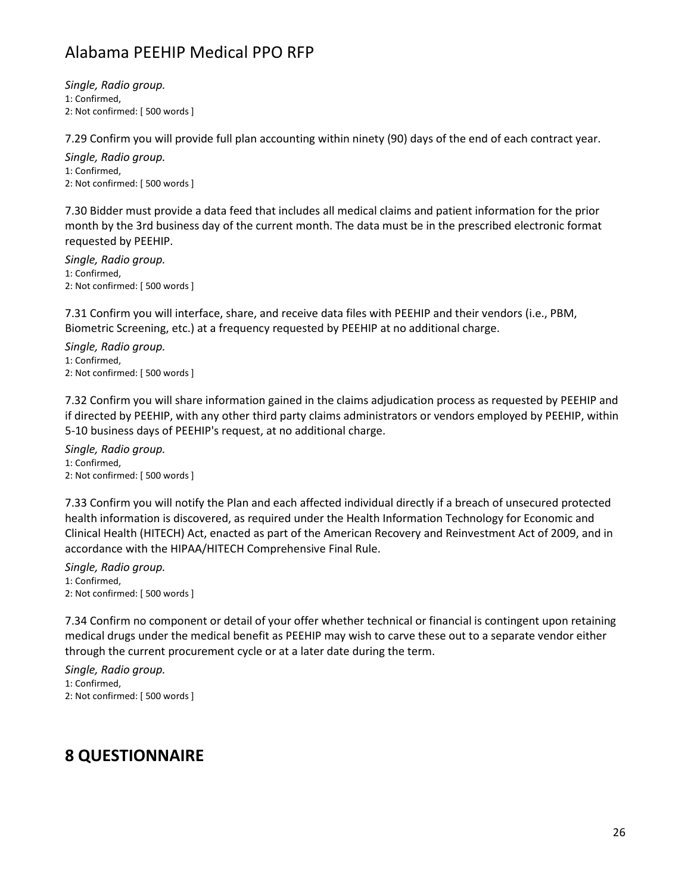*Single, Radio group.*
1: Confirmed,
2: Not confirmed: [ 500 words ]

7.29 Confirm you will provide full plan accounting within ninety (90) days of the end of each contract year.

*Single, Radio group.*
1: Confirmed,
2: Not confirmed: [ 500 words ]

7.30 Bidder must provide a data feed that includes all medical claims and patient information for the prior month by the 3rd business day of the current month. The data must be in the prescribed electronic format requested by PEEHIP.

*Single, Radio group.*
1: Confirmed,
2: Not confirmed: [ 500 words ]

7.31 Confirm you will interface, share, and receive data files with PEEHIP and their vendors (i.e., PBM, Biometric Screening, etc.) at a frequency requested by PEEHIP at no additional charge.

*Single, Radio group.*
1: Confirmed,
2: Not confirmed: [ 500 words ]

7.32 Confirm you will share information gained in the claims adjudication process as requested by PEEHIP and if directed by PEEHIP, with any other third party claims administrators or vendors employed by PEEHIP, within 5-10 business days of PEEHIP's request, at no additional charge.

*Single, Radio group.*
1: Confirmed,
2: Not confirmed: [ 500 words ]

7.33 Confirm you will notify the Plan and each affected individual directly if a breach of unsecured protected health information is discovered, as required under the Health Information Technology for Economic and Clinical Health (HITECH) Act, enacted as part of the American Recovery and Reinvestment Act of 2009, and in accordance with the HIPAA/HITECH Comprehensive Final Rule.

*Single, Radio group.*
1: Confirmed,
2: Not confirmed: [ 500 words ]

7.34 Confirm no component or detail of your offer whether technical or financial is contingent upon retaining medical drugs under the medical benefit as PEEHIP may wish to carve these out to a separate vendor either through the current procurement cycle or at a later date during the term.

*Single, Radio group.*
1: Confirmed,
2: Not confirmed: [ 500 words ]

# 8 QUESTIONNAIRE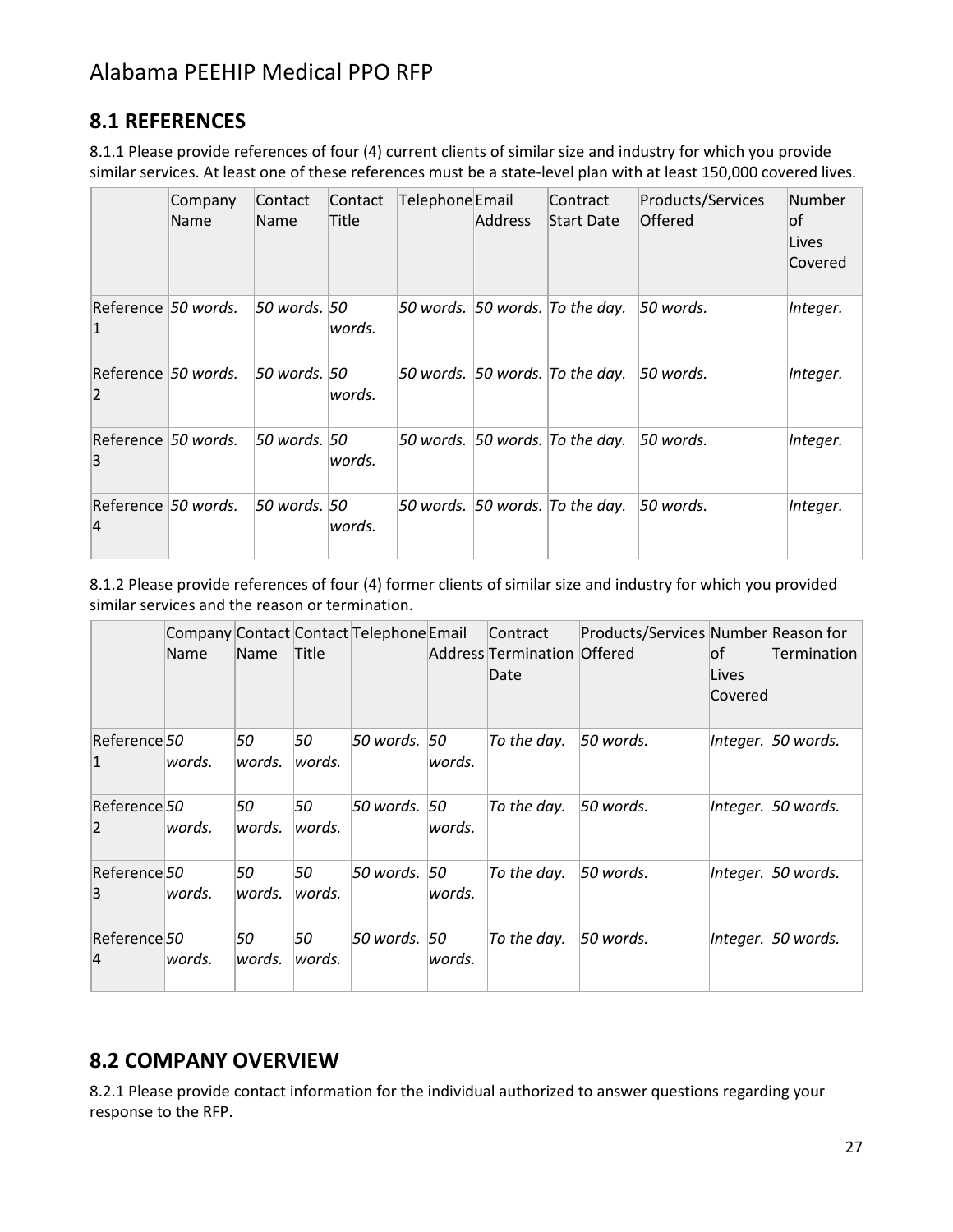# Alabama PEEHIP Medical PPO RFP

## 8.1 REFERENCES

8.1.1 Please provide references of four (4) current clients of similar size and industry for which you provide similar services. At least one of these references must be a state-level plan with at least 150,000 covered lives.

| | Company Name | Contact Name | Contact Title | Telephone | Email Address | Contract Start Date | Products/Services Offered | Number of Lives Covered |
|---|---|---|---|---|---|---|---|---|
| Reference 1 | *50 words.* | *50 words.* | *50 words.* | *50 words.* | *50 words.* | *To the day.* | *50 words.* | *Integer.* |
| Reference 2 | *50 words.* | *50 words.* | *50 words.* | *50 words.* | *50 words.* | *To the day.* | *50 words.* | *Integer.* |
| Reference 3 | *50 words.* | *50 words.* | *50 words.* | *50 words.* | *50 words.* | *To the day.* | *50 words.* | *Integer.* |
| Reference 4 | *50 words.* | *50 words.* | *50 words.* | *50 words.* | *50 words.* | *To the day.* | *50 words.* | *Integer.* |

8.1.2 Please provide references of four (4) former clients of similar size and industry for which you provided similar services and the reason or termination.

| | Company Name | Contact Name | Contact Title | Telephone | Email Address | Contract Termination Date | Products/Services Offered | Number of Lives Covered | Reason for Termination |
|---|---|---|---|---|---|---|---|---|---|
| Reference 1 | *50 words.* | *50 words.* | *50 words.* | *50 words.* | *50 words.* | *To the day.* | *50 words.* | *Integer.* | *50 words.* |
| Reference 2 | *50 words.* | *50 words.* | *50 words.* | *50 words.* | *50 words.* | *To the day.* | *50 words.* | *Integer.* | *50 words.* |
| Reference 3 | *50 words.* | *50 words.* | *50 words.* | *50 words.* | *50 words.* | *To the day.* | *50 words.* | *Integer.* | *50 words.* |
| Reference 4 | *50 words.* | *50 words.* | *50 words.* | *50 words.* | *50 words.* | *To the day.* | *50 words.* | *Integer.* | *50 words.* |

## 8.2 COMPANY OVERVIEW

8.2.1 Please provide contact information for the individual authorized to answer questions regarding your response to the RFP.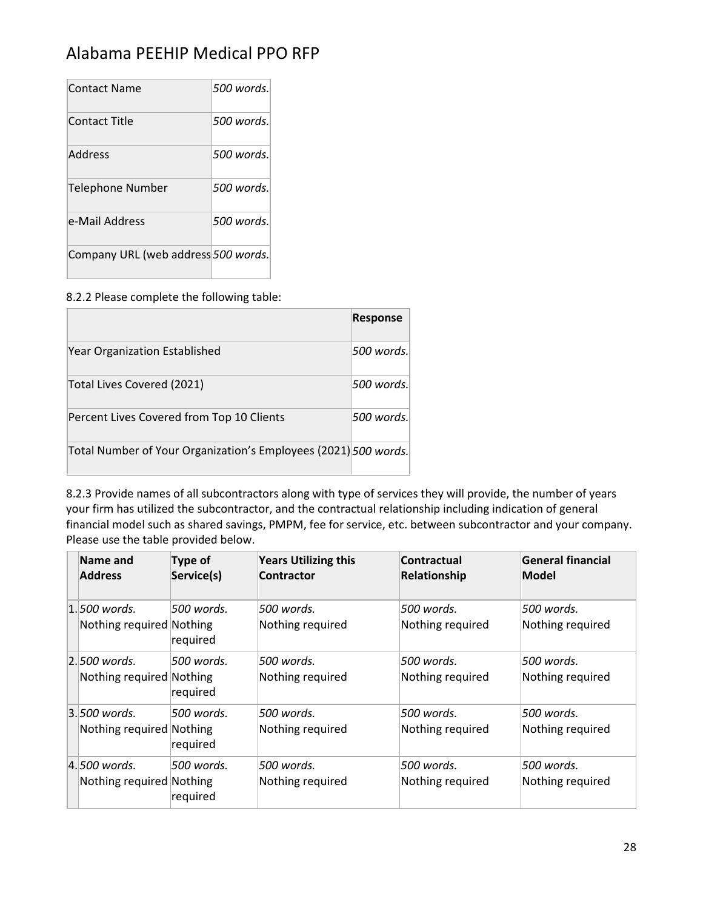# Alabama PEEHIP Medical PPO RFP

| | |
|---|---|
| Contact Name | *500 words.* |
| Contact Title | *500 words.* |
| Address | *500 words.* |
| Telephone Number | *500 words.* |
| e-Mail Address | *500 words.* |
| Company URL (web address | *500 words.* |

8.2.2 Please complete the following table:

| | **Response** |
|---|---|
| Year Organization Established | *500 words.* |
| Total Lives Covered (2021) | *500 words.* |
| Percent Lives Covered from Top 10 Clients | *500 words.* |
| Total Number of Your Organization's Employees (2021) | *500 words.* |

8.2.3 Provide names of all subcontractors along with type of services they will provide, the number of years your firm has utilized the subcontractor, and the contractual relationship including indication of general financial model such as shared savings, PMPM, fee for service, etc. between subcontractor and your company. Please use the table provided below.

| | **Name and Address** | **Type of Service(s)** | **Years Utilizing this Contractor** | **Contractual Relationship** | **General financial Model** |
|---|---|---|---|---|---|
| 1. | *500 words.* Nothing required | *500 words.* Nothing required | *500 words.* Nothing required | *500 words.* Nothing required | *500 words.* Nothing required |
| 2. | *500 words.* Nothing required | *500 words.* Nothing required | *500 words.* Nothing required | *500 words.* Nothing required | *500 words.* Nothing required |
| 3. | *500 words.* Nothing required | *500 words.* Nothing required | *500 words.* Nothing required | *500 words.* Nothing required | *500 words.* Nothing required |
| 4. | *500 words.* Nothing required | *500 words.* Nothing required | *500 words.* Nothing required | *500 words.* Nothing required | *500 words.* Nothing required |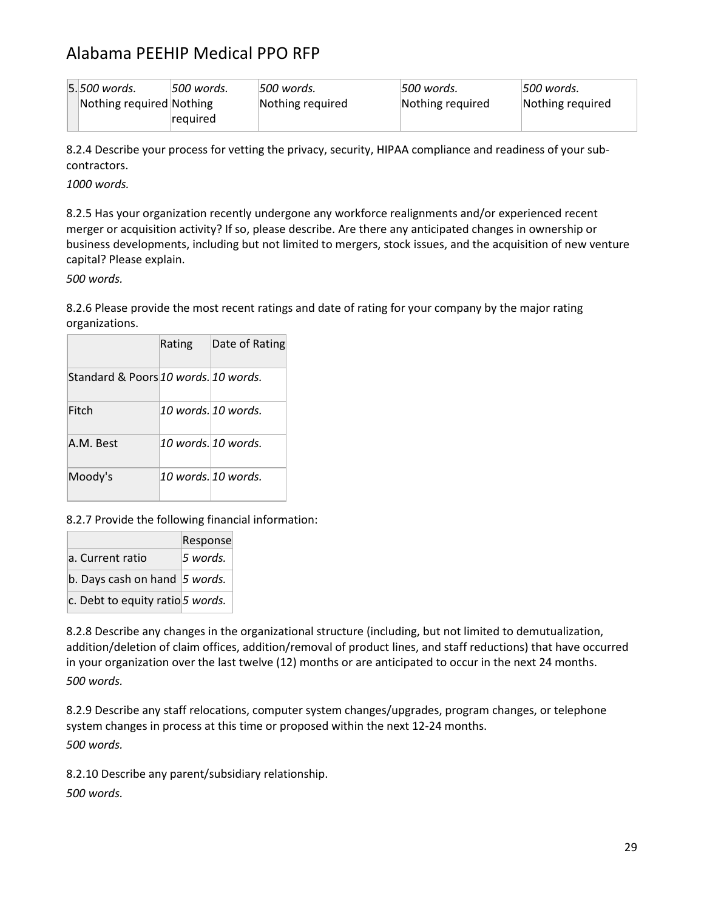| 5. | 500 words. Nothing required | 500 words. Nothing required | 500 words. Nothing required | 500 words. Nothing required | 500 words. Nothing required |
|---|---|---|---|---|---|

8.2.4 Describe your process for vetting the privacy, security, HIPAA compliance and readiness of your sub-contractors.

*1000 words.*

8.2.5 Has your organization recently undergone any workforce realignments and/or experienced recent merger or acquisition activity? If so, please describe. Are there any anticipated changes in ownership or business developments, including but not limited to mergers, stock issues, and the acquisition of new venture capital? Please explain.

*500 words.*

8.2.6 Please provide the most recent ratings and date of rating for your company by the major rating organizations.

| | Rating | Date of Rating |
|---|---|---|
| Standard & Poors | *10 words.* | *10 words.* |
| Fitch | *10 words.* | *10 words.* |
| A.M. Best | *10 words.* | *10 words.* |
| Moody's | *10 words.* | *10 words.* |

8.2.7 Provide the following financial information:

| | Response |
|---|---|
| a. Current ratio | *5 words.* |
| b. Days cash on hand | *5 words.* |
| c. Debt to equity ratio | *5 words.* |

8.2.8 Describe any changes in the organizational structure (including, but not limited to demutualization, addition/deletion of claim offices, addition/removal of product lines, and staff reductions) that have occurred in your organization over the last twelve (12) months or are anticipated to occur in the next 24 months.

*500 words.*

8.2.9 Describe any staff relocations, computer system changes/upgrades, program changes, or telephone system changes in process at this time or proposed within the next 12-24 months.

*500 words.*

8.2.10 Describe any parent/subsidiary relationship.

*500 words.*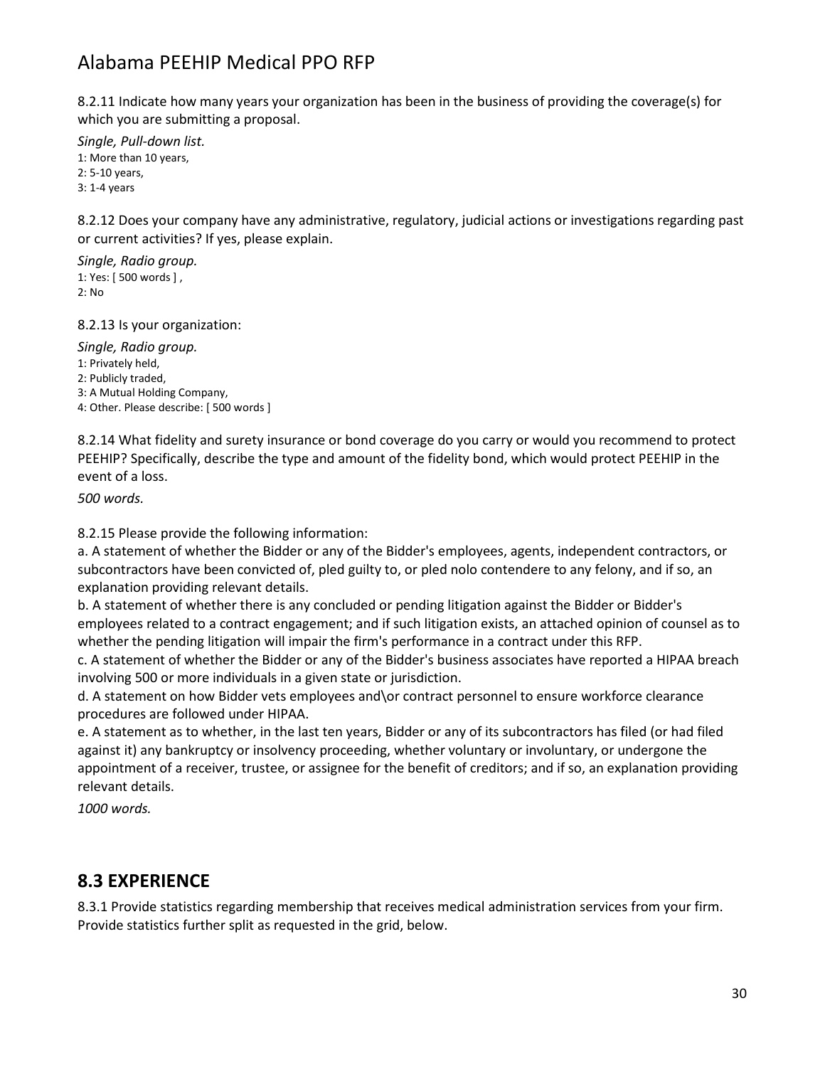8.2.11 Indicate how many years your organization has been in the business of providing the coverage(s) for which you are submitting a proposal.

*Single, Pull-down list.*
1: More than 10 years,
2: 5-10 years,
3: 1-4 years

8.2.12 Does your company have any administrative, regulatory, judicial actions or investigations regarding past or current activities? If yes, please explain.

*Single, Radio group.*
1: Yes: [ 500 words ] ,
2: No

8.2.13 Is your organization:

*Single, Radio group.*
1: Privately held,
2: Publicly traded,
3: A Mutual Holding Company,
4: Other. Please describe: [ 500 words ]

8.2.14 What fidelity and surety insurance or bond coverage do you carry or would you recommend to protect PEEHIP? Specifically, describe the type and amount of the fidelity bond, which would protect PEEHIP in the event of a loss.

*500 words.*

8.2.15 Please provide the following information:
a. A statement of whether the Bidder or any of the Bidder's employees, agents, independent contractors, or subcontractors have been convicted of, pled guilty to, or pled nolo contendere to any felony, and if so, an explanation providing relevant details.
b. A statement of whether there is any concluded or pending litigation against the Bidder or Bidder's employees related to a contract engagement; and if such litigation exists, an attached opinion of counsel as to whether the pending litigation will impair the firm's performance in a contract under this RFP.
c. A statement of whether the Bidder or any of the Bidder's business associates have reported a HIPAA breach involving 500 or more individuals in a given state or jurisdiction.
d. A statement on how Bidder vets employees and\or contract personnel to ensure workforce clearance procedures are followed under HIPAA.
e. A statement as to whether, in the last ten years, Bidder or any of its subcontractors has filed (or had filed against it) any bankruptcy or insolvency proceeding, whether voluntary or involuntary, or undergone the appointment of a receiver, trustee, or assignee for the benefit of creditors; and if so, an explanation providing relevant details.

*1000 words.*

## 8.3 EXPERIENCE

8.3.1 Provide statistics regarding membership that receives medical administration services from your firm. Provide statistics further split as requested in the grid, below.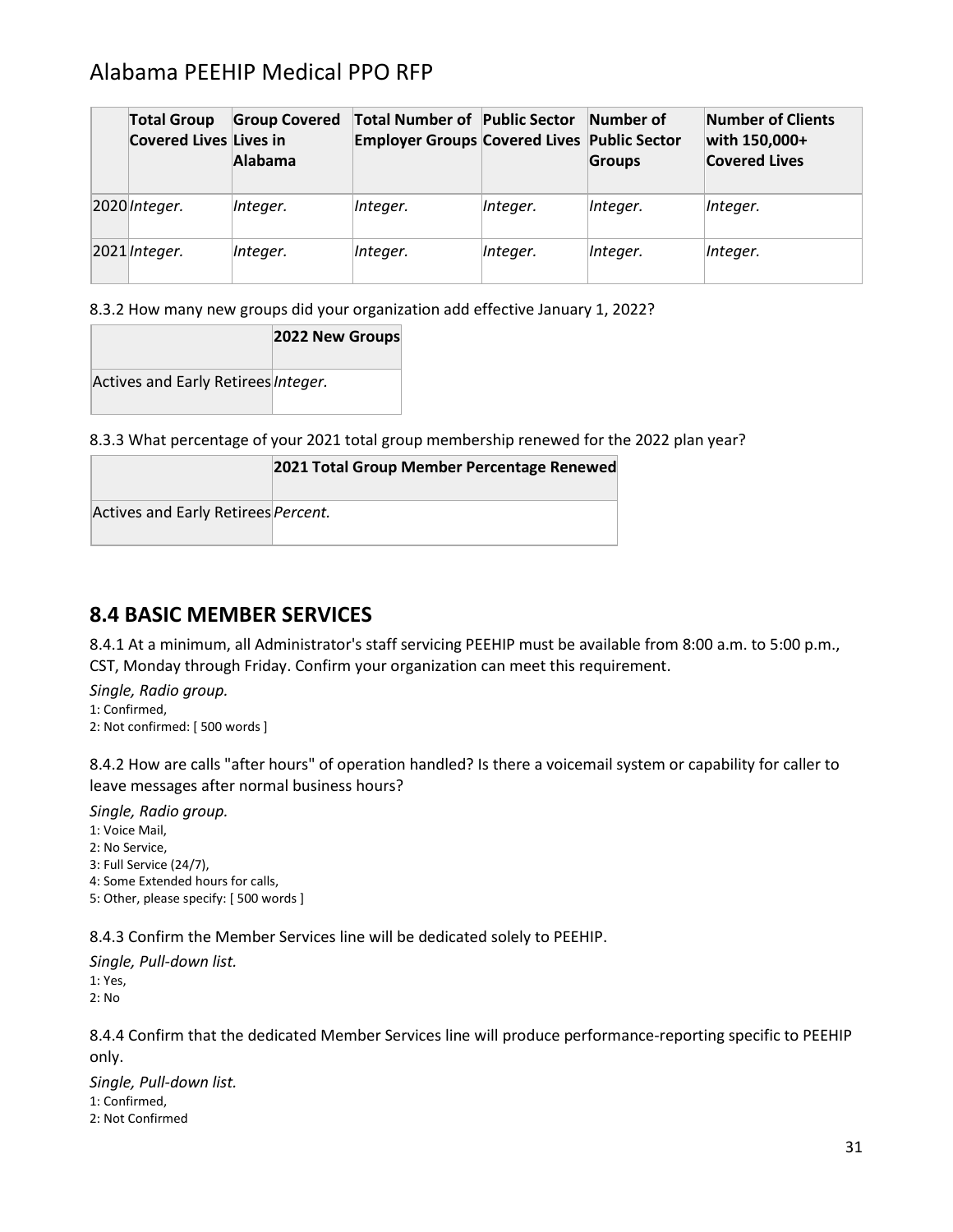| | Total Group Covered Lives | Group Covered Lives in Alabama | Total Number of Employer Groups | Public Sector Covered Lives | Number of Public Sector Groups | Number of Clients with 150,000+ Covered Lives |
|---|---|---|---|---|---|---|
| 2020 | *Integer.* | *Integer.* | *Integer.* | *Integer.* | *Integer.* | *Integer.* |
| 2021 | *Integer.* | *Integer.* | *Integer.* | *Integer.* | *Integer.* | *Integer.* |

8.3.2 How many new groups did your organization add effective January 1, 2022?

| | 2022 New Groups |
|---|---|
| Actives and Early Retirees | *Integer.* |

8.3.3 What percentage of your 2021 total group membership renewed for the 2022 plan year?

| | 2021 Total Group Member Percentage Renewed |
|---|---|
| Actives and Early Retirees | *Percent.* |

## 8.4 BASIC MEMBER SERVICES

8.4.1 At a minimum, all Administrator's staff servicing PEEHIP must be available from 8:00 a.m. to 5:00 p.m., CST, Monday through Friday. Confirm your organization can meet this requirement.

*Single, Radio group.*
1: Confirmed,
2: Not confirmed: [ 500 words ]

8.4.2 How are calls "after hours" of operation handled? Is there a voicemail system or capability for caller to leave messages after normal business hours?

*Single, Radio group.*
1: Voice Mail,
2: No Service,
3: Full Service (24/7),
4: Some Extended hours for calls,
5: Other, please specify: [ 500 words ]

8.4.3 Confirm the Member Services line will be dedicated solely to PEEHIP.

*Single, Pull-down list.*
1: Yes,
2: No

8.4.4 Confirm that the dedicated Member Services line will produce performance-reporting specific to PEEHIP only.

*Single, Pull-down list.*
1: Confirmed,
2: Not Confirmed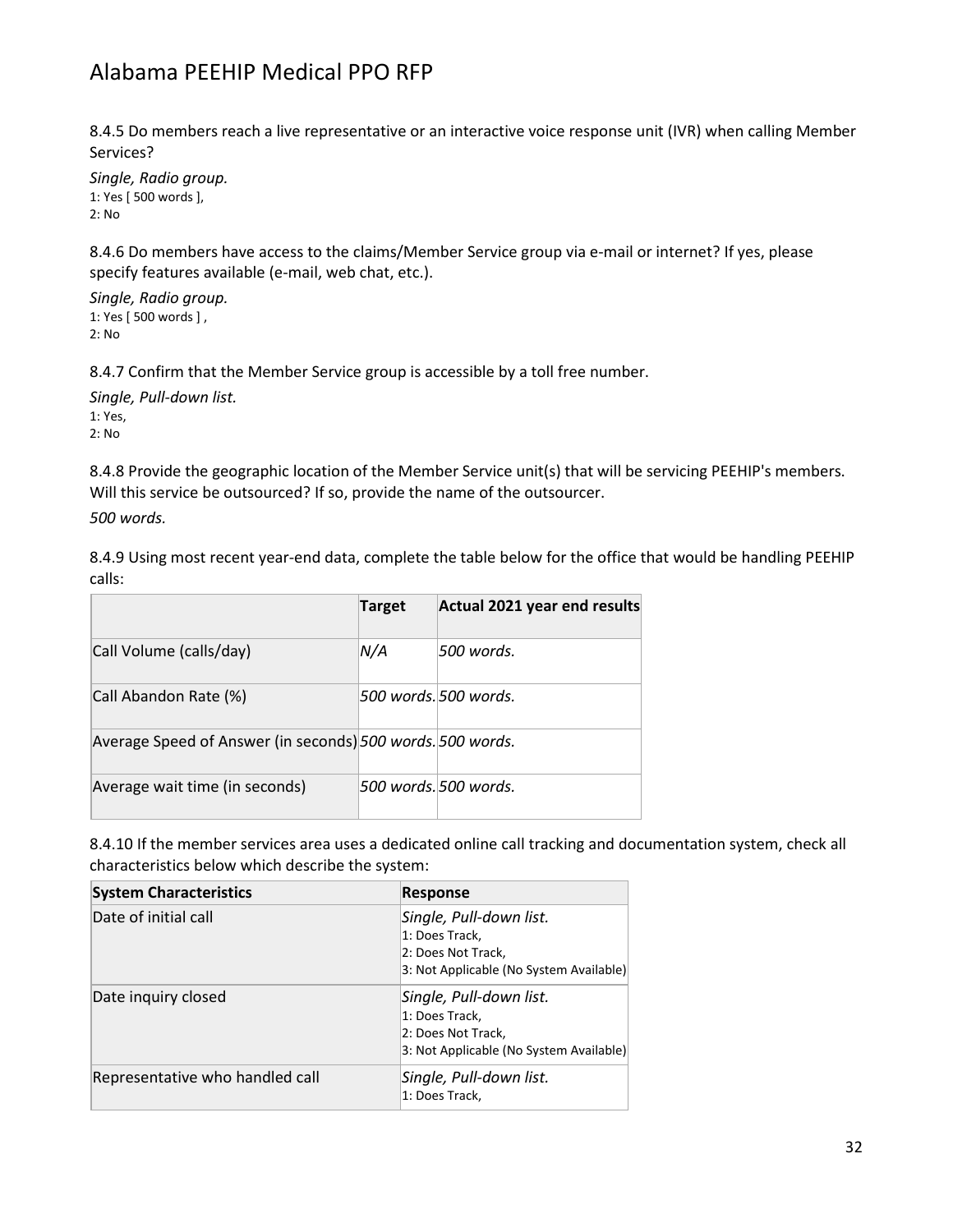8.4.5 Do members reach a live representative or an interactive voice response unit (IVR) when calling Member Services?

*Single, Radio group.*
1: Yes [ 500 words ],
2: No

8.4.6 Do members have access to the claims/Member Service group via e-mail or internet? If yes, please specify features available (e-mail, web chat, etc.).

*Single, Radio group.*
1: Yes [ 500 words ] ,
2: No

8.4.7 Confirm that the Member Service group is accessible by a toll free number.

*Single, Pull-down list.*
1: Yes,
2: No

8.4.8 Provide the geographic location of the Member Service unit(s) that will be servicing PEEHIP's members. Will this service be outsourced? If so, provide the name of the outsourcer.

*500 words.*

8.4.9 Using most recent year-end data, complete the table below for the office that would be handling PEEHIP calls:

| | Target | Actual 2021 year end results |
|---|---|---|
| Call Volume (calls/day) | *N/A* | *500 words.* |
| Call Abandon Rate (%) | *500 words.* | *500 words.* |
| Average Speed of Answer (in seconds) | *500 words.* | *500 words.* |
| Average wait time (in seconds) | *500 words.* | *500 words.* |

8.4.10 If the member services area uses a dedicated online call tracking and documentation system, check all characteristics below which describe the system:

| System Characteristics | Response |
|---|---|
| Date of initial call | *Single, Pull-down list.*<br>1: Does Track,<br>2: Does Not Track,<br>3: Not Applicable (No System Available) |
| Date inquiry closed | *Single, Pull-down list.*<br>1: Does Track,<br>2: Does Not Track,<br>3: Not Applicable (No System Available) |
| Representative who handled call | *Single, Pull-down list.*<br>1: Does Track, |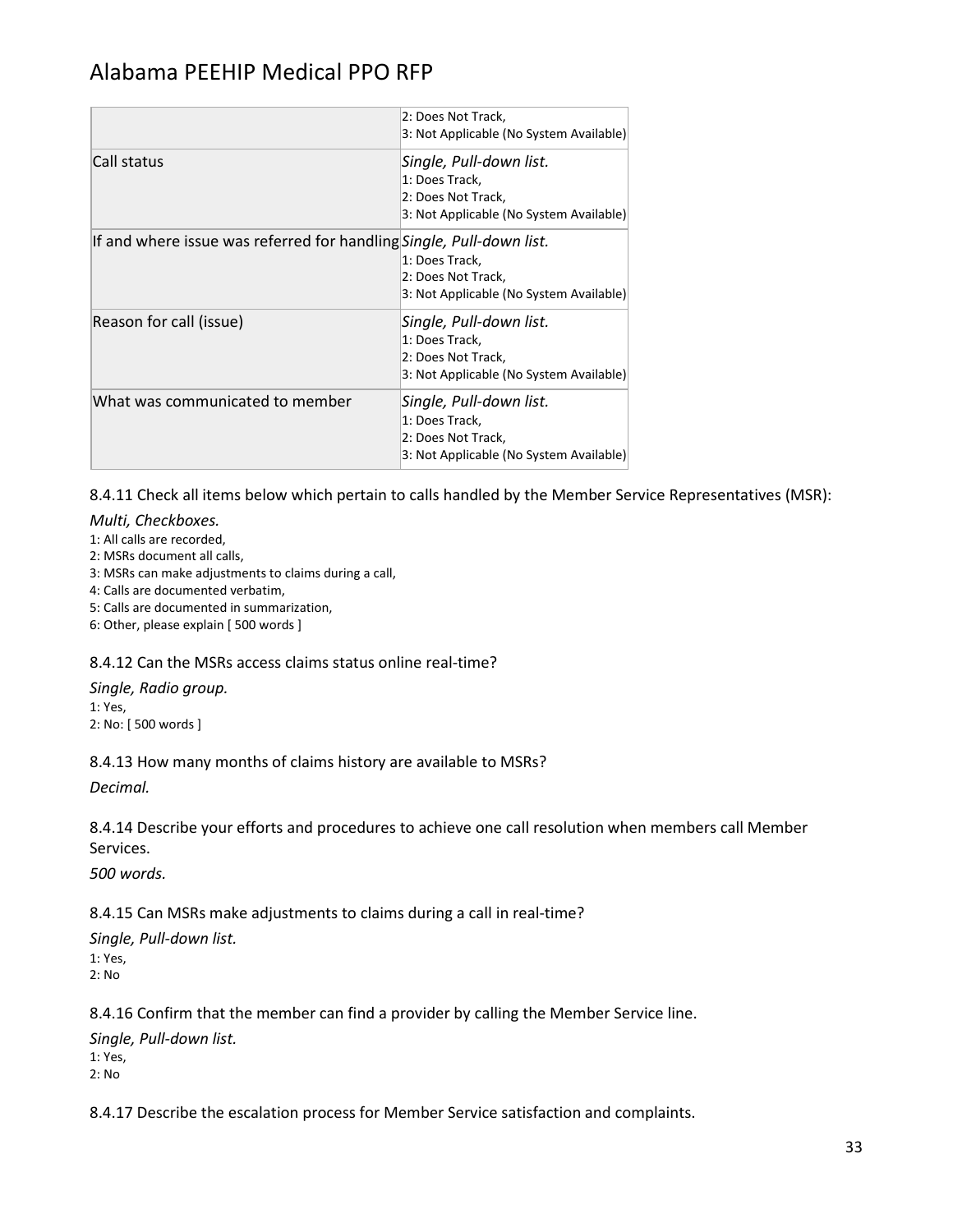|  | 2: Does Not Track,<br>3: Not Applicable (No System Available) |
|---|---|
| Call status | *Single, Pull-down list.*<br>1: Does Track,<br>2: Does Not Track,<br>3: Not Applicable (No System Available) |
| If and where issue was referred for handling | *Single, Pull-down list.*<br>1: Does Track,<br>2: Does Not Track,<br>3: Not Applicable (No System Available) |
| Reason for call (issue) | *Single, Pull-down list.*<br>1: Does Track,<br>2: Does Not Track,<br>3: Not Applicable (No System Available) |
| What was communicated to member | *Single, Pull-down list.*<br>1: Does Track,<br>2: Does Not Track,<br>3: Not Applicable (No System Available) |

8.4.11 Check all items below which pertain to calls handled by the Member Service Representatives (MSR):

*Multi, Checkboxes.*

1: All calls are recorded,
2: MSRs document all calls,
3: MSRs can make adjustments to claims during a call,
4: Calls are documented verbatim,
5: Calls are documented in summarization,
6: Other, please explain [ 500 words ]

8.4.12 Can the MSRs access claims status online real-time?

*Single, Radio group.*

1: Yes,
2: No: [ 500 words ]

8.4.13 How many months of claims history are available to MSRs?

*Decimal.*

8.4.14 Describe your efforts and procedures to achieve one call resolution when members call Member Services.

*500 words.*

8.4.15 Can MSRs make adjustments to claims during a call in real-time?

*Single, Pull-down list.*

1: Yes,
2: No

8.4.16 Confirm that the member can find a provider by calling the Member Service line.

*Single, Pull-down list.*

1: Yes,
2: No

8.4.17 Describe the escalation process for Member Service satisfaction and complaints.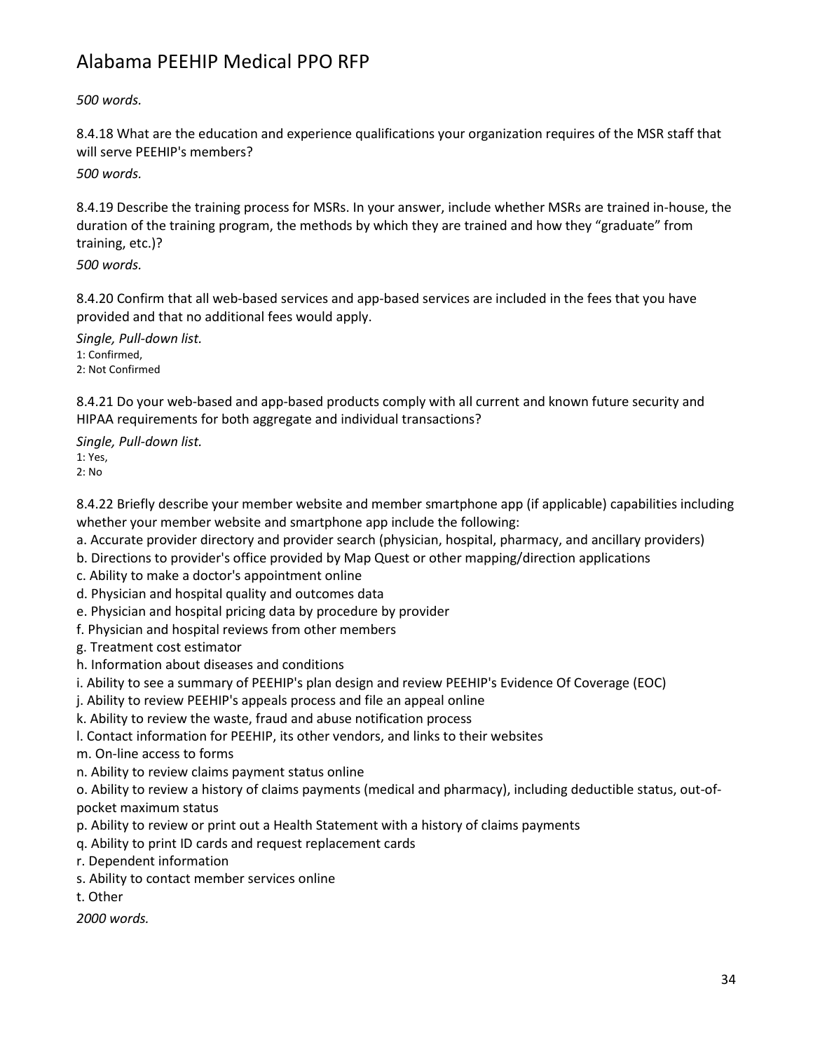*500 words.*

8.4.18 What are the education and experience qualifications your organization requires of the MSR staff that will serve PEEHIP's members?

*500 words.*

8.4.19 Describe the training process for MSRs. In your answer, include whether MSRs are trained in-house, the duration of the training program, the methods by which they are trained and how they "graduate" from training, etc.)?

*500 words.*

8.4.20 Confirm that all web-based services and app-based services are included in the fees that you have provided and that no additional fees would apply.

*Single, Pull-down list.*
1: Confirmed,
2: Not Confirmed

8.4.21 Do your web-based and app-based products comply with all current and known future security and HIPAA requirements for both aggregate and individual transactions?

*Single, Pull-down list.*
1: Yes,
2: No

8.4.22 Briefly describe your member website and member smartphone app (if applicable) capabilities including whether your member website and smartphone app include the following:

a. Accurate provider directory and provider search (physician, hospital, pharmacy, and ancillary providers)
b. Directions to provider's office provided by Map Quest or other mapping/direction applications
c. Ability to make a doctor's appointment online
d. Physician and hospital quality and outcomes data
e. Physician and hospital pricing data by procedure by provider
f. Physician and hospital reviews from other members
g. Treatment cost estimator
h. Information about diseases and conditions
i. Ability to see a summary of PEEHIP's plan design and review PEEHIP's Evidence Of Coverage (EOC)
j. Ability to review PEEHIP's appeals process and file an appeal online
k. Ability to review the waste, fraud and abuse notification process
l. Contact information for PEEHIP, its other vendors, and links to their websites
m. On-line access to forms
n. Ability to review claims payment status online
o. Ability to review a history of claims payments (medical and pharmacy), including deductible status, out-of-pocket maximum status
p. Ability to review or print out a Health Statement with a history of claims payments
q. Ability to print ID cards and request replacement cards
r. Dependent information
s. Ability to contact member services online
t. Other

*2000 words.*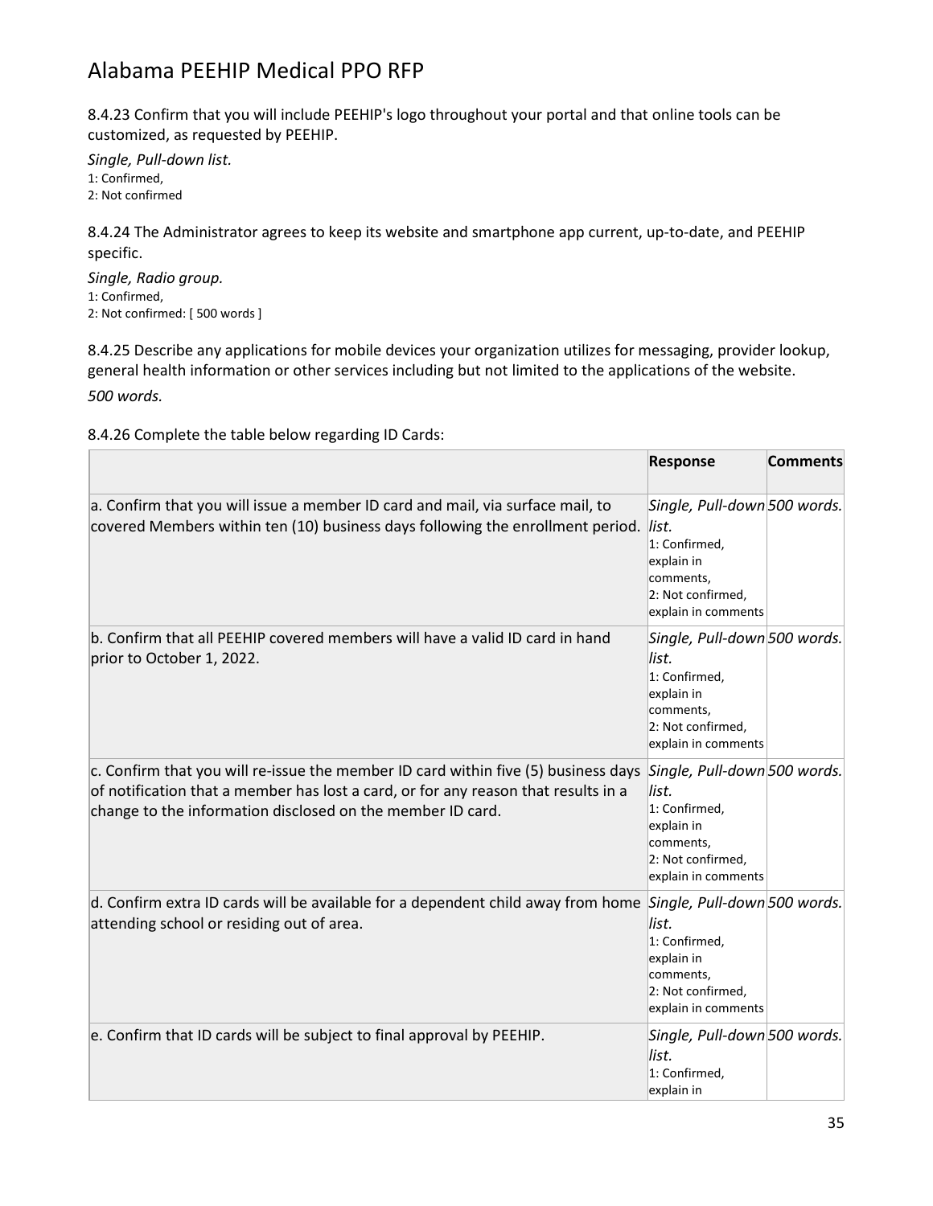8.4.23 Confirm that you will include PEEHIP's logo throughout your portal and that online tools can be customized, as requested by PEEHIP.

*Single, Pull-down list.*
1: Confirmed,
2: Not confirmed

8.4.24 The Administrator agrees to keep its website and smartphone app current, up-to-date, and PEEHIP specific.

*Single, Radio group.*
1: Confirmed,
2: Not confirmed: [ 500 words ]

8.4.25 Describe any applications for mobile devices your organization utilizes for messaging, provider lookup, general health information or other services including but not limited to the applications of the website.

*500 words.*

8.4.26 Complete the table below regarding ID Cards:

| | Response | Comments |
|---|---|---|
| a. Confirm that you will issue a member ID card and mail, via surface mail, to covered Members within ten (10) business days following the enrollment period. | *Single, Pull-down list.* 1: Confirmed, explain in comments, 2: Not confirmed, explain in comments | *500 words.* |
| b. Confirm that all PEEHIP covered members will have a valid ID card in hand prior to October 1, 2022. | *Single, Pull-down list.* 1: Confirmed, explain in comments, 2: Not confirmed, explain in comments | *500 words.* |
| c. Confirm that you will re-issue the member ID card within five (5) business days of notification that a member has lost a card, or for any reason that results in a change to the information disclosed on the member ID card. | *Single, Pull-down list.* 1: Confirmed, explain in comments, 2: Not confirmed, explain in comments | *500 words.* |
| d. Confirm extra ID cards will be available for a dependent child away from home attending school or residing out of area. | *Single, Pull-down list.* 1: Confirmed, explain in comments, 2: Not confirmed, explain in comments | *500 words.* |
| e. Confirm that ID cards will be subject to final approval by PEEHIP. | *Single, Pull-down list.* 1: Confirmed, explain in | *500 words.* |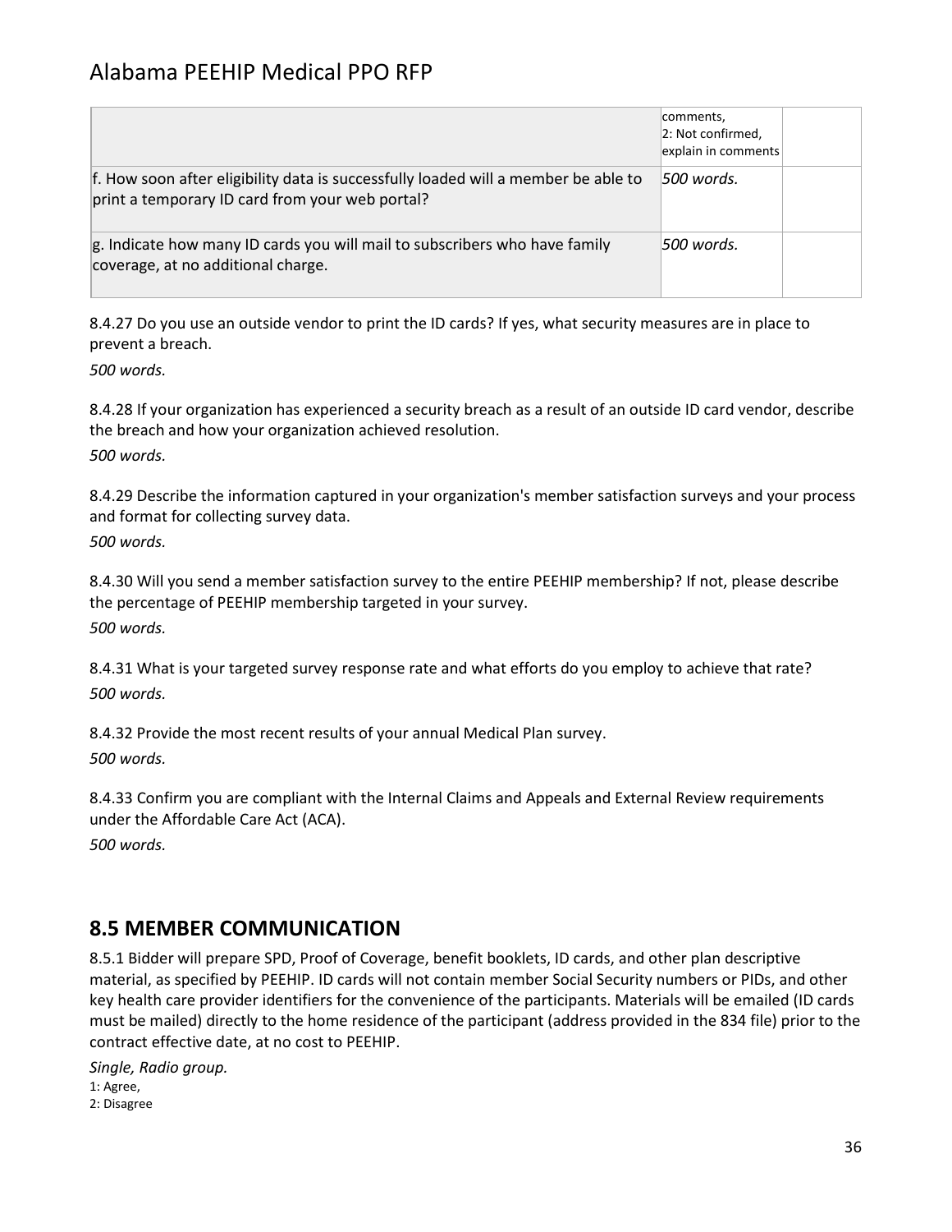|  | comments,<br>2: Not confirmed, explain in comments |  |
|---|---|---|
| f. How soon after eligibility data is successfully loaded will a member be able to print a temporary ID card from your web portal? | *500 words.* |  |
| g. Indicate how many ID cards you will mail to subscribers who have family coverage, at no additional charge. | *500 words.* |  |

8.4.27 Do you use an outside vendor to print the ID cards? If yes, what security measures are in place to prevent a breach.

*500 words.*

8.4.28 If your organization has experienced a security breach as a result of an outside ID card vendor, describe the breach and how your organization achieved resolution.

*500 words.*

8.4.29 Describe the information captured in your organization's member satisfaction surveys and your process and format for collecting survey data.

*500 words.*

8.4.30 Will you send a member satisfaction survey to the entire PEEHIP membership? If not, please describe the percentage of PEEHIP membership targeted in your survey.

*500 words.*

8.4.31 What is your targeted survey response rate and what efforts do you employ to achieve that rate?

*500 words.*

8.4.32 Provide the most recent results of your annual Medical Plan survey.

*500 words.*

8.4.33 Confirm you are compliant with the Internal Claims and Appeals and External Review requirements under the Affordable Care Act (ACA).

*500 words.*

## 8.5 MEMBER COMMUNICATION

8.5.1 Bidder will prepare SPD, Proof of Coverage, benefit booklets, ID cards, and other plan descriptive material, as specified by PEEHIP. ID cards will not contain member Social Security numbers or PIDs, and other key health care provider identifiers for the convenience of the participants. Materials will be emailed (ID cards must be mailed) directly to the home residence of the participant (address provided in the 834 file) prior to the contract effective date, at no cost to PEEHIP.

*Single, Radio group.*

1: Agree,

2: Disagree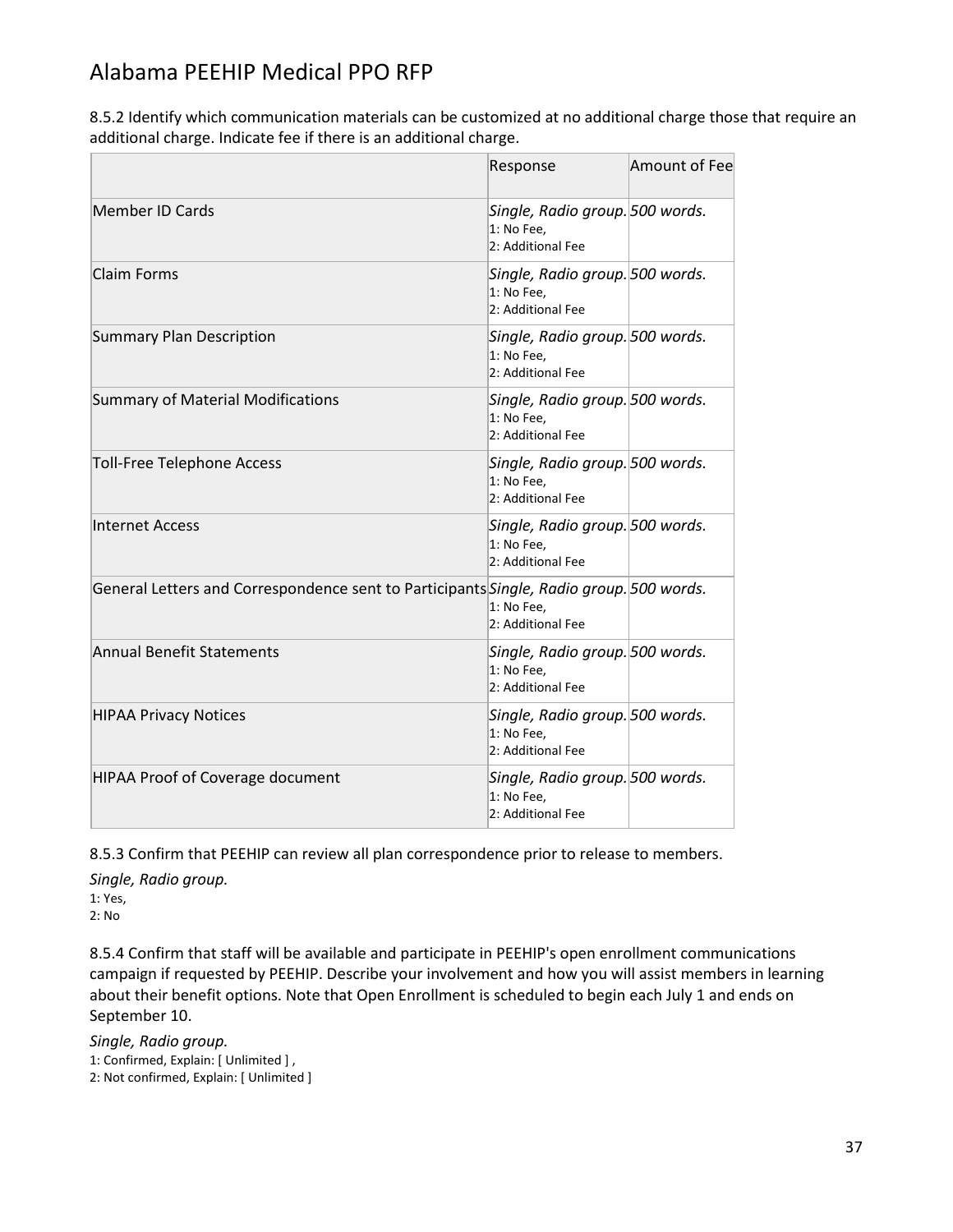8.5.2 Identify which communication materials can be customized at no additional charge those that require an additional charge. Indicate fee if there is an additional charge.

| | Response | Amount of Fee |
|---|---|---|
| Member ID Cards | *Single, Radio group.* 1: No Fee, 2: Additional Fee | *500 words.* |
| Claim Forms | *Single, Radio group.* 1: No Fee, 2: Additional Fee | *500 words.* |
| Summary Plan Description | *Single, Radio group.* 1: No Fee, 2: Additional Fee | *500 words.* |
| Summary of Material Modifications | *Single, Radio group.* 1: No Fee, 2: Additional Fee | *500 words.* |
| Toll-Free Telephone Access | *Single, Radio group.* 1: No Fee, 2: Additional Fee | *500 words.* |
| Internet Access | *Single, Radio group.* 1: No Fee, 2: Additional Fee | *500 words.* |
| General Letters and Correspondence sent to Participants | *Single, Radio group.* 1: No Fee, 2: Additional Fee | *500 words.* |
| Annual Benefit Statements | *Single, Radio group.* 1: No Fee, 2: Additional Fee | *500 words.* |
| HIPAA Privacy Notices | *Single, Radio group.* 1: No Fee, 2: Additional Fee | *500 words.* |
| HIPAA Proof of Coverage document | *Single, Radio group.* 1: No Fee, 2: Additional Fee | *500 words.* |

8.5.3 Confirm that PEEHIP can review all plan correspondence prior to release to members.

*Single, Radio group.*
1: Yes,
2: No

8.5.4 Confirm that staff will be available and participate in PEEHIP's open enrollment communications campaign if requested by PEEHIP. Describe your involvement and how you will assist members in learning about their benefit options. Note that Open Enrollment is scheduled to begin each July 1 and ends on September 10.

*Single, Radio group.*
1: Confirmed, Explain: [ Unlimited ] ,
2: Not confirmed, Explain: [ Unlimited ]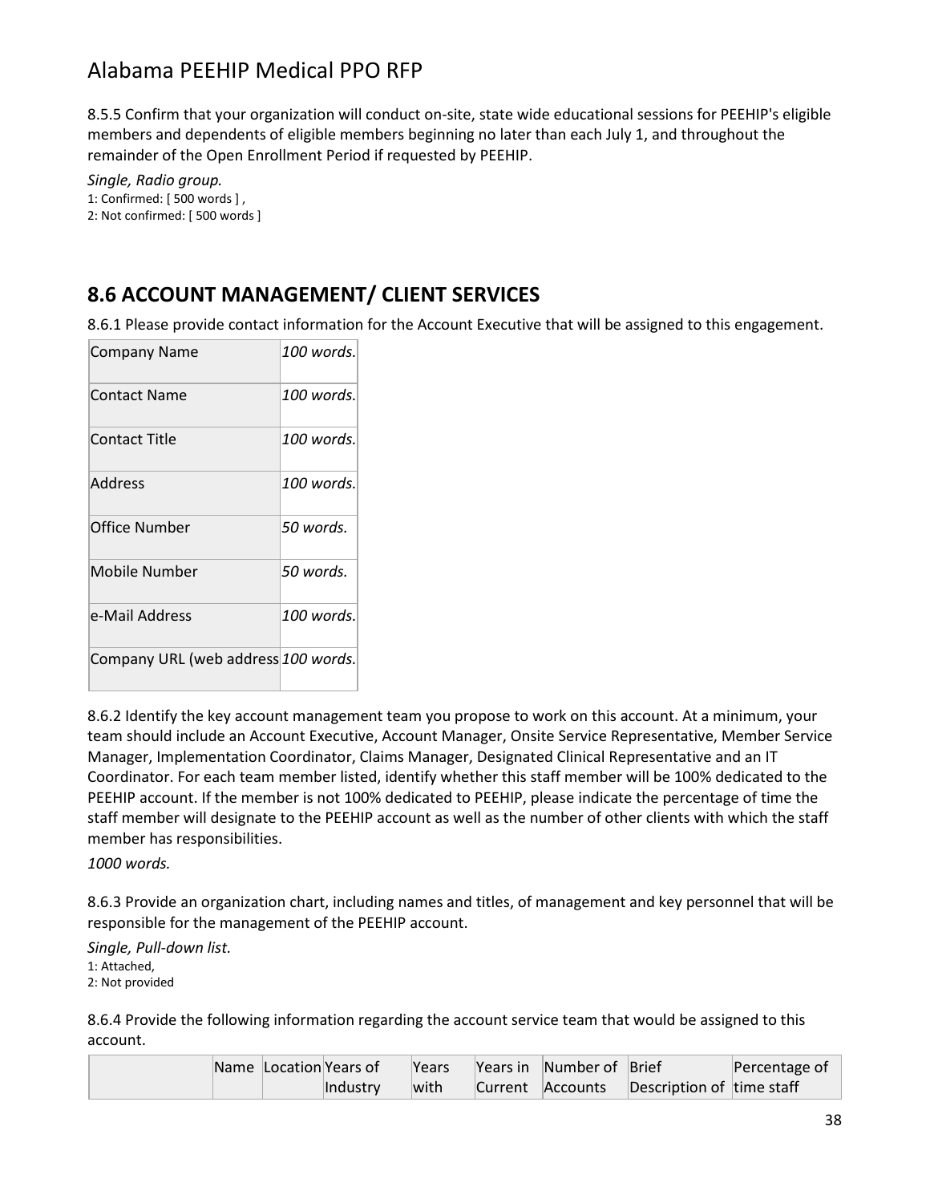8.5.5 Confirm that your organization will conduct on-site, state wide educational sessions for PEEHIP's eligible members and dependents of eligible members beginning no later than each July 1, and throughout the remainder of the Open Enrollment Period if requested by PEEHIP.

*Single, Radio group.*

1: Confirmed: [ 500 words ] ,
2: Not confirmed: [ 500 words ]

## 8.6 ACCOUNT MANAGEMENT/ CLIENT SERVICES

8.6.1 Please provide contact information for the Account Executive that will be assigned to this engagement.

| | |
|---|---|
| Company Name | *100 words.* |
| Contact Name | *100 words.* |
| Contact Title | *100 words.* |
| Address | *100 words.* |
| Office Number | *50 words.* |
| Mobile Number | *50 words.* |
| e-Mail Address | *100 words.* |
| Company URL (web address | *100 words.* |

8.6.2 Identify the key account management team you propose to work on this account. At a minimum, your team should include an Account Executive, Account Manager, Onsite Service Representative, Member Service Manager, Implementation Coordinator, Claims Manager, Designated Clinical Representative and an IT Coordinator. For each team member listed, identify whether this staff member will be 100% dedicated to the PEEHIP account. If the member is not 100% dedicated to PEEHIP, please indicate the percentage of time the staff member will designate to the PEEHIP account as well as the number of other clients with which the staff member has responsibilities.

*1000 words.*

8.6.3 Provide an organization chart, including names and titles, of management and key personnel that will be responsible for the management of the PEEHIP account.

*Single, Pull-down list.*

1: Attached,
2: Not provided

8.6.4 Provide the following information regarding the account service team that would be assigned to this account.

| | Name | Location | Years of Industry | Years with | Years in Current | Number of Accounts | Brief Description of | Percentage of time staff |
|---|---|---|---|---|---|---|---|---|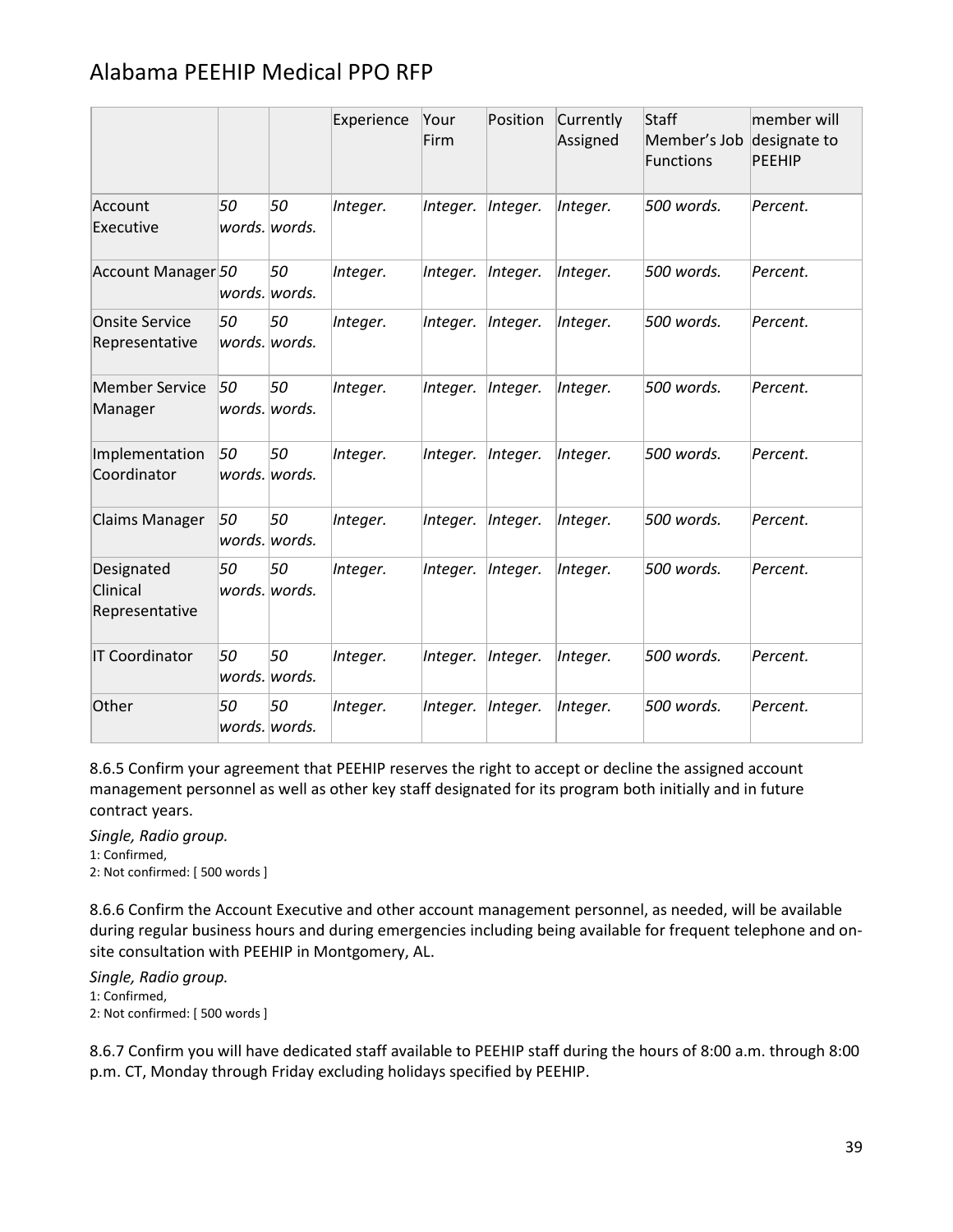|  |  |  | Experience | Your Firm | Position | Currently Assigned | Staff Member's Job Functions | member will designate to PEEHIP |
|---|---|---|---|---|---|---|---|---|
| Account Executive | *50 words.* | *50 words.* | *Integer.* | *Integer.* | *Integer.* | *Integer.* | *500 words.* | *Percent.* |
| Account Manager | *50 words.* | *50 words.* | *Integer.* | *Integer.* | *Integer.* | *Integer.* | *500 words.* | *Percent.* |
| Onsite Service Representative | *50 words.* | *50 words.* | *Integer.* | *Integer.* | *Integer.* | *Integer.* | *500 words.* | *Percent.* |
| Member Service Manager | *50 words.* | *50 words.* | *Integer.* | *Integer.* | *Integer.* | *Integer.* | *500 words.* | *Percent.* |
| Implementation Coordinator | *50 words.* | *50 words.* | *Integer.* | *Integer.* | *Integer.* | *Integer.* | *500 words.* | *Percent.* |
| Claims Manager | *50 words.* | *50 words.* | *Integer.* | *Integer.* | *Integer.* | *Integer.* | *500 words.* | *Percent.* |
| Designated Clinical Representative | *50 words.* | *50 words.* | *Integer.* | *Integer.* | *Integer.* | *Integer.* | *500 words.* | *Percent.* |
| IT Coordinator | *50 words.* | *50 words.* | *Integer.* | *Integer.* | *Integer.* | *Integer.* | *500 words.* | *Percent.* |
| Other | *50 words.* | *50 words.* | *Integer.* | *Integer.* | *Integer.* | *Integer.* | *500 words.* | *Percent.* |

8.6.5 Confirm your agreement that PEEHIP reserves the right to accept or decline the assigned account management personnel as well as other key staff designated for its program both initially and in future contract years.

*Single, Radio group.*
1: Confirmed,
2: Not confirmed: [ 500 words ]

8.6.6 Confirm the Account Executive and other account management personnel, as needed, will be available during regular business hours and during emergencies including being available for frequent telephone and on-site consultation with PEEHIP in Montgomery, AL.

*Single, Radio group.*
1: Confirmed,
2: Not confirmed: [ 500 words ]

8.6.7 Confirm you will have dedicated staff available to PEEHIP staff during the hours of 8:00 a.m. through 8:00 p.m. CT, Monday through Friday excluding holidays specified by PEEHIP.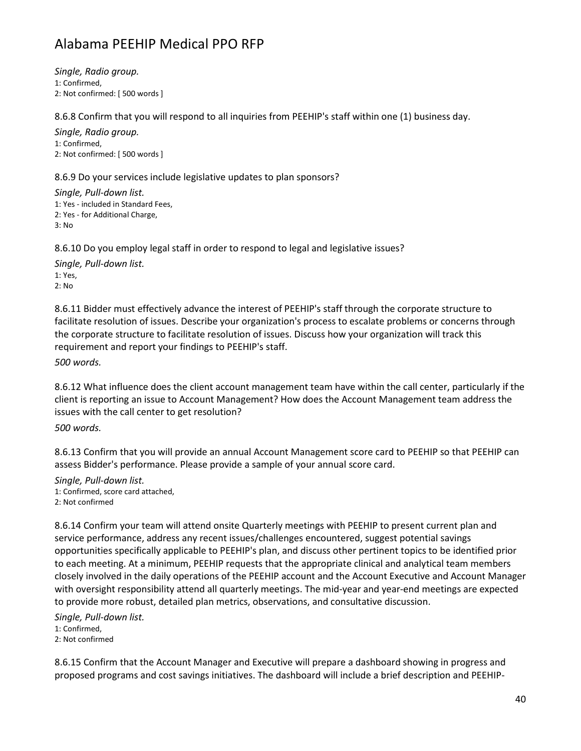*Single, Radio group.*
1: Confirmed,
2: Not confirmed: [ 500 words ]

8.6.8 Confirm that you will respond to all inquiries from PEEHIP's staff within one (1) business day.

*Single, Radio group.*
1: Confirmed,
2: Not confirmed: [ 500 words ]

8.6.9 Do your services include legislative updates to plan sponsors?

*Single, Pull-down list.*
1: Yes - included in Standard Fees,
2: Yes - for Additional Charge,
3: No

8.6.10 Do you employ legal staff in order to respond to legal and legislative issues?

*Single, Pull-down list.*
1: Yes,
2: No

8.6.11 Bidder must effectively advance the interest of PEEHIP's staff through the corporate structure to facilitate resolution of issues. Describe your organization's process to escalate problems or concerns through the corporate structure to facilitate resolution of issues. Discuss how your organization will track this requirement and report your findings to PEEHIP's staff.

*500 words.*

8.6.12 What influence does the client account management team have within the call center, particularly if the client is reporting an issue to Account Management? How does the Account Management team address the issues with the call center to get resolution?

*500 words.*

8.6.13 Confirm that you will provide an annual Account Management score card to PEEHIP so that PEEHIP can assess Bidder's performance. Please provide a sample of your annual score card.

*Single, Pull-down list.*
1: Confirmed, score card attached,
2: Not confirmed

8.6.14 Confirm your team will attend onsite Quarterly meetings with PEEHIP to present current plan and service performance, address any recent issues/challenges encountered, suggest potential savings opportunities specifically applicable to PEEHIP's plan, and discuss other pertinent topics to be identified prior to each meeting. At a minimum, PEEHIP requests that the appropriate clinical and analytical team members closely involved in the daily operations of the PEEHIP account and the Account Executive and Account Manager with oversight responsibility attend all quarterly meetings. The mid-year and year-end meetings are expected to provide more robust, detailed plan metrics, observations, and consultative discussion.

*Single, Pull-down list.*
1: Confirmed,
2: Not confirmed

8.6.15 Confirm that the Account Manager and Executive will prepare a dashboard showing in progress and proposed programs and cost savings initiatives. The dashboard will include a brief description and PEEHIP-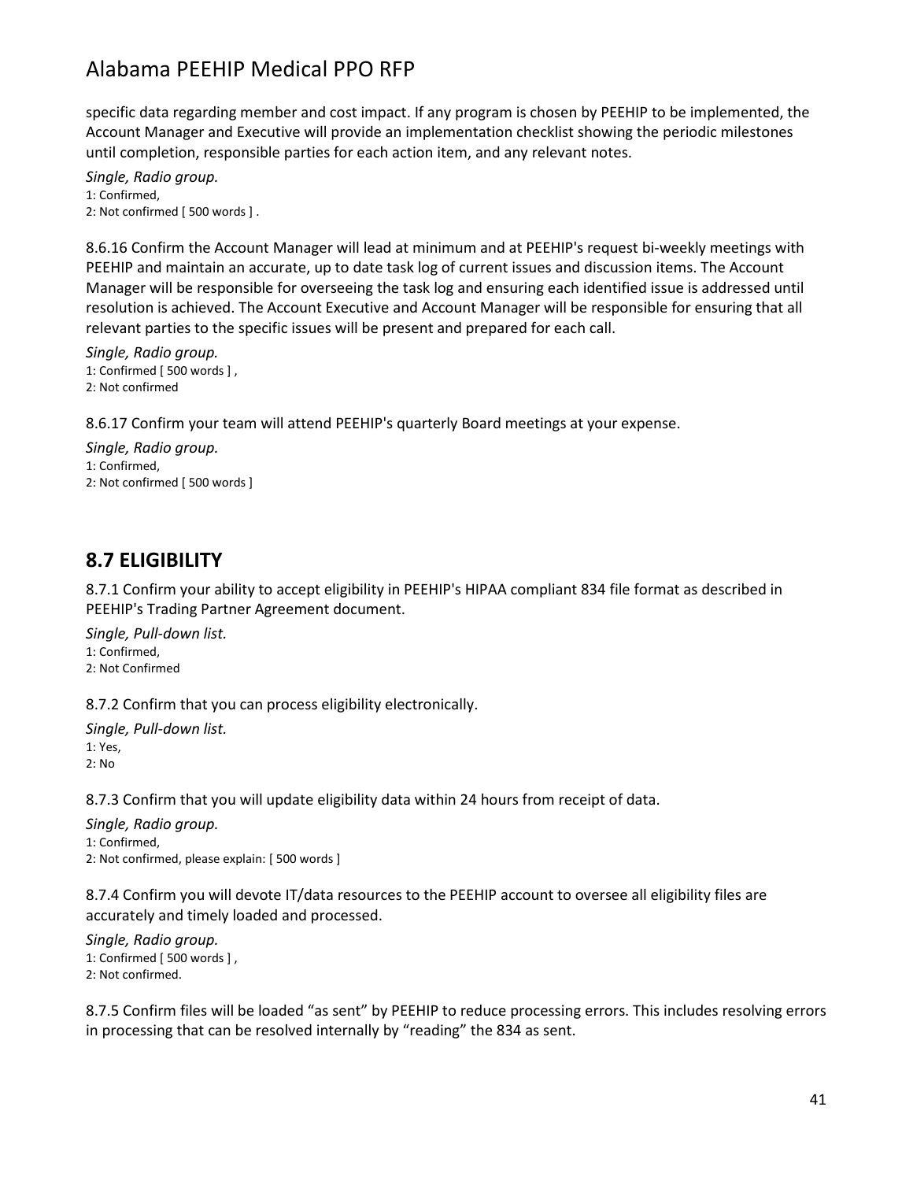specific data regarding member and cost impact. If any program is chosen by PEEHIP to be implemented, the Account Manager and Executive will provide an implementation checklist showing the periodic milestones until completion, responsible parties for each action item, and any relevant notes.

*Single, Radio group.*
1: Confirmed,
2: Not confirmed [ 500 words ] .

8.6.16 Confirm the Account Manager will lead at minimum and at PEEHIP's request bi-weekly meetings with PEEHIP and maintain an accurate, up to date task log of current issues and discussion items. The Account Manager will be responsible for overseeing the task log and ensuring each identified issue is addressed until resolution is achieved. The Account Executive and Account Manager will be responsible for ensuring that all relevant parties to the specific issues will be present and prepared for each call.

*Single, Radio group.*
1: Confirmed [ 500 words ] ,
2: Not confirmed

8.6.17 Confirm your team will attend PEEHIP's quarterly Board meetings at your expense.

*Single, Radio group.*
1: Confirmed,
2: Not confirmed [ 500 words ]

## 8.7 ELIGIBILITY

8.7.1 Confirm your ability to accept eligibility in PEEHIP's HIPAA compliant 834 file format as described in PEEHIP's Trading Partner Agreement document.

*Single, Pull-down list.*
1: Confirmed,
2: Not Confirmed

8.7.2 Confirm that you can process eligibility electronically.

*Single, Pull-down list.*
1: Yes,
2: No

8.7.3 Confirm that you will update eligibility data within 24 hours from receipt of data.

*Single, Radio group.*
1: Confirmed,
2: Not confirmed, please explain: [ 500 words ]

8.7.4 Confirm you will devote IT/data resources to the PEEHIP account to oversee all eligibility files are accurately and timely loaded and processed.

*Single, Radio group.*
1: Confirmed [ 500 words ] ,
2: Not confirmed.

8.7.5 Confirm files will be loaded "as sent" by PEEHIP to reduce processing errors. This includes resolving errors in processing that can be resolved internally by "reading" the 834 as sent.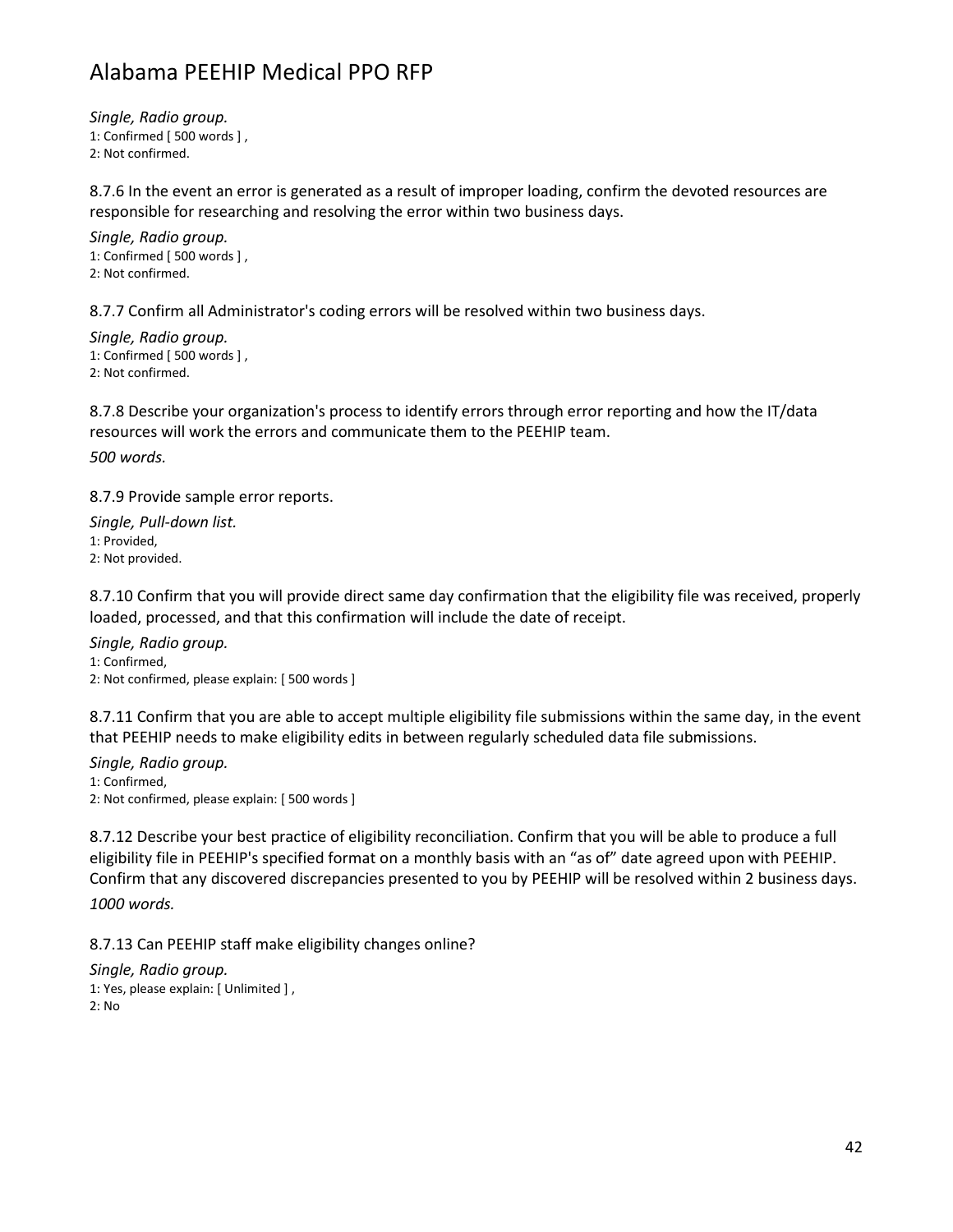*Single, Radio group.*
1: Confirmed [ 500 words ] ,
2: Not confirmed.

8.7.6 In the event an error is generated as a result of improper loading, confirm the devoted resources are responsible for researching and resolving the error within two business days.

*Single, Radio group.*
1: Confirmed [ 500 words ] ,
2: Not confirmed.

8.7.7 Confirm all Administrator's coding errors will be resolved within two business days.

*Single, Radio group.*
1: Confirmed [ 500 words ] ,
2: Not confirmed.

8.7.8 Describe your organization's process to identify errors through error reporting and how the IT/data resources will work the errors and communicate them to the PEEHIP team.

*500 words.*

8.7.9 Provide sample error reports.

*Single, Pull-down list.*
1: Provided,
2: Not provided.

8.7.10 Confirm that you will provide direct same day confirmation that the eligibility file was received, properly loaded, processed, and that this confirmation will include the date of receipt.

*Single, Radio group.*
1: Confirmed,
2: Not confirmed, please explain: [ 500 words ]

8.7.11 Confirm that you are able to accept multiple eligibility file submissions within the same day, in the event that PEEHIP needs to make eligibility edits in between regularly scheduled data file submissions.

*Single, Radio group.*
1: Confirmed,
2: Not confirmed, please explain: [ 500 words ]

8.7.12 Describe your best practice of eligibility reconciliation. Confirm that you will be able to produce a full eligibility file in PEEHIP's specified format on a monthly basis with an "as of" date agreed upon with PEEHIP. Confirm that any discovered discrepancies presented to you by PEEHIP will be resolved within 2 business days.

*1000 words.*

8.7.13 Can PEEHIP staff make eligibility changes online?

*Single, Radio group.*
1: Yes, please explain: [ Unlimited ] ,
2: No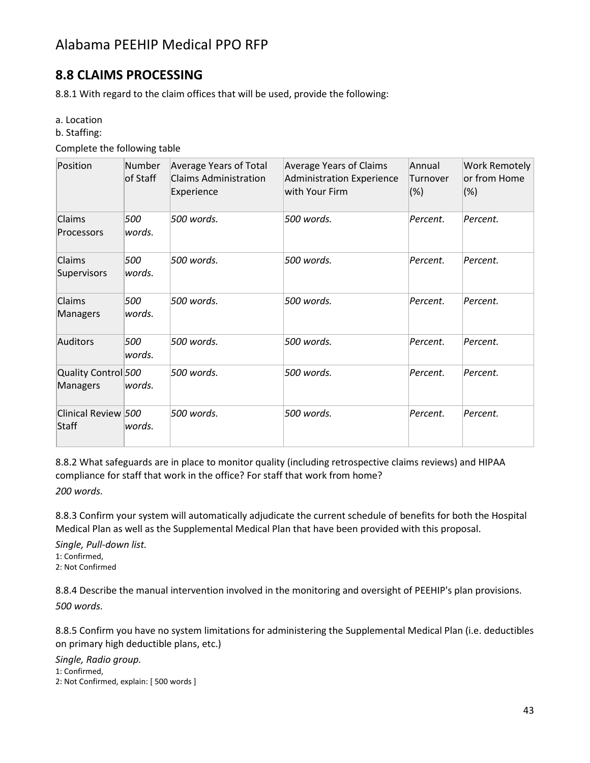## 8.8 CLAIMS PROCESSING

8.8.1 With regard to the claim offices that will be used, provide the following:

a. Location
b. Staffing:

Complete the following table

| Position | Number of Staff | Average Years of Total Claims Administration Experience | Average Years of Claims Administration Experience with Your Firm | Annual Turnover (%) | Work Remotely or from Home (%) |
|---|---|---|---|---|---|
| Claims Processors | *500 words.* | *500 words.* | *500 words.* | *Percent.* | *Percent.* |
| Claims Supervisors | *500 words.* | *500 words.* | *500 words.* | *Percent.* | *Percent.* |
| Claims Managers | *500 words.* | *500 words.* | *500 words.* | *Percent.* | *Percent.* |
| Auditors | *500 words.* | *500 words.* | *500 words.* | *Percent.* | *Percent.* |
| Quality Control Managers | *500 words.* | *500 words.* | *500 words.* | *Percent.* | *Percent.* |
| Clinical Review Staff | *500 words.* | *500 words.* | *500 words.* | *Percent.* | *Percent.* |

8.8.2 What safeguards are in place to monitor quality (including retrospective claims reviews) and HIPAA compliance for staff that work in the office? For staff that work from home?

*200 words.*

8.8.3 Confirm your system will automatically adjudicate the current schedule of benefits for both the Hospital Medical Plan as well as the Supplemental Medical Plan that have been provided with this proposal.

*Single, Pull-down list.*
1: Confirmed,
2: Not Confirmed

8.8.4 Describe the manual intervention involved in the monitoring and oversight of PEEHIP's plan provisions.

*500 words.*

8.8.5 Confirm you have no system limitations for administering the Supplemental Medical Plan (i.e. deductibles on primary high deductible plans, etc.)

*Single, Radio group.*
1: Confirmed,
2: Not Confirmed, explain: [ 500 words ]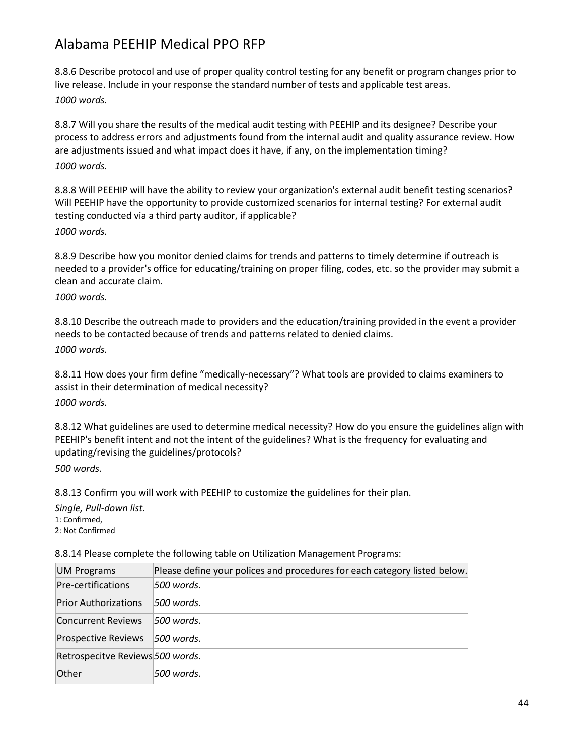8.8.6 Describe protocol and use of proper quality control testing for any benefit or program changes prior to live release. Include in your response the standard number of tests and applicable test areas.

*1000 words.*

8.8.7 Will you share the results of the medical audit testing with PEEHIP and its designee? Describe your process to address errors and adjustments found from the internal audit and quality assurance review. How are adjustments issued and what impact does it have, if any, on the implementation timing?

*1000 words.*

8.8.8 Will PEEHIP will have the ability to review your organization's external audit benefit testing scenarios? Will PEEHIP have the opportunity to provide customized scenarios for internal testing? For external audit testing conducted via a third party auditor, if applicable?

*1000 words.*

8.8.9 Describe how you monitor denied claims for trends and patterns to timely determine if outreach is needed to a provider's office for educating/training on proper filing, codes, etc. so the provider may submit a clean and accurate claim.

*1000 words.*

8.8.10 Describe the outreach made to providers and the education/training provided in the event a provider needs to be contacted because of trends and patterns related to denied claims.

*1000 words.*

8.8.11 How does your firm define "medically-necessary"? What tools are provided to claims examiners to assist in their determination of medical necessity?

*1000 words.*

8.8.12 What guidelines are used to determine medical necessity? How do you ensure the guidelines align with PEEHIP's benefit intent and not the intent of the guidelines? What is the frequency for evaluating and updating/revising the guidelines/protocols?

*500 words.*

8.8.13 Confirm you will work with PEEHIP to customize the guidelines for their plan.

*Single, Pull-down list.*

1: Confirmed,
2: Not Confirmed

8.8.14 Please complete the following table on Utilization Management Programs:

| UM Programs | Please define your polices and procedures for each category listed below. |
|---|---|
| Pre-certifications | *500 words.* |
| Prior Authorizations | *500 words.* |
| Concurrent Reviews | *500 words.* |
| Prospective Reviews | *500 words.* |
| Retrospecitve Reviews | *500 words.* |
| Other | *500 words.* |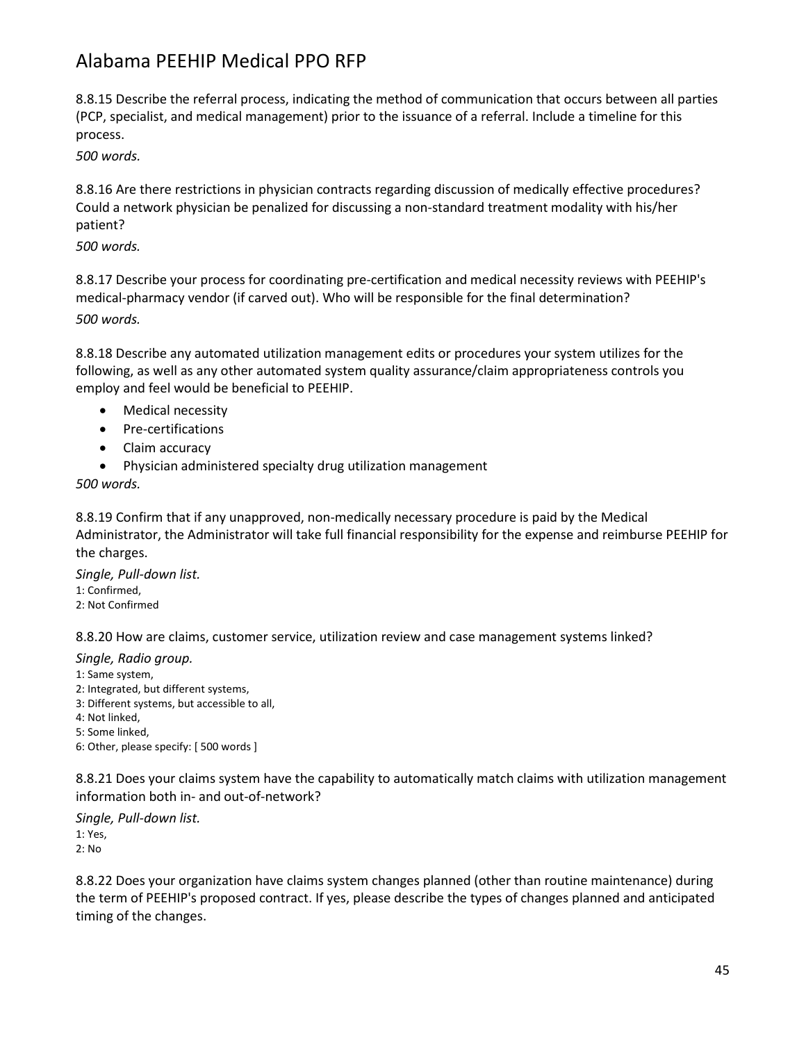8.8.15 Describe the referral process, indicating the method of communication that occurs between all parties (PCP, specialist, and medical management) prior to the issuance of a referral. Include a timeline for this process.

*500 words.*

8.8.16 Are there restrictions in physician contracts regarding discussion of medically effective procedures? Could a network physician be penalized for discussing a non-standard treatment modality with his/her patient?

*500 words.*

8.8.17 Describe your process for coordinating pre-certification and medical necessity reviews with PEEHIP's medical-pharmacy vendor (if carved out). Who will be responsible for the final determination?

*500 words.*

8.8.18 Describe any automated utilization management edits or procedures your system utilizes for the following, as well as any other automated system quality assurance/claim appropriateness controls you employ and feel would be beneficial to PEEHIP.

- Medical necessity
- Pre-certifications
- Claim accuracy
- Physician administered specialty drug utilization management

*500 words.*

8.8.19 Confirm that if any unapproved, non-medically necessary procedure is paid by the Medical Administrator, the Administrator will take full financial responsibility for the expense and reimburse PEEHIP for the charges.

*Single, Pull-down list.*

1: Confirmed,
2: Not Confirmed

8.8.20 How are claims, customer service, utilization review and case management systems linked?

*Single, Radio group.*

1: Same system,
2: Integrated, but different systems,
3: Different systems, but accessible to all,
4: Not linked,
5: Some linked,
6: Other, please specify: [ 500 words ]

8.8.21 Does your claims system have the capability to automatically match claims with utilization management information both in- and out-of-network?

*Single, Pull-down list.*

1: Yes,
2: No

8.8.22 Does your organization have claims system changes planned (other than routine maintenance) during the term of PEEHIP's proposed contract. If yes, please describe the types of changes planned and anticipated timing of the changes.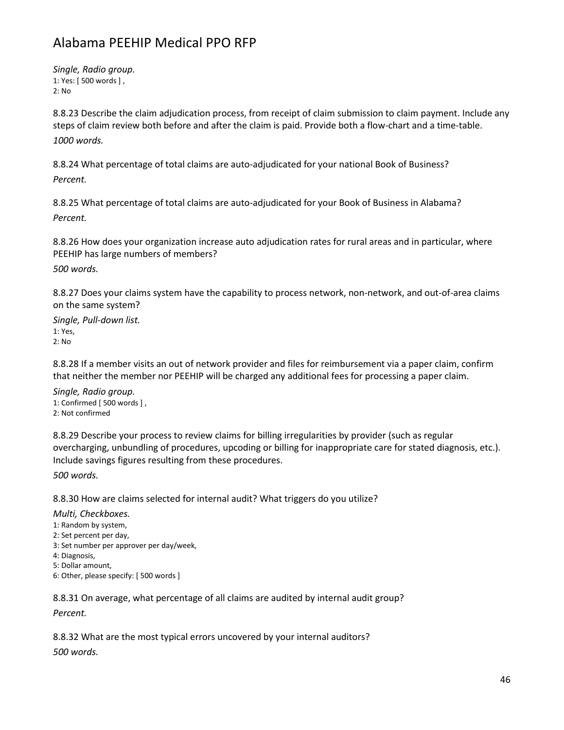*Single, Radio group.*
1: Yes: [ 500 words ] ,
2: No

8.8.23 Describe the claim adjudication process, from receipt of claim submission to claim payment. Include any steps of claim review both before and after the claim is paid. Provide both a flow-chart and a time-table.
*1000 words.*

8.8.24 What percentage of total claims are auto-adjudicated for your national Book of Business?
*Percent.*

8.8.25 What percentage of total claims are auto-adjudicated for your Book of Business in Alabama?
*Percent.*

8.8.26 How does your organization increase auto adjudication rates for rural areas and in particular, where PEEHIP has large numbers of members?
*500 words.*

8.8.27 Does your claims system have the capability to process network, non-network, and out-of-area claims on the same system?
*Single, Pull-down list.*
1: Yes,
2: No

8.8.28 If a member visits an out of network provider and files for reimbursement via a paper claim, confirm that neither the member nor PEEHIP will be charged any additional fees for processing a paper claim.
*Single, Radio group.*
1: Confirmed [ 500 words ] ,
2: Not confirmed

8.8.29 Describe your process to review claims for billing irregularities by provider (such as regular overcharging, unbundling of procedures, upcoding or billing for inappropriate care for stated diagnosis, etc.). Include savings figures resulting from these procedures.
*500 words.*

8.8.30 How are claims selected for internal audit? What triggers do you utilize?
*Multi, Checkboxes.*
1: Random by system,
2: Set percent per day,
3: Set number per approver per day/week,
4: Diagnosis,
5: Dollar amount,
6: Other, please specify: [ 500 words ]

8.8.31 On average, what percentage of all claims are audited by internal audit group?
*Percent.*

8.8.32 What are the most typical errors uncovered by your internal auditors?
*500 words.*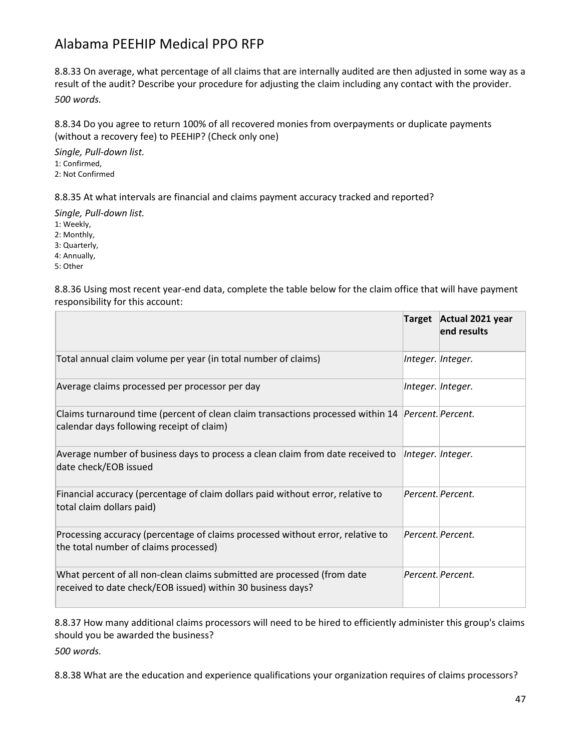8.8.33 On average, what percentage of all claims that are internally audited are then adjusted in some way as a result of the audit? Describe your procedure for adjusting the claim including any contact with the provider.

*500 words.*

8.8.34 Do you agree to return 100% of all recovered monies from overpayments or duplicate payments (without a recovery fee) to PEEHIP? (Check only one)

*Single, Pull-down list.*

1: Confirmed,
2: Not Confirmed

8.8.35 At what intervals are financial and claims payment accuracy tracked and reported?

*Single, Pull-down list.*

1: Weekly,
2: Monthly,
3: Quarterly,
4: Annually,
5: Other

8.8.36 Using most recent year-end data, complete the table below for the claim office that will have payment responsibility for this account:

| | Target | Actual 2021 year end results |
|---|---|---|
| Total annual claim volume per year (in total number of claims) | *Integer.* | *Integer.* |
| Average claims processed per processor per day | *Integer.* | *Integer.* |
| Claims turnaround time (percent of clean claim transactions processed within 14 calendar days following receipt of claim) | *Percent.* | *Percent.* |
| Average number of business days to process a clean claim from date received to date check/EOB issued | *Integer.* | *Integer.* |
| Financial accuracy (percentage of claim dollars paid without error, relative to total claim dollars paid) | *Percent.* | *Percent.* |
| Processing accuracy (percentage of claims processed without error, relative to the total number of claims processed) | *Percent.* | *Percent.* |
| What percent of all non-clean claims submitted are processed (from date received to date check/EOB issued) within 30 business days? | *Percent.* | *Percent.* |

8.8.37 How many additional claims processors will need to be hired to efficiently administer this group's claims should you be awarded the business?

*500 words.*

8.8.38 What are the education and experience qualifications your organization requires of claims processors?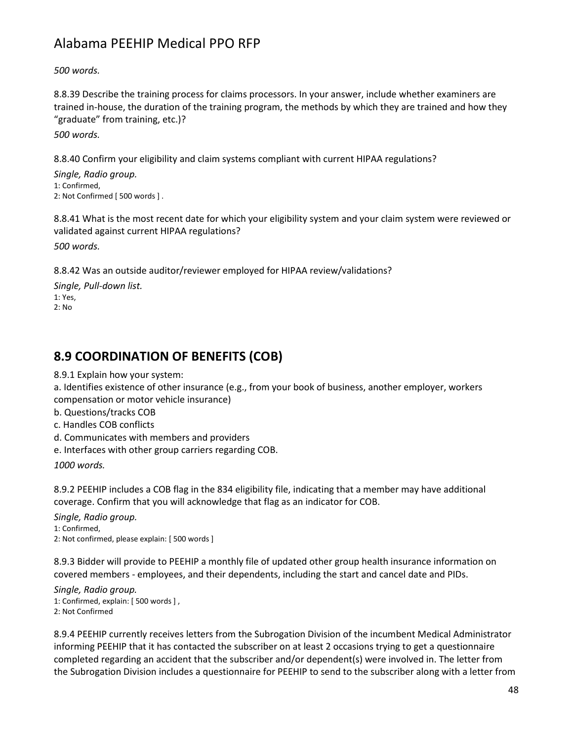*500 words.*

8.8.39 Describe the training process for claims processors. In your answer, include whether examiners are trained in-house, the duration of the training program, the methods by which they are trained and how they "graduate" from training, etc.)?

*500 words.*

8.8.40 Confirm your eligibility and claim systems compliant with current HIPAA regulations?

*Single, Radio group.*
1: Confirmed,
2: Not Confirmed [ 500 words ] .

8.8.41 What is the most recent date for which your eligibility system and your claim system were reviewed or validated against current HIPAA regulations?

*500 words.*

8.8.42 Was an outside auditor/reviewer employed for HIPAA review/validations?

*Single, Pull-down list.*
1: Yes,
2: No

## 8.9 COORDINATION OF BENEFITS (COB)

8.9.1 Explain how your system:

a. Identifies existence of other insurance (e.g., from your book of business, another employer, workers compensation or motor vehicle insurance)
b. Questions/tracks COB
c. Handles COB conflicts
d. Communicates with members and providers
e. Interfaces with other group carriers regarding COB.

*1000 words.*

8.9.2 PEEHIP includes a COB flag in the 834 eligibility file, indicating that a member may have additional coverage. Confirm that you will acknowledge that flag as an indicator for COB.

*Single, Radio group.*
1: Confirmed,
2: Not confirmed, please explain: [ 500 words ]

8.9.3 Bidder will provide to PEEHIP a monthly file of updated other group health insurance information on covered members - employees, and their dependents, including the start and cancel date and PIDs.

*Single, Radio group.*
1: Confirmed, explain: [ 500 words ] ,
2: Not Confirmed

8.9.4 PEEHIP currently receives letters from the Subrogation Division of the incumbent Medical Administrator informing PEEHIP that it has contacted the subscriber on at least 2 occasions trying to get a questionnaire completed regarding an accident that the subscriber and/or dependent(s) were involved in. The letter from the Subrogation Division includes a questionnaire for PEEHIP to send to the subscriber along with a letter from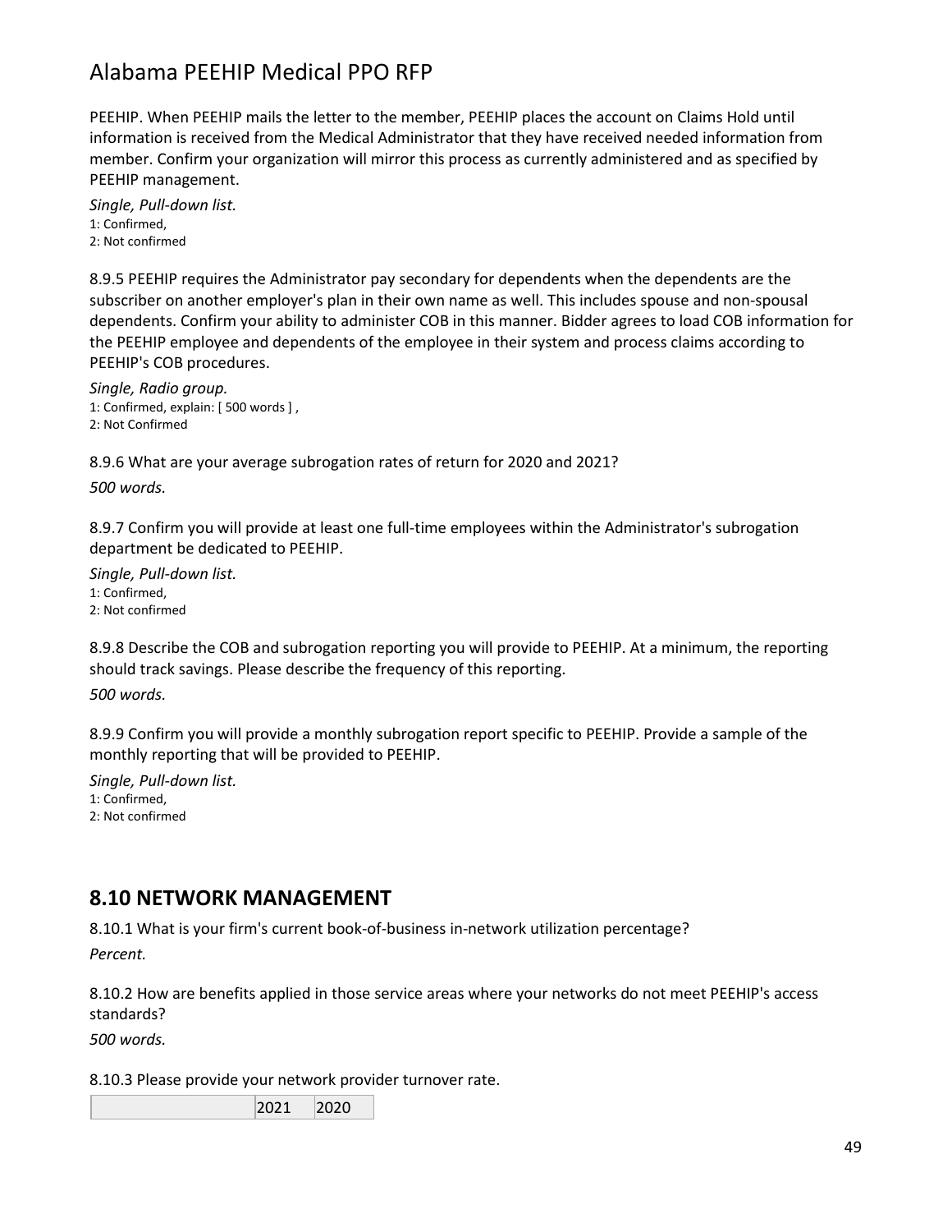PEEHIP. When PEEHIP mails the letter to the member, PEEHIP places the account on Claims Hold until information is received from the Medical Administrator that they have received needed information from member. Confirm your organization will mirror this process as currently administered and as specified by PEEHIP management.

*Single, Pull-down list.*
1: Confirmed,
2: Not confirmed

8.9.5 PEEHIP requires the Administrator pay secondary for dependents when the dependents are the subscriber on another employer's plan in their own name as well. This includes spouse and non-spousal dependents. Confirm your ability to administer COB in this manner. Bidder agrees to load COB information for the PEEHIP employee and dependents of the employee in their system and process claims according to PEEHIP's COB procedures.

*Single, Radio group.*
1: Confirmed, explain: [ 500 words ] ,
2: Not Confirmed

8.9.6 What are your average subrogation rates of return for 2020 and 2021?

*500 words.*

8.9.7 Confirm you will provide at least one full-time employees within the Administrator's subrogation department be dedicated to PEEHIP.

*Single, Pull-down list.*
1: Confirmed,
2: Not confirmed

8.9.8 Describe the COB and subrogation reporting you will provide to PEEHIP. At a minimum, the reporting should track savings. Please describe the frequency of this reporting.

*500 words.*

8.9.9 Confirm you will provide a monthly subrogation report specific to PEEHIP. Provide a sample of the monthly reporting that will be provided to PEEHIP.

*Single, Pull-down list.*
1: Confirmed,
2: Not confirmed

## 8.10 NETWORK MANAGEMENT

8.10.1 What is your firm's current book-of-business in-network utilization percentage?

*Percent.*

8.10.2 How are benefits applied in those service areas where your networks do not meet PEEHIP's access standards?

*500 words.*

8.10.3 Please provide your network provider turnover rate.

| | 2021 | 2020 |
|---|---|---|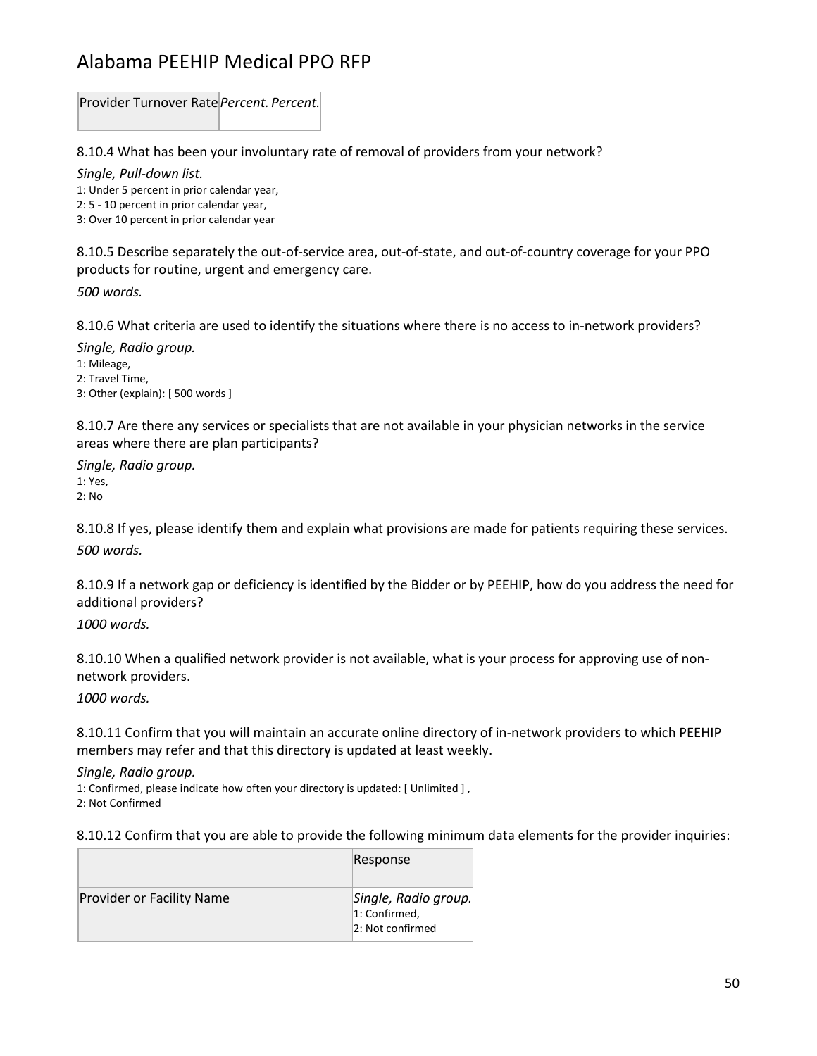| Provider Turnover Rate | *Percent.* | *Percent.* |
|---|---|---|

8.10.4 What has been your involuntary rate of removal of providers from your network?

*Single, Pull-down list.*

1: Under 5 percent in prior calendar year,
2: 5 - 10 percent in prior calendar year,
3: Over 10 percent in prior calendar year

8.10.5 Describe separately the out-of-service area, out-of-state, and out-of-country coverage for your PPO products for routine, urgent and emergency care.

*500 words.*

8.10.6 What criteria are used to identify the situations where there is no access to in-network providers?

*Single, Radio group.*

1: Mileage,
2: Travel Time,
3: Other (explain): [ 500 words ]

8.10.7 Are there any services or specialists that are not available in your physician networks in the service areas where there are plan participants?

*Single, Radio group.*

1: Yes,
2: No

8.10.8 If yes, please identify them and explain what provisions are made for patients requiring these services.

*500 words.*

8.10.9 If a network gap or deficiency is identified by the Bidder or by PEEHIP, how do you address the need for additional providers?

*1000 words.*

8.10.10 When a qualified network provider is not available, what is your process for approving use of non-network providers.

*1000 words.*

8.10.11 Confirm that you will maintain an accurate online directory of in-network providers to which PEEHIP members may refer and that this directory is updated at least weekly.

*Single, Radio group.*

1: Confirmed, please indicate how often your directory is updated: [ Unlimited ] ,
2: Not Confirmed

8.10.12 Confirm that you are able to provide the following minimum data elements for the provider inquiries:

| | Response |
|---|---|
| Provider or Facility Name | *Single, Radio group.* 1: Confirmed, 2: Not confirmed |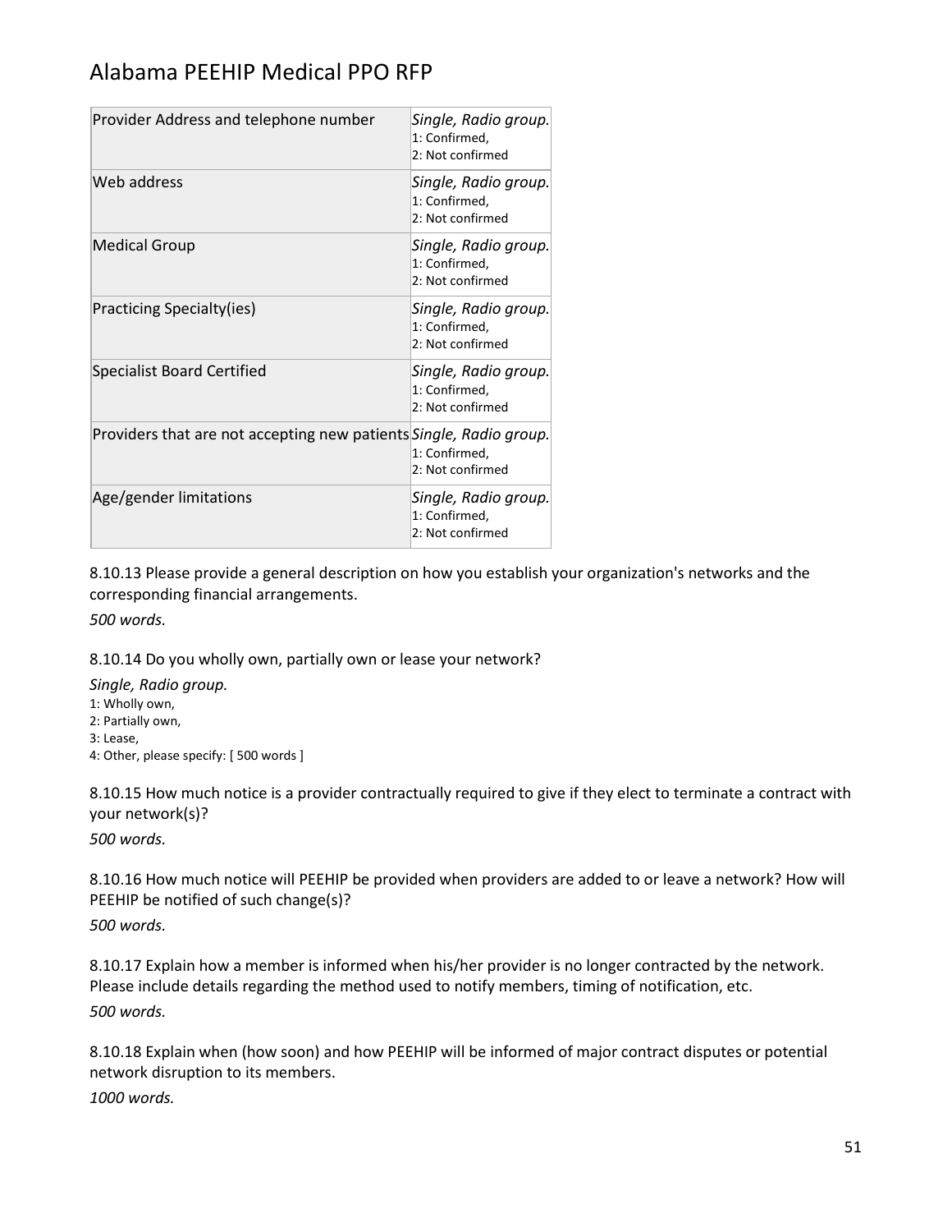| | |
|---|---|
| Provider Address and telephone number | *Single, Radio group.*<br>1: Confirmed,<br>2: Not confirmed |
| Web address | *Single, Radio group.*<br>1: Confirmed,<br>2: Not confirmed |
| Medical Group | *Single, Radio group.*<br>1: Confirmed,<br>2: Not confirmed |
| Practicing Specialty(ies) | *Single, Radio group.*<br>1: Confirmed,<br>2: Not confirmed |
| Specialist Board Certified | *Single, Radio group.*<br>1: Confirmed,<br>2: Not confirmed |
| Providers that are not accepting new patients | *Single, Radio group.*<br>1: Confirmed,<br>2: Not confirmed |
| Age/gender limitations | *Single, Radio group.*<br>1: Confirmed,<br>2: Not confirmed |

8.10.13 Please provide a general description on how you establish your organization's networks and the corresponding financial arrangements.

*500 words.*

8.10.14 Do you wholly own, partially own or lease your network?

*Single, Radio group.*
1: Wholly own,
2: Partially own,
3: Lease,
4: Other, please specify: [ 500 words ]

8.10.15 How much notice is a provider contractually required to give if they elect to terminate a contract with your network(s)?

*500 words.*

8.10.16 How much notice will PEEHIP be provided when providers are added to or leave a network? How will PEEHIP be notified of such change(s)?

*500 words.*

8.10.17 Explain how a member is informed when his/her provider is no longer contracted by the network. Please include details regarding the method used to notify members, timing of notification, etc.

*500 words.*

8.10.18 Explain when (how soon) and how PEEHIP will be informed of major contract disputes or potential network disruption to its members.

*1000 words.*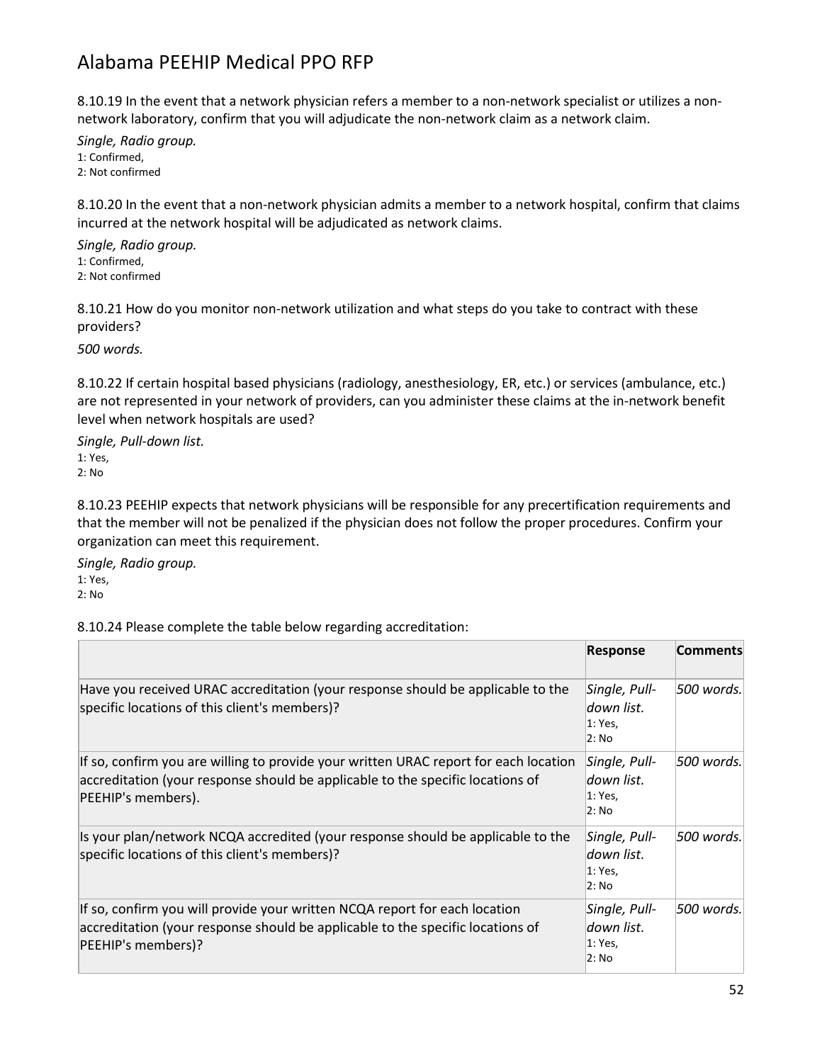8.10.19 In the event that a network physician refers a member to a non-network specialist or utilizes a non-network laboratory, confirm that you will adjudicate the non-network claim as a network claim.

*Single, Radio group.*
1: Confirmed,
2: Not confirmed

8.10.20 In the event that a non-network physician admits a member to a network hospital, confirm that claims incurred at the network hospital will be adjudicated as network claims.

*Single, Radio group.*
1: Confirmed,
2: Not confirmed

8.10.21 How do you monitor non-network utilization and what steps do you take to contract with these providers?

*500 words.*

8.10.22 If certain hospital based physicians (radiology, anesthesiology, ER, etc.) or services (ambulance, etc.) are not represented in your network of providers, can you administer these claims at the in-network benefit level when network hospitals are used?

*Single, Pull-down list.*
1: Yes,
2: No

8.10.23 PEEHIP expects that network physicians will be responsible for any precertification requirements and that the member will not be penalized if the physician does not follow the proper procedures. Confirm your organization can meet this requirement.

*Single, Radio group.*
1: Yes,
2: No

8.10.24 Please complete the table below regarding accreditation:

| | Response | Comments |
|---|---|---|
| Have you received URAC accreditation (your response should be applicable to the specific locations of this client's members)? | *Single, Pull-down list.* 1: Yes, 2: No | *500 words.* |
| If so, confirm you are willing to provide your written URAC report for each location accreditation (your response should be applicable to the specific locations of PEEHIP's members). | *Single, Pull-down list.* 1: Yes, 2: No | *500 words.* |
| Is your plan/network NCQA accredited (your response should be applicable to the specific locations of this client's members)? | *Single, Pull-down list.* 1: Yes, 2: No | *500 words.* |
| If so, confirm you will provide your written NCQA report for each location accreditation (your response should be applicable to the specific locations of PEEHIP's members)? | *Single, Pull-down list.* 1: Yes, 2: No | *500 words.* |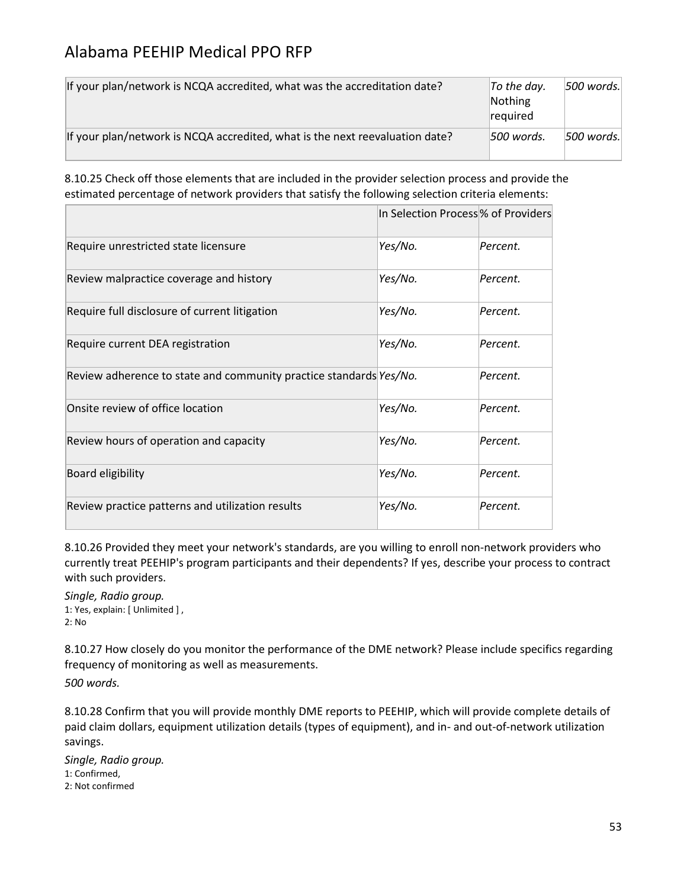| If your plan/network is NCQA accredited, what was the accreditation date? | *To the day. Nothing required* | *500 words.* |
|---|---|---|
| If your plan/network is NCQA accredited, what is the next reevaluation date? | *500 words.* | *500 words.* |

8.10.25 Check off those elements that are included in the provider selection process and provide the estimated percentage of network providers that satisfy the following selection criteria elements:

| | In Selection Process | % of Providers |
|---|---|---|
| Require unrestricted state licensure | *Yes/No.* | *Percent.* |
| Review malpractice coverage and history | *Yes/No.* | *Percent.* |
| Require full disclosure of current litigation | *Yes/No.* | *Percent.* |
| Require current DEA registration | *Yes/No.* | *Percent.* |
| Review adherence to state and community practice standards | *Yes/No.* | *Percent.* |
| Onsite review of office location | *Yes/No.* | *Percent.* |
| Review hours of operation and capacity | *Yes/No.* | *Percent.* |
| Board eligibility | *Yes/No.* | *Percent.* |
| Review practice patterns and utilization results | *Yes/No.* | *Percent.* |

8.10.26 Provided they meet your network's standards, are you willing to enroll non-network providers who currently treat PEEHIP's program participants and their dependents? If yes, describe your process to contract with such providers.

*Single, Radio group.*
1: Yes, explain: [ Unlimited ] ,
2: No

8.10.27 How closely do you monitor the performance of the DME network? Please include specifics regarding frequency of monitoring as well as measurements.

*500 words.*

8.10.28 Confirm that you will provide monthly DME reports to PEEHIP, which will provide complete details of paid claim dollars, equipment utilization details (types of equipment), and in- and out-of-network utilization savings.

*Single, Radio group.*
1: Confirmed,
2: Not confirmed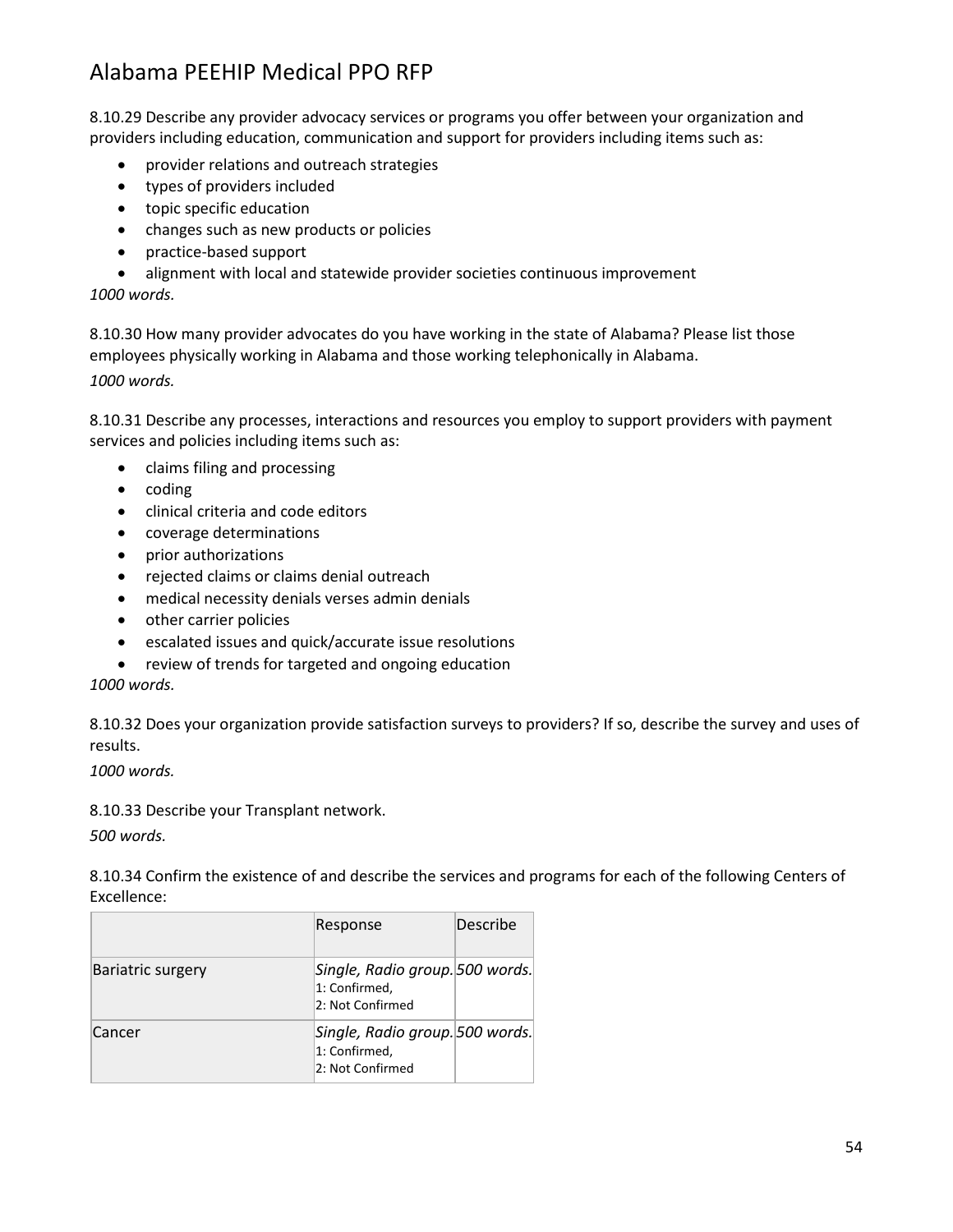8.10.29 Describe any provider advocacy services or programs you offer between your organization and providers including education, communication and support for providers including items such as:

- provider relations and outreach strategies
- types of providers included
- topic specific education
- changes such as new products or policies
- practice-based support
- alignment with local and statewide provider societies continuous improvement

*1000 words.*

8.10.30 How many provider advocates do you have working in the state of Alabama? Please list those employees physically working in Alabama and those working telephonically in Alabama.

*1000 words.*

8.10.31 Describe any processes, interactions and resources you employ to support providers with payment services and policies including items such as:

- claims filing and processing
- coding
- clinical criteria and code editors
- coverage determinations
- prior authorizations
- rejected claims or claims denial outreach
- medical necessity denials verses admin denials
- other carrier policies
- escalated issues and quick/accurate issue resolutions
- review of trends for targeted and ongoing education

*1000 words.*

8.10.32 Does your organization provide satisfaction surveys to providers? If so, describe the survey and uses of results.

*1000 words.*

8.10.33 Describe your Transplant network.

*500 words.*

8.10.34 Confirm the existence of and describe the services and programs for each of the following Centers of Excellence:

| | Response | Describe |
|---|---|---|
| Bariatric surgery | *Single, Radio group.* 1: Confirmed, 2: Not Confirmed | *500 words.* |
| Cancer | *Single, Radio group.* 1: Confirmed, 2: Not Confirmed | *500 words.* |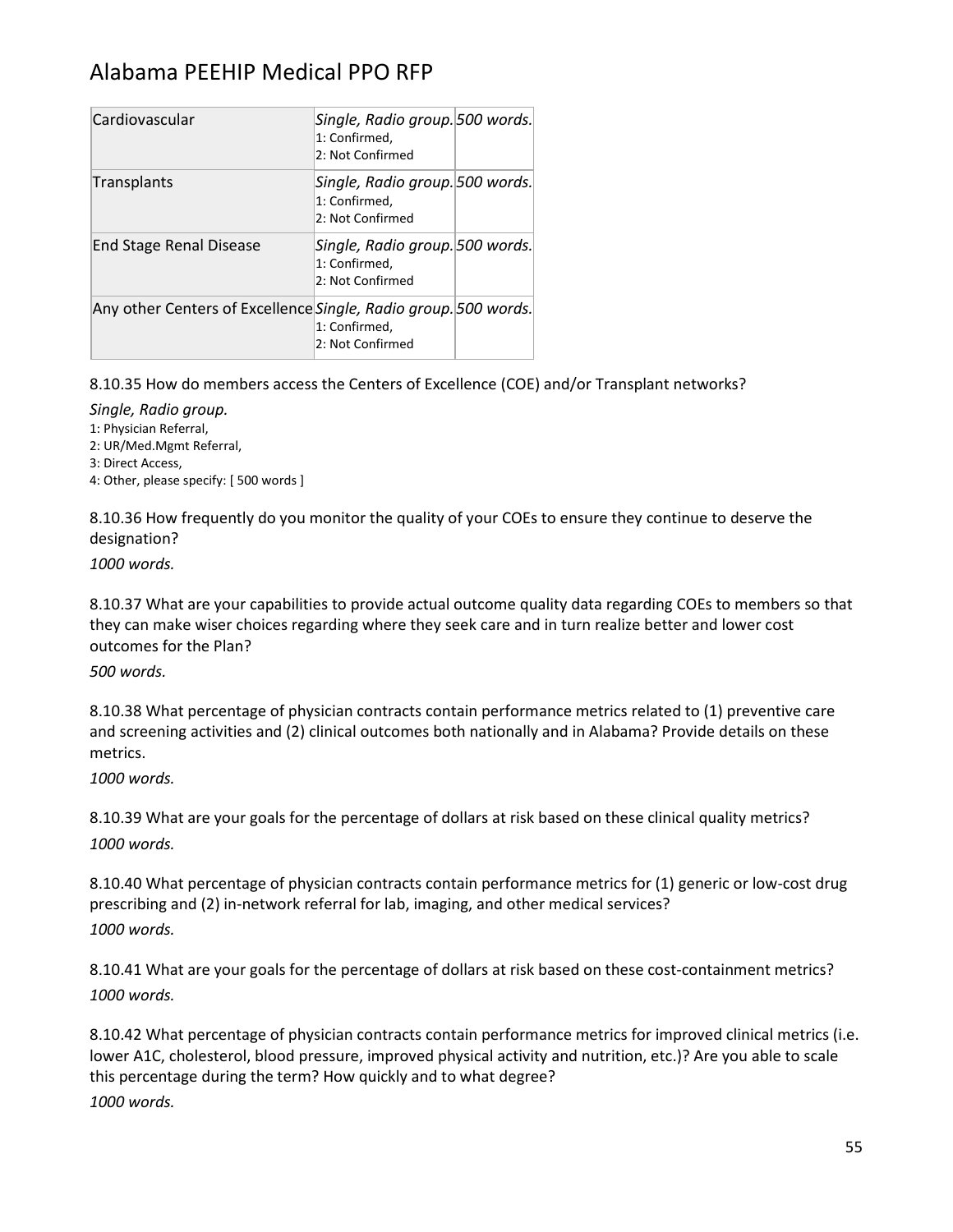| Cardiovascular | *Single, Radio group.* 1: Confirmed, 2: Not Confirmed | *500 words.* |
|---|---|---|
| Transplants | *Single, Radio group.* 1: Confirmed, 2: Not Confirmed | *500 words.* |
| End Stage Renal Disease | *Single, Radio group.* 1: Confirmed, 2: Not Confirmed | *500 words.* |
| Any other Centers of Excellence | *Single, Radio group.* 1: Confirmed, 2: Not Confirmed | *500 words.* |

8.10.35 How do members access the Centers of Excellence (COE) and/or Transplant networks?

*Single, Radio group.*

1: Physician Referral,
2: UR/Med.Mgmt Referral,
3: Direct Access,
4: Other, please specify: [ 500 words ]

8.10.36 How frequently do you monitor the quality of your COEs to ensure they continue to deserve the designation?

*1000 words.*

8.10.37 What are your capabilities to provide actual outcome quality data regarding COEs to members so that they can make wiser choices regarding where they seek care and in turn realize better and lower cost outcomes for the Plan?

*500 words.*

8.10.38 What percentage of physician contracts contain performance metrics related to (1) preventive care and screening activities and (2) clinical outcomes both nationally and in Alabama? Provide details on these metrics.

*1000 words.*

8.10.39 What are your goals for the percentage of dollars at risk based on these clinical quality metrics?

*1000 words.*

8.10.40 What percentage of physician contracts contain performance metrics for (1) generic or low-cost drug prescribing and (2) in-network referral for lab, imaging, and other medical services?

*1000 words.*

8.10.41 What are your goals for the percentage of dollars at risk based on these cost-containment metrics?

*1000 words.*

8.10.42 What percentage of physician contracts contain performance metrics for improved clinical metrics (i.e. lower A1C, cholesterol, blood pressure, improved physical activity and nutrition, etc.)? Are you able to scale this percentage during the term? How quickly and to what degree?

*1000 words.*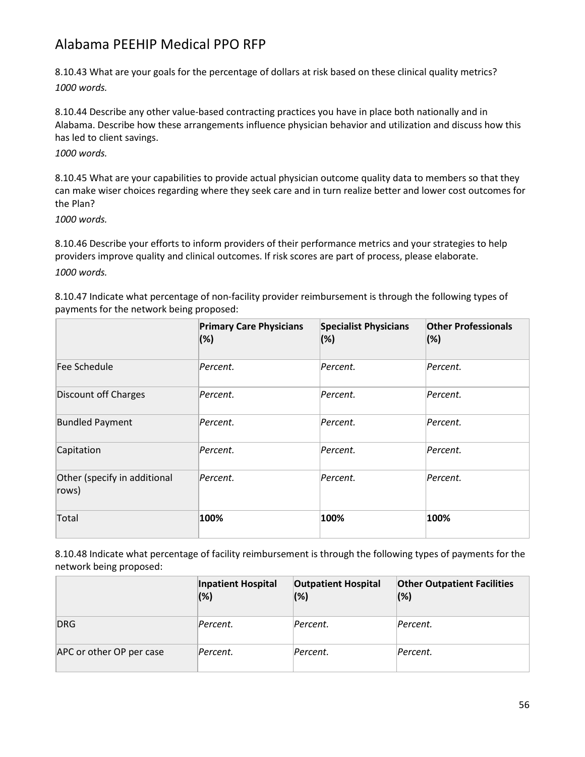8.10.43 What are your goals for the percentage of dollars at risk based on these clinical quality metrics?
*1000 words.*

8.10.44 Describe any other value-based contracting practices you have in place both nationally and in Alabama. Describe how these arrangements influence physician behavior and utilization and discuss how this has led to client savings.
*1000 words.*

8.10.45 What are your capabilities to provide actual physician outcome quality data to members so that they can make wiser choices regarding where they seek care and in turn realize better and lower cost outcomes for the Plan?
*1000 words.*

8.10.46 Describe your efforts to inform providers of their performance metrics and your strategies to help providers improve quality and clinical outcomes. If risk scores are part of process, please elaborate.
*1000 words.*

8.10.47 Indicate what percentage of non-facility provider reimbursement is through the following types of payments for the network being proposed:

| | **Primary Care Physicians (%)** | **Specialist Physicians (%)** | **Other Professionals (%)** |
|---|---|---|---|
| Fee Schedule | *Percent.* | *Percent.* | *Percent.* |
| Discount off Charges | *Percent.* | *Percent.* | *Percent.* |
| Bundled Payment | *Percent.* | *Percent.* | *Percent.* |
| Capitation | *Percent.* | *Percent.* | *Percent.* |
| Other (specify in additional rows) | *Percent.* | *Percent.* | *Percent.* |
| Total | **100%** | **100%** | **100%** |

8.10.48 Indicate what percentage of facility reimbursement is through the following types of payments for the network being proposed:

| | **Inpatient Hospital (%)** | **Outpatient Hospital (%)** | **Other Outpatient Facilities (%)** |
|---|---|---|---|
| DRG | *Percent.* | *Percent.* | *Percent.* |
| APC or other OP per case | *Percent.* | *Percent.* | *Percent.* |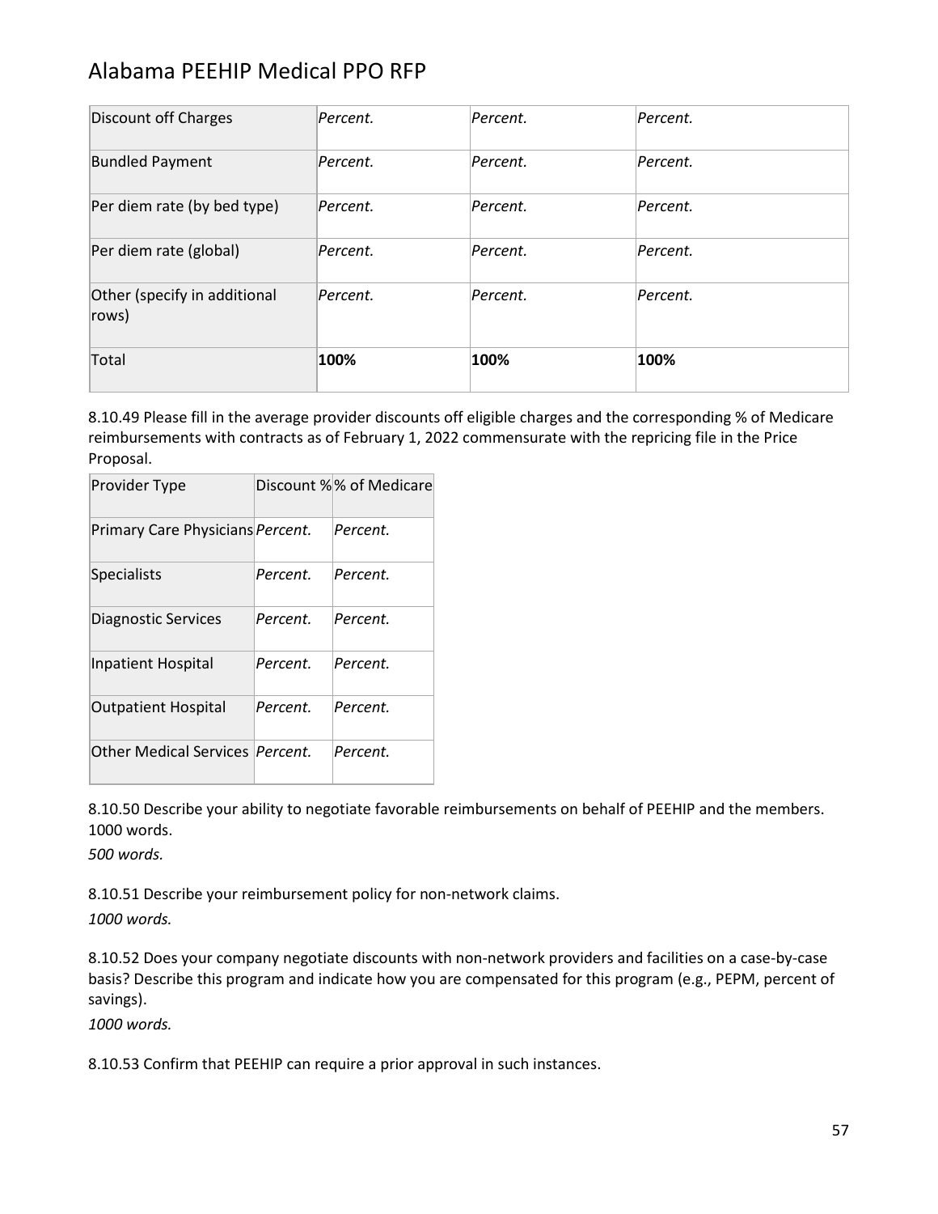| Discount off Charges | *Percent.* | *Percent.* | *Percent.* |
|---|---|---|---|
| Bundled Payment | *Percent.* | *Percent.* | *Percent.* |
| Per diem rate (by bed type) | *Percent.* | *Percent.* | *Percent.* |
| Per diem rate (global) | *Percent.* | *Percent.* | *Percent.* |
| Other (specify in additional rows) | *Percent.* | *Percent.* | *Percent.* |
| Total | **100%** | **100%** | **100%** |

8.10.49 Please fill in the average provider discounts off eligible charges and the corresponding % of Medicare reimbursements with contracts as of February 1, 2022 commensurate with the repricing file in the Price Proposal.

| Provider Type | Discount % | % of Medicare |
|---|---|---|
| Primary Care Physicians | *Percent.* | *Percent.* |
| Specialists | *Percent.* | *Percent.* |
| Diagnostic Services | *Percent.* | *Percent.* |
| Inpatient Hospital | *Percent.* | *Percent.* |
| Outpatient Hospital | *Percent.* | *Percent.* |
| Other Medical Services | *Percent.* | *Percent.* |

8.10.50 Describe your ability to negotiate favorable reimbursements on behalf of PEEHIP and the members. 1000 words.

*500 words.*

8.10.51 Describe your reimbursement policy for non-network claims.

*1000 words.*

8.10.52 Does your company negotiate discounts with non-network providers and facilities on a case-by-case basis? Describe this program and indicate how you are compensated for this program (e.g., PEPM, percent of savings).

*1000 words.*

8.10.53 Confirm that PEEHIP can require a prior approval in such instances.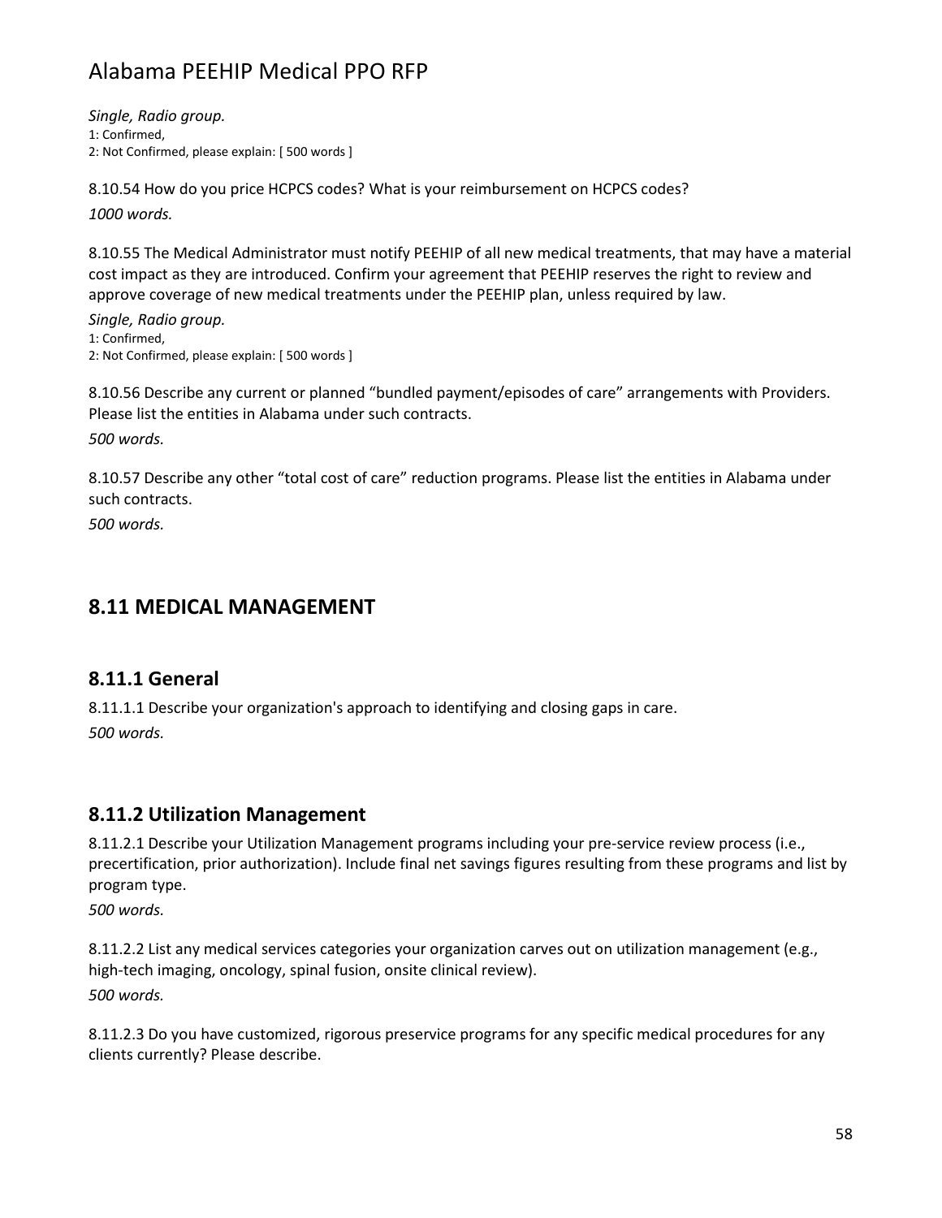*Single, Radio group.*
1: Confirmed,
2: Not Confirmed, please explain: [ 500 words ]

8.10.54 How do you price HCPCS codes? What is your reimbursement on HCPCS codes?
*1000 words.*

8.10.55 The Medical Administrator must notify PEEHIP of all new medical treatments, that may have a material cost impact as they are introduced. Confirm your agreement that PEEHIP reserves the right to review and approve coverage of new medical treatments under the PEEHIP plan, unless required by law.

*Single, Radio group.*
1: Confirmed,
2: Not Confirmed, please explain: [ 500 words ]

8.10.56 Describe any current or planned “bundled payment/episodes of care” arrangements with Providers. Please list the entities in Alabama under such contracts.
*500 words.*

8.10.57 Describe any other “total cost of care” reduction programs. Please list the entities in Alabama under such contracts.
*500 words.*

## 8.11 MEDICAL MANAGEMENT

### 8.11.1 General

8.11.1.1 Describe your organization's approach to identifying and closing gaps in care.
*500 words.*

### 8.11.2 Utilization Management

8.11.2.1 Describe your Utilization Management programs including your pre-service review process (i.e., precertification, prior authorization). Include final net savings figures resulting from these programs and list by program type.
*500 words.*

8.11.2.2 List any medical services categories your organization carves out on utilization management (e.g., high-tech imaging, oncology, spinal fusion, onsite clinical review).
*500 words.*

8.11.2.3 Do you have customized, rigorous preservice programs for any specific medical procedures for any clients currently? Please describe.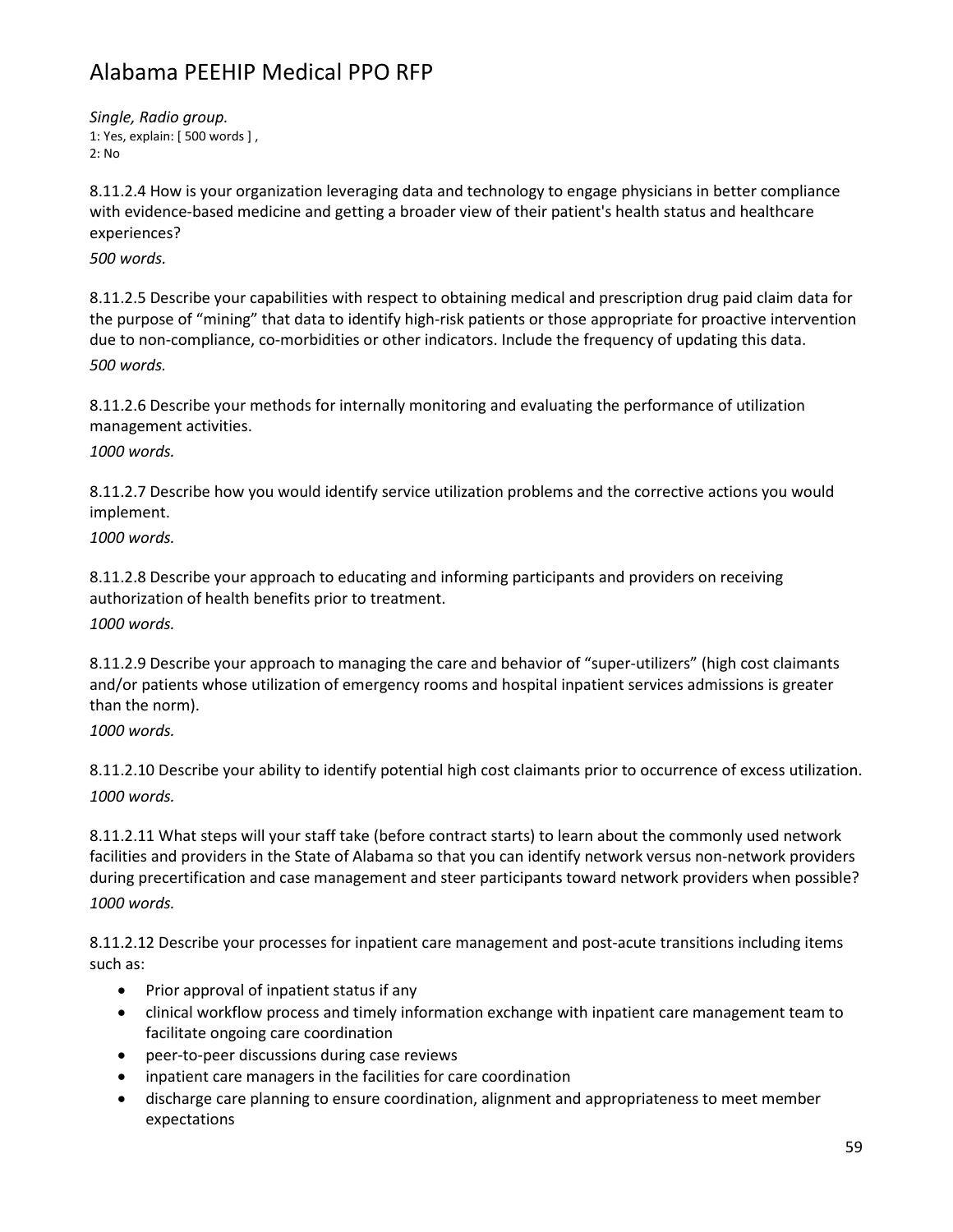*Single, Radio group.*
1: Yes, explain: [ 500 words ] ,
2: No

8.11.2.4 How is your organization leveraging data and technology to engage physicians in better compliance with evidence-based medicine and getting a broader view of their patient's health status and healthcare experiences?

*500 words.*

8.11.2.5 Describe your capabilities with respect to obtaining medical and prescription drug paid claim data for the purpose of "mining" that data to identify high-risk patients or those appropriate for proactive intervention due to non-compliance, co-morbidities or other indicators. Include the frequency of updating this data.

*500 words.*

8.11.2.6 Describe your methods for internally monitoring and evaluating the performance of utilization management activities.

*1000 words.*

8.11.2.7 Describe how you would identify service utilization problems and the corrective actions you would implement.

*1000 words.*

8.11.2.8 Describe your approach to educating and informing participants and providers on receiving authorization of health benefits prior to treatment.

*1000 words.*

8.11.2.9 Describe your approach to managing the care and behavior of "super-utilizers" (high cost claimants and/or patients whose utilization of emergency rooms and hospital inpatient services admissions is greater than the norm).

*1000 words.*

8.11.2.10 Describe your ability to identify potential high cost claimants prior to occurrence of excess utilization.

*1000 words.*

8.11.2.11 What steps will your staff take (before contract starts) to learn about the commonly used network facilities and providers in the State of Alabama so that you can identify network versus non-network providers during precertification and case management and steer participants toward network providers when possible?

*1000 words.*

8.11.2.12 Describe your processes for inpatient care management and post-acute transitions including items such as:

- Prior approval of inpatient status if any
- clinical workflow process and timely information exchange with inpatient care management team to facilitate ongoing care coordination
- peer-to-peer discussions during case reviews
- inpatient care managers in the facilities for care coordination
- discharge care planning to ensure coordination, alignment and appropriateness to meet member expectations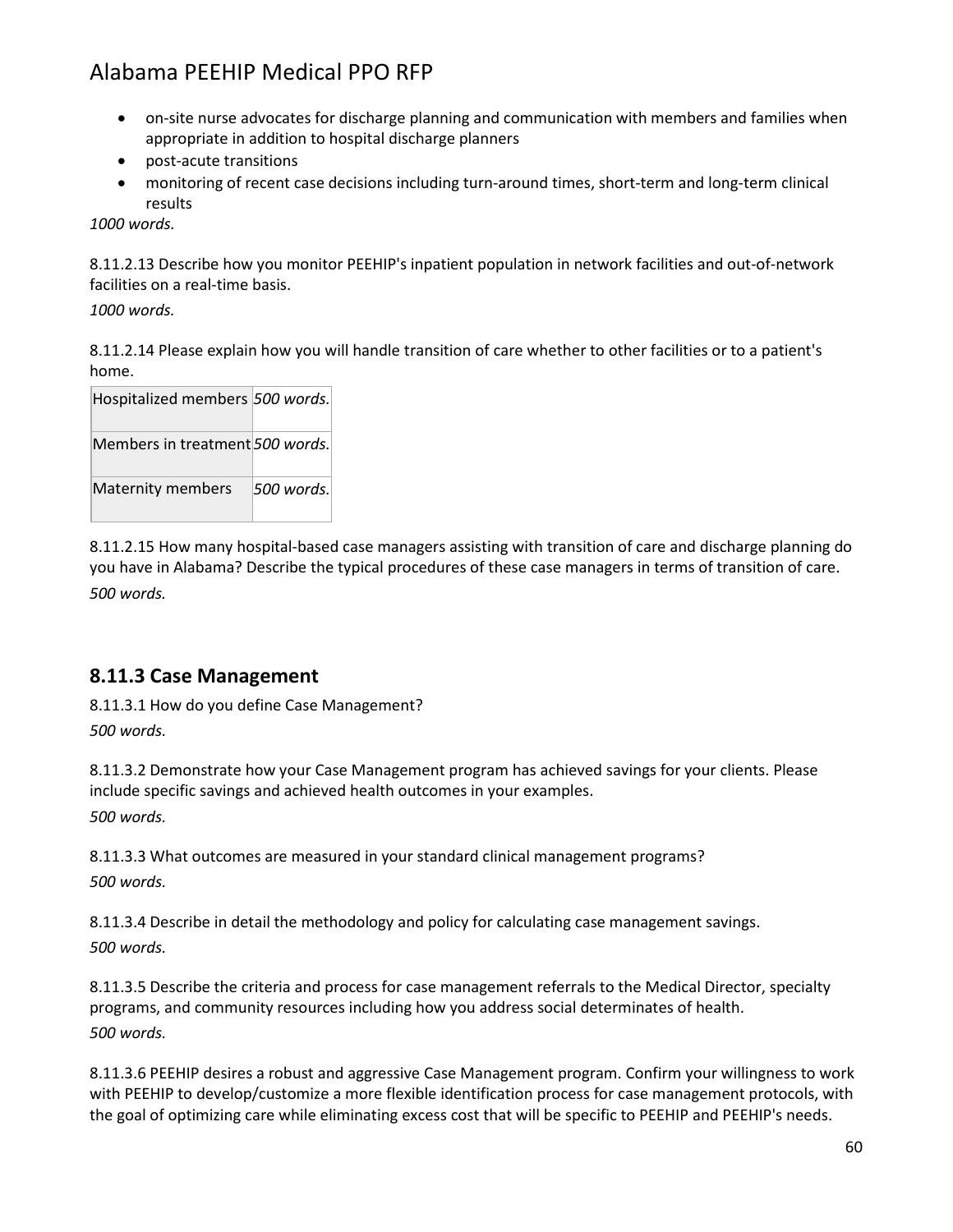- on-site nurse advocates for discharge planning and communication with members and families when appropriate in addition to hospital discharge planners
- post-acute transitions
- monitoring of recent case decisions including turn-around times, short-term and long-term clinical results

*1000 words.*

8.11.2.13 Describe how you monitor PEEHIP's inpatient population in network facilities and out-of-network facilities on a real-time basis.

*1000 words.*

8.11.2.14 Please explain how you will handle transition of care whether to other facilities or to a patient's home.

| | |
|---|---|
| Hospitalized members | *500 words.* |
| Members in treatment | *500 words.* |
| Maternity members | *500 words.* |

8.11.2.15 How many hospital-based case managers assisting with transition of care and discharge planning do you have in Alabama? Describe the typical procedures of these case managers in terms of transition of care.

*500 words.*

### 8.11.3 Case Management

8.11.3.1 How do you define Case Management?

*500 words.*

8.11.3.2 Demonstrate how your Case Management program has achieved savings for your clients. Please include specific savings and achieved health outcomes in your examples.

*500 words.*

8.11.3.3 What outcomes are measured in your standard clinical management programs?

*500 words.*

8.11.3.4 Describe in detail the methodology and policy for calculating case management savings.

*500 words.*

8.11.3.5 Describe the criteria and process for case management referrals to the Medical Director, specialty programs, and community resources including how you address social determinates of health.

*500 words.*

8.11.3.6 PEEHIP desires a robust and aggressive Case Management program. Confirm your willingness to work with PEEHIP to develop/customize a more flexible identification process for case management protocols, with the goal of optimizing care while eliminating excess cost that will be specific to PEEHIP and PEEHIP's needs.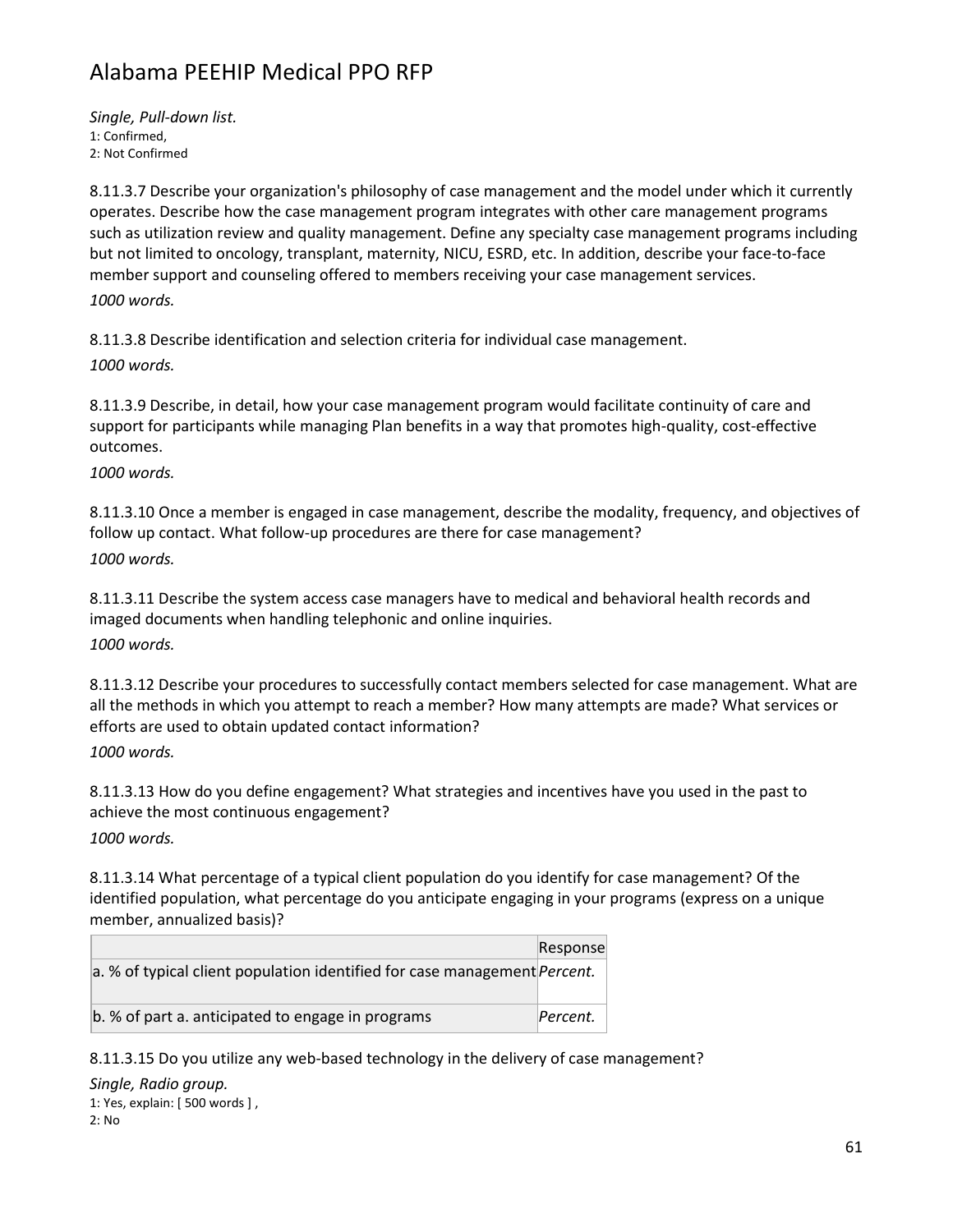*Single, Pull-down list.*
1: Confirmed,
2: Not Confirmed

8.11.3.7 Describe your organization's philosophy of case management and the model under which it currently operates. Describe how the case management program integrates with other care management programs such as utilization review and quality management. Define any specialty case management programs including but not limited to oncology, transplant, maternity, NICU, ESRD, etc. In addition, describe your face-to-face member support and counseling offered to members receiving your case management services.

*1000 words.*

8.11.3.8 Describe identification and selection criteria for individual case management.

*1000 words.*

8.11.3.9 Describe, in detail, how your case management program would facilitate continuity of care and support for participants while managing Plan benefits in a way that promotes high-quality, cost-effective outcomes.

*1000 words.*

8.11.3.10 Once a member is engaged in case management, describe the modality, frequency, and objectives of follow up contact. What follow-up procedures are there for case management?

*1000 words.*

8.11.3.11 Describe the system access case managers have to medical and behavioral health records and imaged documents when handling telephonic and online inquiries.

*1000 words.*

8.11.3.12 Describe your procedures to successfully contact members selected for case management. What are all the methods in which you attempt to reach a member? How many attempts are made? What services or efforts are used to obtain updated contact information?

*1000 words.*

8.11.3.13 How do you define engagement? What strategies and incentives have you used in the past to achieve the most continuous engagement?

*1000 words.*

8.11.3.14 What percentage of a typical client population do you identify for case management? Of the identified population, what percentage do you anticipate engaging in your programs (express on a unique member, annualized basis)?

| | Response |
|---|---|
| a. % of typical client population identified for case management | *Percent.* |
| b. % of part a. anticipated to engage in programs | *Percent.* |

8.11.3.15 Do you utilize any web-based technology in the delivery of case management?

*Single, Radio group.*
1: Yes, explain: [ 500 words ] ,
2: No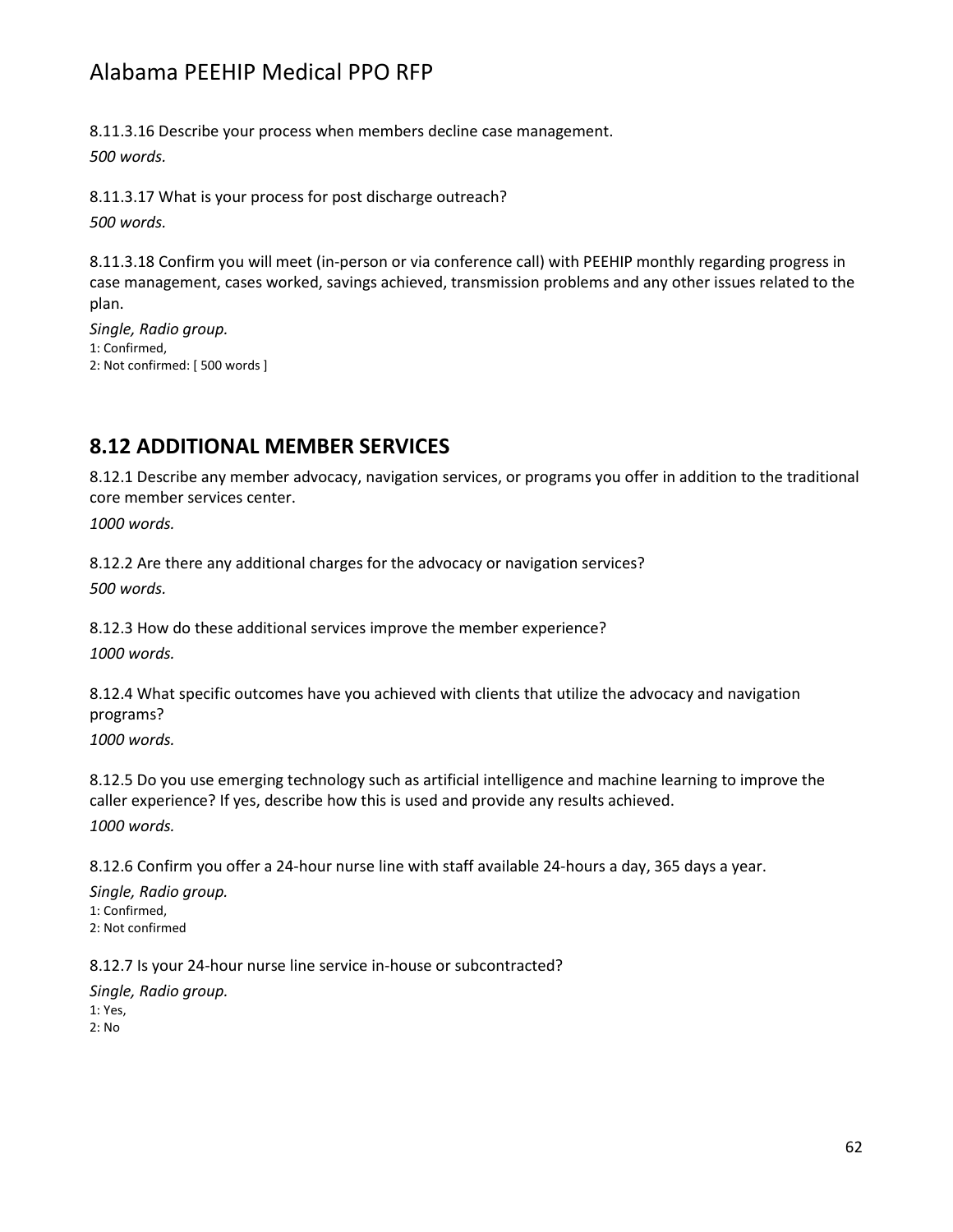8.11.3.16 Describe your process when members decline case management.

*500 words.*

8.11.3.17 What is your process for post discharge outreach?

*500 words.*

8.11.3.18 Confirm you will meet (in-person or via conference call) with PEEHIP monthly regarding progress in case management, cases worked, savings achieved, transmission problems and any other issues related to the plan.

*Single, Radio group.*
1: Confirmed,
2: Not confirmed: [ 500 words ]

## 8.12 ADDITIONAL MEMBER SERVICES

8.12.1 Describe any member advocacy, navigation services, or programs you offer in addition to the traditional core member services center.

*1000 words.*

8.12.2 Are there any additional charges for the advocacy or navigation services?

*500 words.*

8.12.3 How do these additional services improve the member experience?

*1000 words.*

8.12.4 What specific outcomes have you achieved with clients that utilize the advocacy and navigation programs?

*1000 words.*

8.12.5 Do you use emerging technology such as artificial intelligence and machine learning to improve the caller experience? If yes, describe how this is used and provide any results achieved.

*1000 words.*

8.12.6 Confirm you offer a 24-hour nurse line with staff available 24-hours a day, 365 days a year.

*Single, Radio group.*
1: Confirmed,
2: Not confirmed

8.12.7 Is your 24-hour nurse line service in-house or subcontracted?

*Single, Radio group.*
1: Yes,
2: No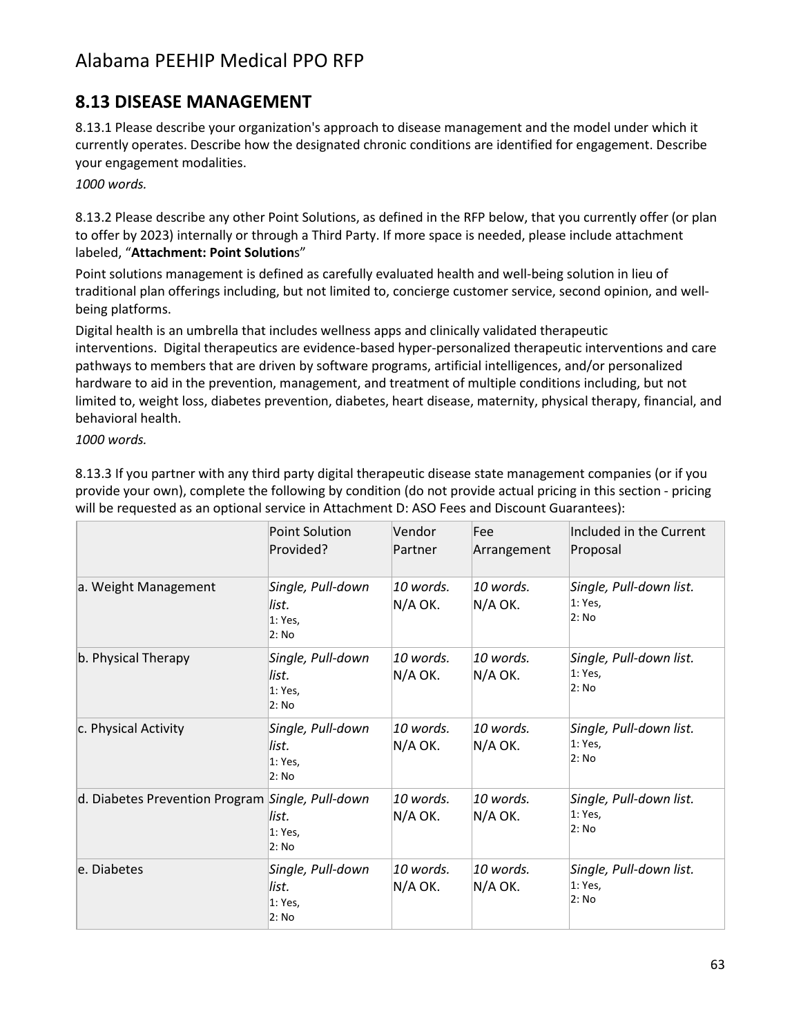# Alabama PEEHIP Medical PPO RFP

## 8.13 DISEASE MANAGEMENT

8.13.1 Please describe your organization's approach to disease management and the model under which it currently operates. Describe how the designated chronic conditions are identified for engagement. Describe your engagement modalities.

*1000 words.*

8.13.2 Please describe any other Point Solutions, as defined in the RFP below, that you currently offer (or plan to offer by 2023) internally or through a Third Party. If more space is needed, please include attachment labeled, "**Attachment: Point Solution**s"

Point solutions management is defined as carefully evaluated health and well-being solution in lieu of traditional plan offerings including, but not limited to, concierge customer service, second opinion, and well-being platforms.

Digital health is an umbrella that includes wellness apps and clinically validated therapeutic interventions. Digital therapeutics are evidence-based hyper-personalized therapeutic interventions and care pathways to members that are driven by software programs, artificial intelligences, and/or personalized hardware to aid in the prevention, management, and treatment of multiple conditions including, but not limited to, weight loss, diabetes prevention, diabetes, heart disease, maternity, physical therapy, financial, and behavioral health.

*1000 words.*

8.13.3 If you partner with any third party digital therapeutic disease state management companies (or if you provide your own), complete the following by condition (do not provide actual pricing in this section - pricing will be requested as an optional service in Attachment D: ASO Fees and Discount Guarantees):

| | Point Solution Provided? | Vendor Partner | Fee Arrangement | Included in the Current Proposal |
|---|---|---|---|---|
| a. Weight Management | *Single, Pull-down list.* 1: Yes, 2: No | *10 words.* N/A OK. | *10 words.* N/A OK. | *Single, Pull-down list.* 1: Yes, 2: No |
| b. Physical Therapy | *Single, Pull-down list.* 1: Yes, 2: No | *10 words.* N/A OK. | *10 words.* N/A OK. | *Single, Pull-down list.* 1: Yes, 2: No |
| c. Physical Activity | *Single, Pull-down list.* 1: Yes, 2: No | *10 words.* N/A OK. | *10 words.* N/A OK. | *Single, Pull-down list.* 1: Yes, 2: No |
| d. Diabetes Prevention Program | *Single, Pull-down list.* 1: Yes, 2: No | *10 words.* N/A OK. | *10 words.* N/A OK. | *Single, Pull-down list.* 1: Yes, 2: No |
| e. Diabetes | *Single, Pull-down list.* 1: Yes, 2: No | *10 words.* N/A OK. | *10 words.* N/A OK. | *Single, Pull-down list.* 1: Yes, 2: No |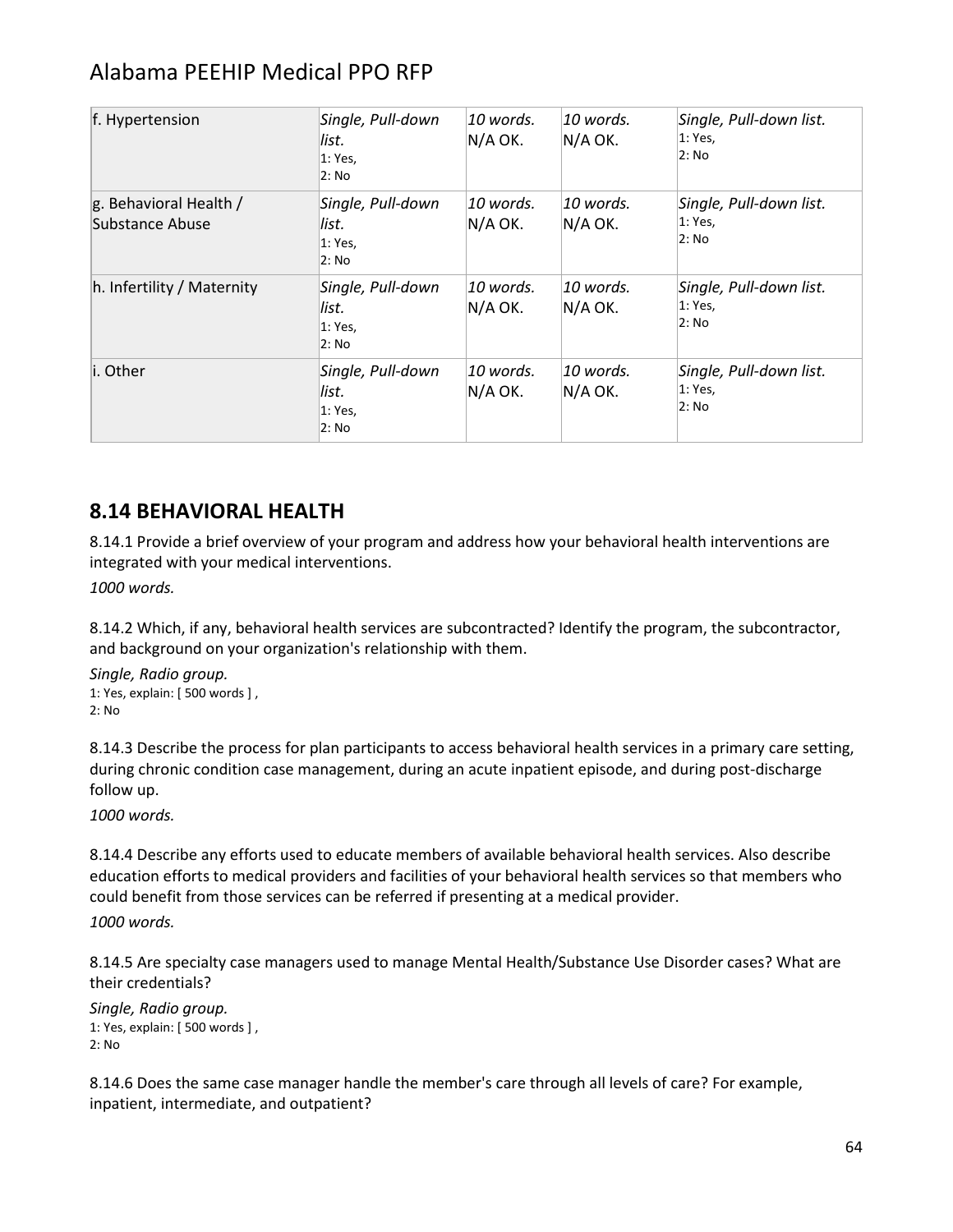| f. Hypertension | *Single, Pull-down list.* 1: Yes, 2: No | *10 words. N/A OK.* | *10 words. N/A OK.* | *Single, Pull-down list.* 1: Yes, 2: No |
|---|---|---|---|---|
| g. Behavioral Health / Substance Abuse | *Single, Pull-down list.* 1: Yes, 2: No | *10 words. N/A OK.* | *10 words. N/A OK.* | *Single, Pull-down list.* 1: Yes, 2: No |
| h. Infertility / Maternity | *Single, Pull-down list.* 1: Yes, 2: No | *10 words. N/A OK.* | *10 words. N/A OK.* | *Single, Pull-down list.* 1: Yes, 2: No |
| i. Other | *Single, Pull-down list.* 1: Yes, 2: No | *10 words. N/A OK.* | *10 words. N/A OK.* | *Single, Pull-down list.* 1: Yes, 2: No |

## 8.14 BEHAVIORAL HEALTH

8.14.1 Provide a brief overview of your program and address how your behavioral health interventions are integrated with your medical interventions.

*1000 words.*

8.14.2 Which, if any, behavioral health services are subcontracted? Identify the program, the subcontractor, and background on your organization's relationship with them.

*Single, Radio group.*
1: Yes, explain: [ 500 words ] ,
2: No

8.14.3 Describe the process for plan participants to access behavioral health services in a primary care setting, during chronic condition case management, during an acute inpatient episode, and during post-discharge follow up.

*1000 words.*

8.14.4 Describe any efforts used to educate members of available behavioral health services. Also describe education efforts to medical providers and facilities of your behavioral health services so that members who could benefit from those services can be referred if presenting at a medical provider.

*1000 words.*

8.14.5 Are specialty case managers used to manage Mental Health/Substance Use Disorder cases? What are their credentials?

*Single, Radio group.*
1: Yes, explain: [ 500 words ] ,
2: No

8.14.6 Does the same case manager handle the member's care through all levels of care? For example, inpatient, intermediate, and outpatient?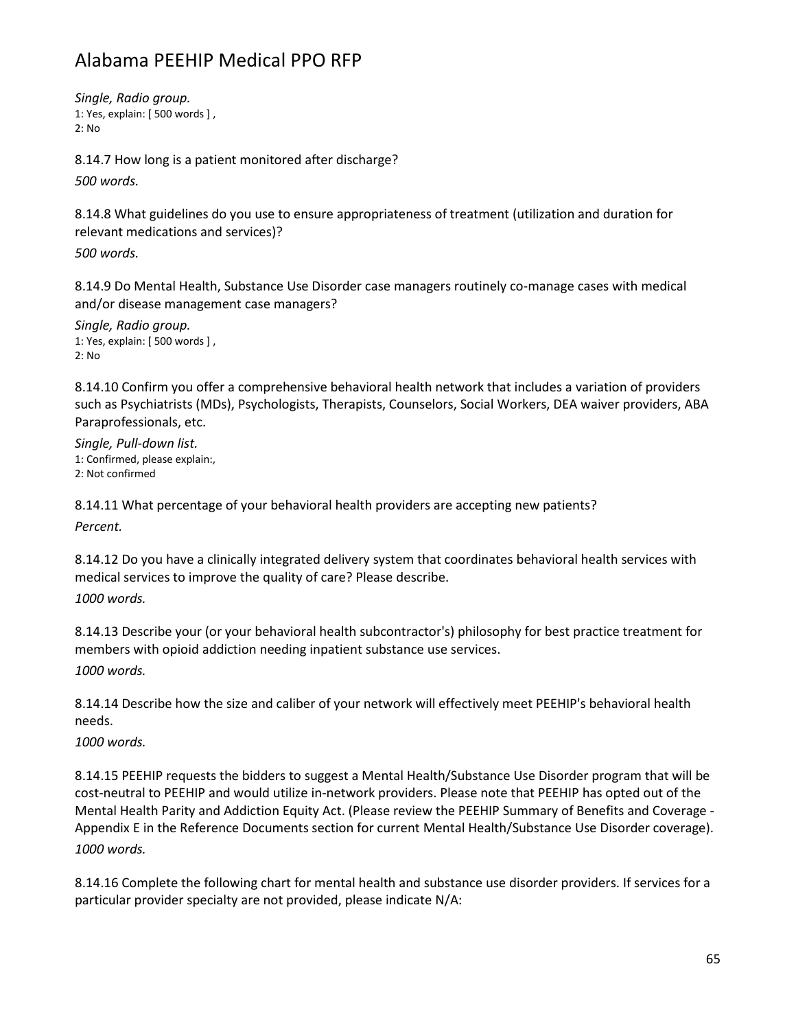*Single, Radio group.*
1: Yes, explain: [ 500 words ] ,
2: No

8.14.7 How long is a patient monitored after discharge?

*500 words.*

8.14.8 What guidelines do you use to ensure appropriateness of treatment (utilization and duration for relevant medications and services)?

*500 words.*

8.14.9 Do Mental Health, Substance Use Disorder case managers routinely co-manage cases with medical and/or disease management case managers?

*Single, Radio group.*
1: Yes, explain: [ 500 words ] ,
2: No

8.14.10 Confirm you offer a comprehensive behavioral health network that includes a variation of providers such as Psychiatrists (MDs), Psychologists, Therapists, Counselors, Social Workers, DEA waiver providers, ABA Paraprofessionals, etc.

*Single, Pull-down list.*
1: Confirmed, please explain:,
2: Not confirmed

8.14.11 What percentage of your behavioral health providers are accepting new patients?

*Percent.*

8.14.12 Do you have a clinically integrated delivery system that coordinates behavioral health services with medical services to improve the quality of care? Please describe.

*1000 words.*

8.14.13 Describe your (or your behavioral health subcontractor's) philosophy for best practice treatment for members with opioid addiction needing inpatient substance use services.

*1000 words.*

8.14.14 Describe how the size and caliber of your network will effectively meet PEEHIP's behavioral health needs.

*1000 words.*

8.14.15 PEEHIP requests the bidders to suggest a Mental Health/Substance Use Disorder program that will be cost-neutral to PEEHIP and would utilize in-network providers. Please note that PEEHIP has opted out of the Mental Health Parity and Addiction Equity Act. (Please review the PEEHIP Summary of Benefits and Coverage - Appendix E in the Reference Documents section for current Mental Health/Substance Use Disorder coverage).

*1000 words.*

8.14.16 Complete the following chart for mental health and substance use disorder providers. If services for a particular provider specialty are not provided, please indicate N/A: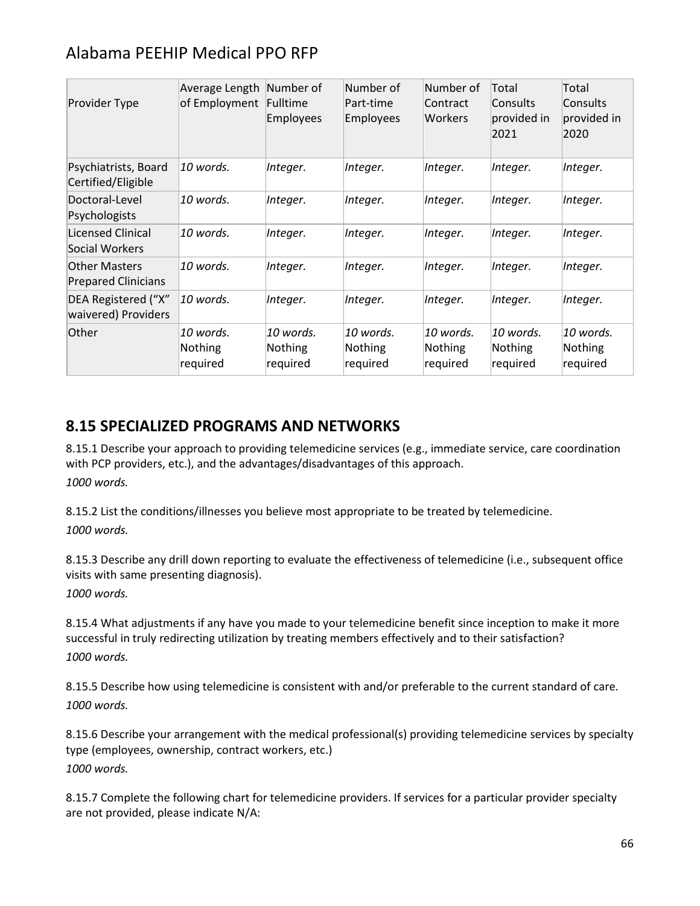| Provider Type | Average Length of Employment | Number of Fulltime Employees | Number of Part-time Employees | Number of Contract Workers | Total Consults provided in 2021 | Total Consults provided in 2020 |
|---|---|---|---|---|---|---|
| Psychiatrists, Board Certified/Eligible | *10 words.* | *Integer.* | *Integer.* | *Integer.* | *Integer.* | *Integer.* |
| Doctoral-Level Psychologists | *10 words.* | *Integer.* | *Integer.* | *Integer.* | *Integer.* | *Integer.* |
| Licensed Clinical Social Workers | *10 words.* | *Integer.* | *Integer.* | *Integer.* | *Integer.* | *Integer.* |
| Other Masters Prepared Clinicians | *10 words.* | *Integer.* | *Integer.* | *Integer.* | *Integer.* | *Integer.* |
| DEA Registered ("X" waivered) Providers | *10 words.* | *Integer.* | *Integer.* | *Integer.* | *Integer.* | *Integer.* |
| Other | *10 words.* Nothing required | *10 words.* Nothing required | *10 words.* Nothing required | *10 words.* Nothing required | *10 words.* Nothing required | *10 words.* Nothing required |

## 8.15 SPECIALIZED PROGRAMS AND NETWORKS

8.15.1 Describe your approach to providing telemedicine services (e.g., immediate service, care coordination with PCP providers, etc.), and the advantages/disadvantages of this approach.
*1000 words.*

8.15.2 List the conditions/illnesses you believe most appropriate to be treated by telemedicine.
*1000 words.*

8.15.3 Describe any drill down reporting to evaluate the effectiveness of telemedicine (i.e., subsequent office visits with same presenting diagnosis).
*1000 words.*

8.15.4 What adjustments if any have you made to your telemedicine benefit since inception to make it more successful in truly redirecting utilization by treating members effectively and to their satisfaction?
*1000 words.*

8.15.5 Describe how using telemedicine is consistent with and/or preferable to the current standard of care.
*1000 words.*

8.15.6 Describe your arrangement with the medical professional(s) providing telemedicine services by specialty type (employees, ownership, contract workers, etc.)
*1000 words.*

8.15.7 Complete the following chart for telemedicine providers. If services for a particular provider specialty are not provided, please indicate N/A: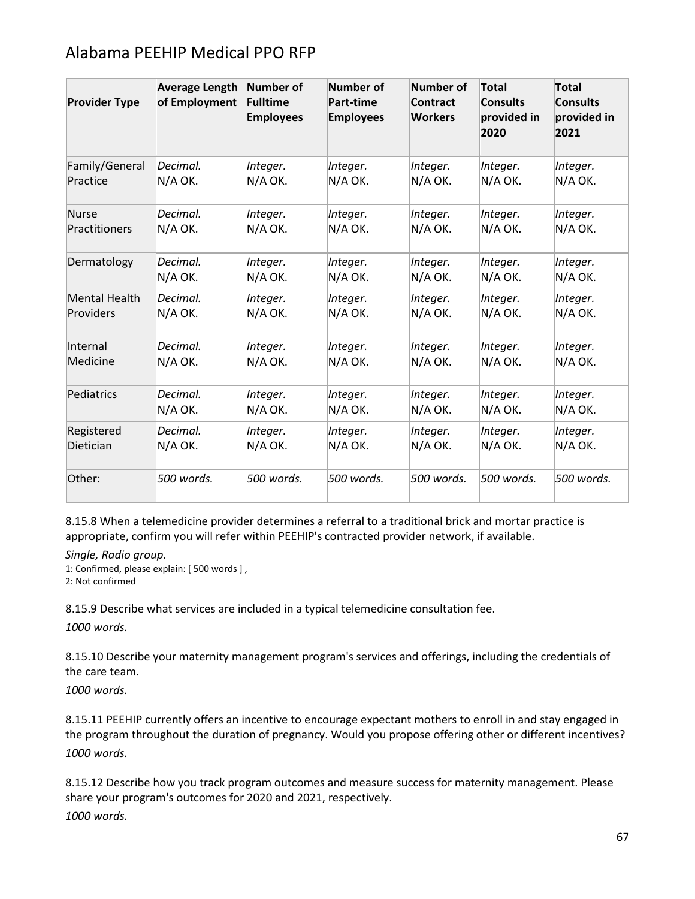| Provider Type | Average Length of Employment | Number of Fulltime Employees | Number of Part-time Employees | Number of Contract Workers | Total Consults provided in 2020 | Total Consults provided in 2021 |
|---|---|---|---|---|---|---|
| Family/General Practice | *Decimal.* N/A OK. | *Integer.* N/A OK. | *Integer.* N/A OK. | *Integer.* N/A OK. | *Integer.* N/A OK. | *Integer.* N/A OK. |
| Nurse Practitioners | *Decimal.* N/A OK. | *Integer.* N/A OK. | *Integer.* N/A OK. | *Integer.* N/A OK. | *Integer.* N/A OK. | *Integer.* N/A OK. |
| Dermatology | *Decimal.* N/A OK. | *Integer.* N/A OK. | *Integer.* N/A OK. | *Integer.* N/A OK. | *Integer.* N/A OK. | *Integer.* N/A OK. |
| Mental Health Providers | *Decimal.* N/A OK. | *Integer.* N/A OK. | *Integer.* N/A OK. | *Integer.* N/A OK. | *Integer.* N/A OK. | *Integer.* N/A OK. |
| Internal Medicine | *Decimal.* N/A OK. | *Integer.* N/A OK. | *Integer.* N/A OK. | *Integer.* N/A OK. | *Integer.* N/A OK. | *Integer.* N/A OK. |
| Pediatrics | *Decimal.* N/A OK. | *Integer.* N/A OK. | *Integer.* N/A OK. | *Integer.* N/A OK. | *Integer.* N/A OK. | *Integer.* N/A OK. |
| Registered Dietician | *Decimal.* N/A OK. | *Integer.* N/A OK. | *Integer.* N/A OK. | *Integer.* N/A OK. | *Integer.* N/A OK. | *Integer.* N/A OK. |
| Other: | *500 words.* | *500 words.* | *500 words.* | *500 words.* | *500 words.* | *500 words.* |

8.15.8 When a telemedicine provider determines a referral to a traditional brick and mortar practice is appropriate, confirm you will refer within PEEHIP's contracted provider network, if available.

*Single, Radio group.*

1: Confirmed, please explain: [ 500 words ] ,
2: Not confirmed

8.15.9 Describe what services are included in a typical telemedicine consultation fee.

*1000 words.*

8.15.10 Describe your maternity management program's services and offerings, including the credentials of the care team.

*1000 words.*

8.15.11 PEEHIP currently offers an incentive to encourage expectant mothers to enroll in and stay engaged in the program throughout the duration of pregnancy. Would you propose offering other or different incentives?

*1000 words.*

8.15.12 Describe how you track program outcomes and measure success for maternity management. Please share your program's outcomes for 2020 and 2021, respectively.

*1000 words.*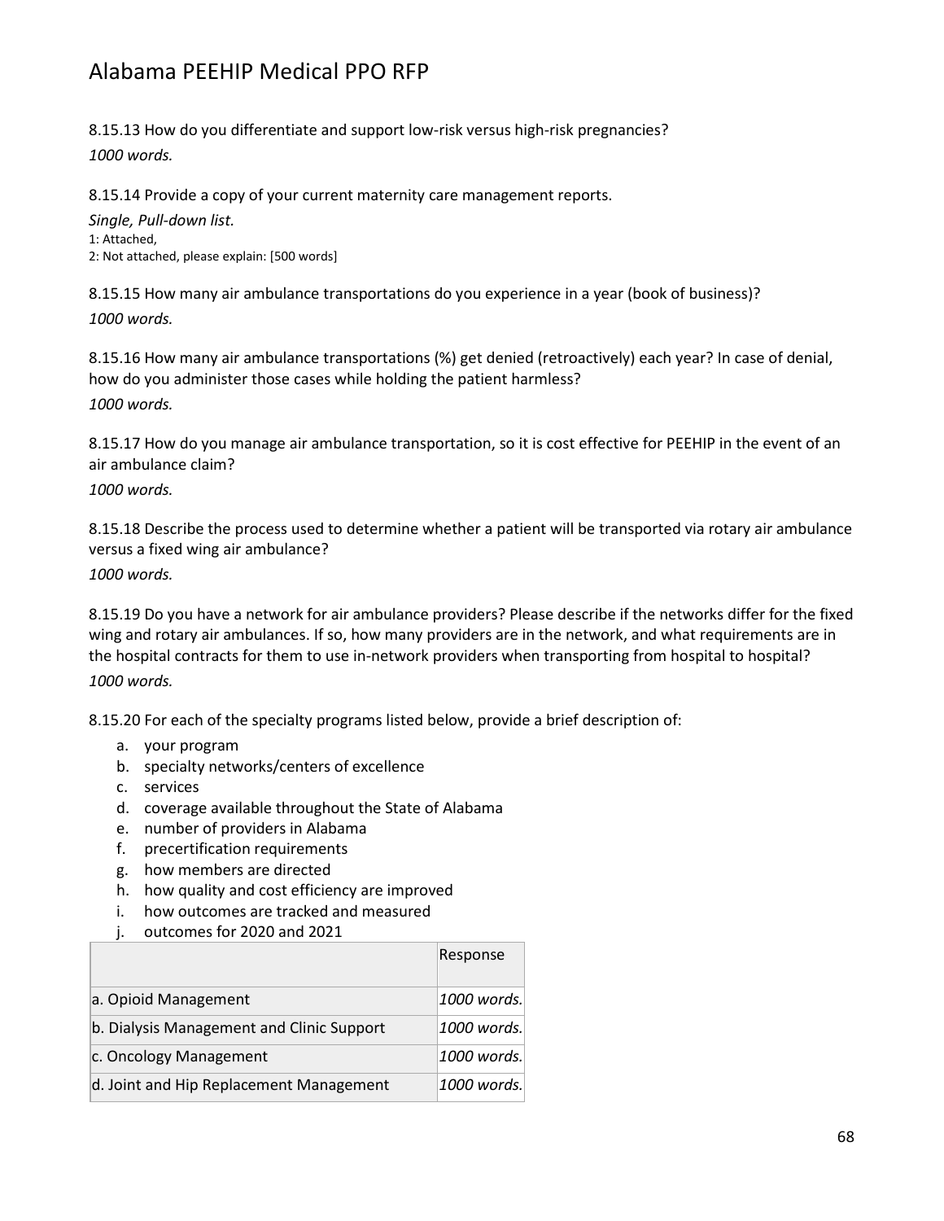8.15.13 How do you differentiate and support low-risk versus high-risk pregnancies?

*1000 words.*

8.15.14 Provide a copy of your current maternity care management reports.

*Single, Pull-down list.*

1: Attached,

2: Not attached, please explain: [500 words]

8.15.15 How many air ambulance transportations do you experience in a year (book of business)?

*1000 words.*

8.15.16 How many air ambulance transportations (%) get denied (retroactively) each year? In case of denial, how do you administer those cases while holding the patient harmless?

*1000 words.*

8.15.17 How do you manage air ambulance transportation, so it is cost effective for PEEHIP in the event of an air ambulance claim?

*1000 words.*

8.15.18 Describe the process used to determine whether a patient will be transported via rotary air ambulance versus a fixed wing air ambulance?

*1000 words.*

8.15.19 Do you have a network for air ambulance providers? Please describe if the networks differ for the fixed wing and rotary air ambulances. If so, how many providers are in the network, and what requirements are in the hospital contracts for them to use in-network providers when transporting from hospital to hospital?

*1000 words.*

8.15.20 For each of the specialty programs listed below, provide a brief description of:

a. your program
b. specialty networks/centers of excellence
c. services
d. coverage available throughout the State of Alabama
e. number of providers in Alabama
f. precertification requirements
g. how members are directed
h. how quality and cost efficiency are improved
i. how outcomes are tracked and measured
j. outcomes for 2020 and 2021

| | Response |
|---|---|
| a. Opioid Management | *1000 words.* |
| b. Dialysis Management and Clinic Support | *1000 words.* |
| c. Oncology Management | *1000 words.* |
| d. Joint and Hip Replacement Management | *1000 words.* |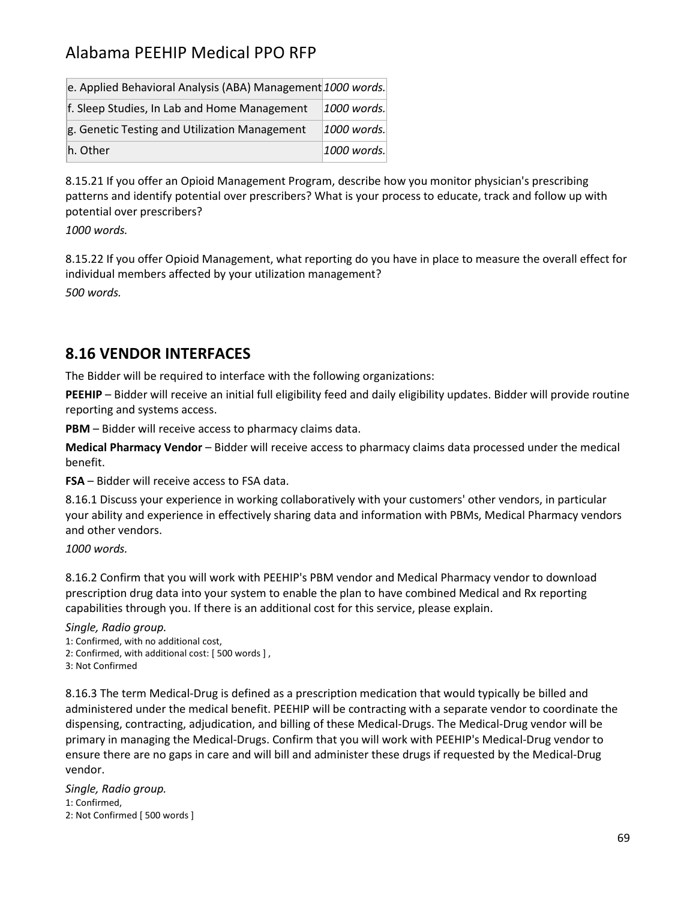| e. Applied Behavioral Analysis (ABA) Management | *1000 words.* |
|---|---|
| f. Sleep Studies, In Lab and Home Management | *1000 words.* |
| g. Genetic Testing and Utilization Management | *1000 words.* |
| h. Other | *1000 words.* |

8.15.21 If you offer an Opioid Management Program, describe how you monitor physician's prescribing patterns and identify potential over prescribers? What is your process to educate, track and follow up with potential over prescribers?

*1000 words.*

8.15.22 If you offer Opioid Management, what reporting do you have in place to measure the overall effect for individual members affected by your utilization management?

*500 words.*

## 8.16 VENDOR INTERFACES

The Bidder will be required to interface with the following organizations:

**PEEHIP** – Bidder will receive an initial full eligibility feed and daily eligibility updates. Bidder will provide routine reporting and systems access.

**PBM** – Bidder will receive access to pharmacy claims data.

**Medical Pharmacy Vendor** – Bidder will receive access to pharmacy claims data processed under the medical benefit.

**FSA** – Bidder will receive access to FSA data.

8.16.1 Discuss your experience in working collaboratively with your customers' other vendors, in particular your ability and experience in effectively sharing data and information with PBMs, Medical Pharmacy vendors and other vendors.

*1000 words.*

8.16.2 Confirm that you will work with PEEHIP's PBM vendor and Medical Pharmacy vendor to download prescription drug data into your system to enable the plan to have combined Medical and Rx reporting capabilities through you. If there is an additional cost for this service, please explain.

*Single, Radio group.*
1: Confirmed, with no additional cost,
2: Confirmed, with additional cost: [ 500 words ] ,
3: Not Confirmed

8.16.3 The term Medical-Drug is defined as a prescription medication that would typically be billed and administered under the medical benefit. PEEHIP will be contracting with a separate vendor to coordinate the dispensing, contracting, adjudication, and billing of these Medical-Drugs. The Medical-Drug vendor will be primary in managing the Medical-Drugs. Confirm that you will work with PEEHIP's Medical-Drug vendor to ensure there are no gaps in care and will bill and administer these drugs if requested by the Medical-Drug vendor.

*Single, Radio group.*
1: Confirmed,
2: Not Confirmed [ 500 words ]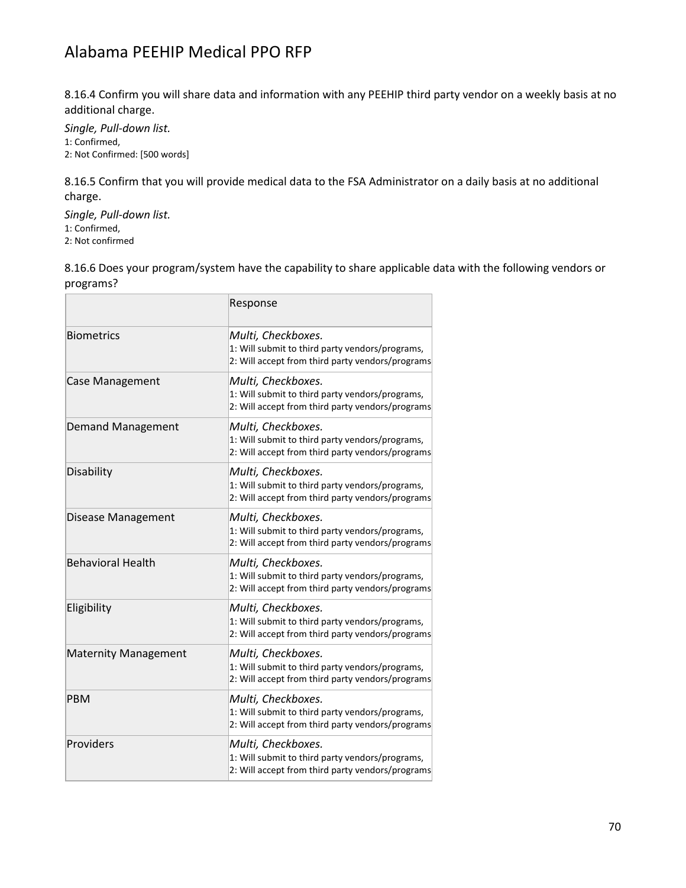8.16.4 Confirm you will share data and information with any PEEHIP third party vendor on a weekly basis at no additional charge.

*Single, Pull-down list.*
1: Confirmed,
2: Not Confirmed: [500 words]

8.16.5 Confirm that you will provide medical data to the FSA Administrator on a daily basis at no additional charge.

*Single, Pull-down list.*
1: Confirmed,
2: Not confirmed

8.16.6 Does your program/system have the capability to share applicable data with the following vendors or programs?

| | Response |
|---|---|
| Biometrics | *Multi, Checkboxes.*<br>1: Will submit to third party vendors/programs,<br>2: Will accept from third party vendors/programs |
| Case Management | *Multi, Checkboxes.*<br>1: Will submit to third party vendors/programs,<br>2: Will accept from third party vendors/programs |
| Demand Management | *Multi, Checkboxes.*<br>1: Will submit to third party vendors/programs,<br>2: Will accept from third party vendors/programs |
| Disability | *Multi, Checkboxes.*<br>1: Will submit to third party vendors/programs,<br>2: Will accept from third party vendors/programs |
| Disease Management | *Multi, Checkboxes.*<br>1: Will submit to third party vendors/programs,<br>2: Will accept from third party vendors/programs |
| Behavioral Health | *Multi, Checkboxes.*<br>1: Will submit to third party vendors/programs,<br>2: Will accept from third party vendors/programs |
| Eligibility | *Multi, Checkboxes.*<br>1: Will submit to third party vendors/programs,<br>2: Will accept from third party vendors/programs |
| Maternity Management | *Multi, Checkboxes.*<br>1: Will submit to third party vendors/programs,<br>2: Will accept from third party vendors/programs |
| PBM | *Multi, Checkboxes.*<br>1: Will submit to third party vendors/programs,<br>2: Will accept from third party vendors/programs |
| Providers | *Multi, Checkboxes.*<br>1: Will submit to third party vendors/programs,<br>2: Will accept from third party vendors/programs |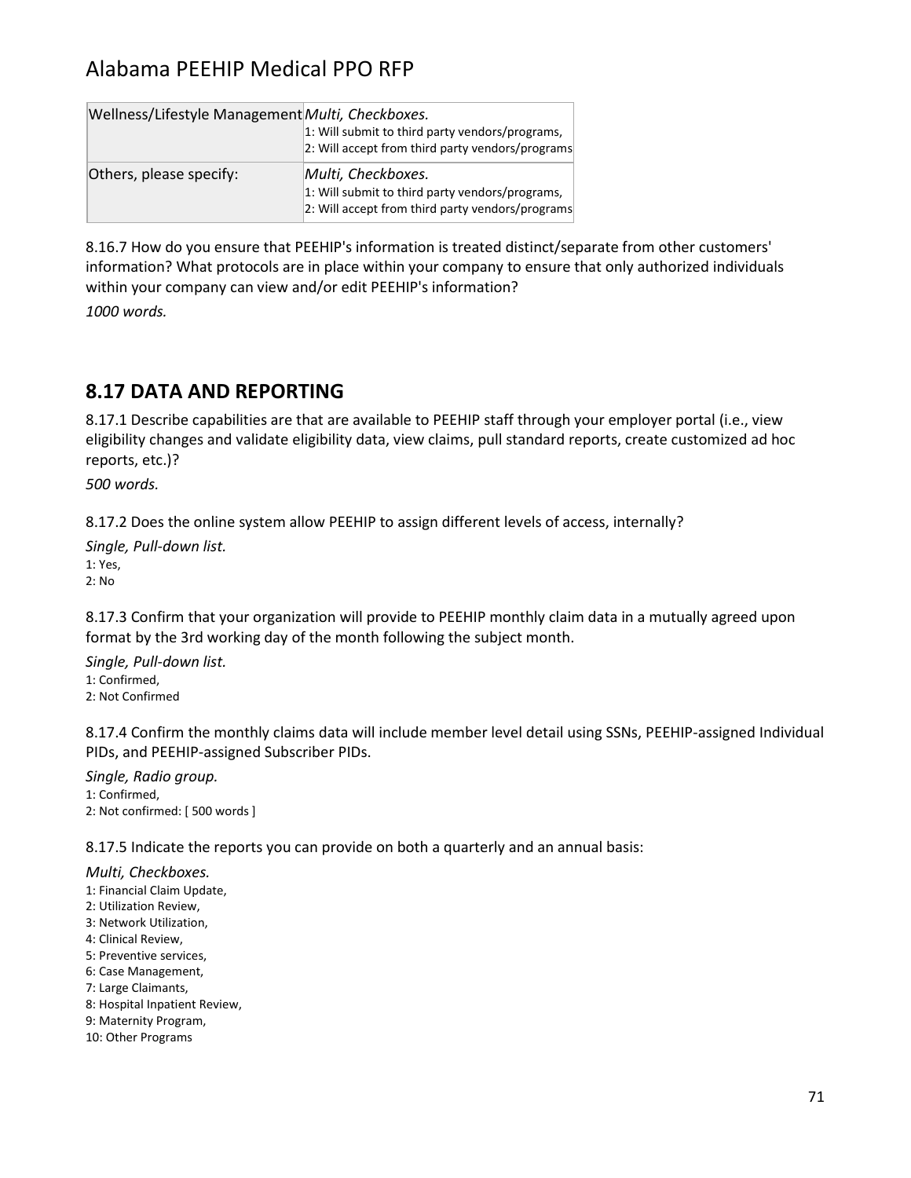| Wellness/Lifestyle Management | *Multi, Checkboxes.*<br>1: Will submit to third party vendors/programs,<br>2: Will accept from third party vendors/programs |
|---|---|
| Others, please specify: | *Multi, Checkboxes.*<br>1: Will submit to third party vendors/programs,<br>2: Will accept from third party vendors/programs |

8.16.7 How do you ensure that PEEHIP's information is treated distinct/separate from other customers' information? What protocols are in place within your company to ensure that only authorized individuals within your company can view and/or edit PEEHIP's information?

*1000 words.*

## 8.17 DATA AND REPORTING

8.17.1 Describe capabilities are that are available to PEEHIP staff through your employer portal (i.e., view eligibility changes and validate eligibility data, view claims, pull standard reports, create customized ad hoc reports, etc.)?

*500 words.*

8.17.2 Does the online system allow PEEHIP to assign different levels of access, internally?

*Single, Pull-down list.*
1: Yes,
2: No

8.17.3 Confirm that your organization will provide to PEEHIP monthly claim data in a mutually agreed upon format by the 3rd working day of the month following the subject month.

*Single, Pull-down list.*
1: Confirmed,
2: Not Confirmed

8.17.4 Confirm the monthly claims data will include member level detail using SSNs, PEEHIP-assigned Individual PIDs, and PEEHIP-assigned Subscriber PIDs.

*Single, Radio group.*
1: Confirmed,
2: Not confirmed: [ 500 words ]

8.17.5 Indicate the reports you can provide on both a quarterly and an annual basis:

*Multi, Checkboxes.*
1: Financial Claim Update,
2: Utilization Review,
3: Network Utilization,
4: Clinical Review,
5: Preventive services,
6: Case Management,
7: Large Claimants,
8: Hospital Inpatient Review,
9: Maternity Program,
10: Other Programs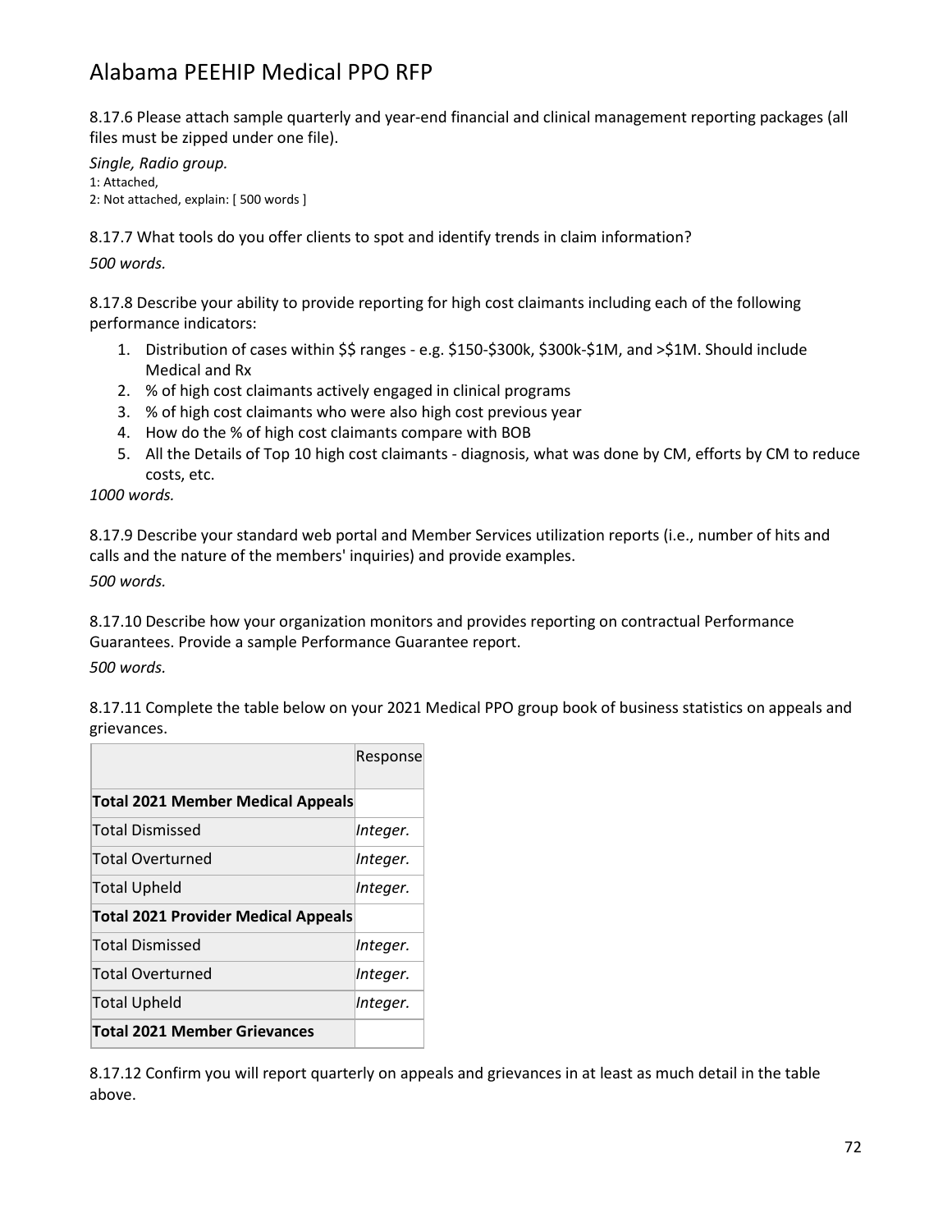8.17.6 Please attach sample quarterly and year-end financial and clinical management reporting packages (all files must be zipped under one file).

*Single, Radio group.*

1: Attached,
2: Not attached, explain: [ 500 words ]

8.17.7 What tools do you offer clients to spot and identify trends in claim information?

*500 words.*

8.17.8 Describe your ability to provide reporting for high cost claimants including each of the following performance indicators:

1. Distribution of cases within $$ ranges - e.g. $150-$300k, $300k-$1M, and >$1M. Should include Medical and Rx
2. % of high cost claimants actively engaged in clinical programs
3. % of high cost claimants who were also high cost previous year
4. How do the % of high cost claimants compare with BOB
5. All the Details of Top 10 high cost claimants - diagnosis, what was done by CM, efforts by CM to reduce costs, etc.

*1000 words.*

8.17.9 Describe your standard web portal and Member Services utilization reports (i.e., number of hits and calls and the nature of the members' inquiries) and provide examples.

*500 words.*

8.17.10 Describe how your organization monitors and provides reporting on contractual Performance Guarantees. Provide a sample Performance Guarantee report.

*500 words.*

8.17.11 Complete the table below on your 2021 Medical PPO group book of business statistics on appeals and grievances.

| | Response |
|---|---|
| **Total 2021 Member Medical Appeals** | |
| Total Dismissed | *Integer.* |
| Total Overturned | *Integer.* |
| Total Upheld | *Integer.* |
| **Total 2021 Provider Medical Appeals** | |
| Total Dismissed | *Integer.* |
| Total Overturned | *Integer.* |
| Total Upheld | *Integer.* |
| **Total 2021 Member Grievances** | |

8.17.12 Confirm you will report quarterly on appeals and grievances in at least as much detail in the table above.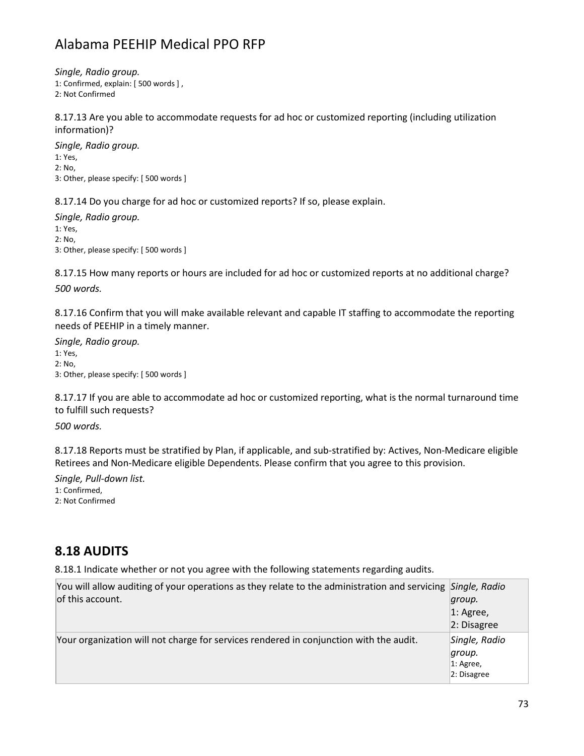*Single, Radio group.*
1: Confirmed, explain: [ 500 words ] ,
2: Not Confirmed

8.17.13 Are you able to accommodate requests for ad hoc or customized reporting (including utilization information)?

*Single, Radio group.*
1: Yes,
2: No,
3: Other, please specify: [ 500 words ]

8.17.14 Do you charge for ad hoc or customized reports? If so, please explain.

*Single, Radio group.*
1: Yes,
2: No,
3: Other, please specify: [ 500 words ]

8.17.15 How many reports or hours are included for ad hoc or customized reports at no additional charge?

*500 words.*

8.17.16 Confirm that you will make available relevant and capable IT staffing to accommodate the reporting needs of PEEHIP in a timely manner.

*Single, Radio group.*
1: Yes,
2: No,
3: Other, please specify: [ 500 words ]

8.17.17 If you are able to accommodate ad hoc or customized reporting, what is the normal turnaround time to fulfill such requests?

*500 words.*

8.17.18 Reports must be stratified by Plan, if applicable, and sub-stratified by: Actives, Non-Medicare eligible Retirees and Non-Medicare eligible Dependents. Please confirm that you agree to this provision.

*Single, Pull-down list.*
1: Confirmed,
2: Not Confirmed

## 8.18 AUDITS

8.18.1 Indicate whether or not you agree with the following statements regarding audits.

| Statement | Response |
|---|---|
| You will allow auditing of your operations as they relate to the administration and servicing of this account. | *Single, Radio group.* 1: Agree, 2: Disagree |
| Your organization will not charge for services rendered in conjunction with the audit. | *Single, Radio group.* 1: Agree, 2: Disagree |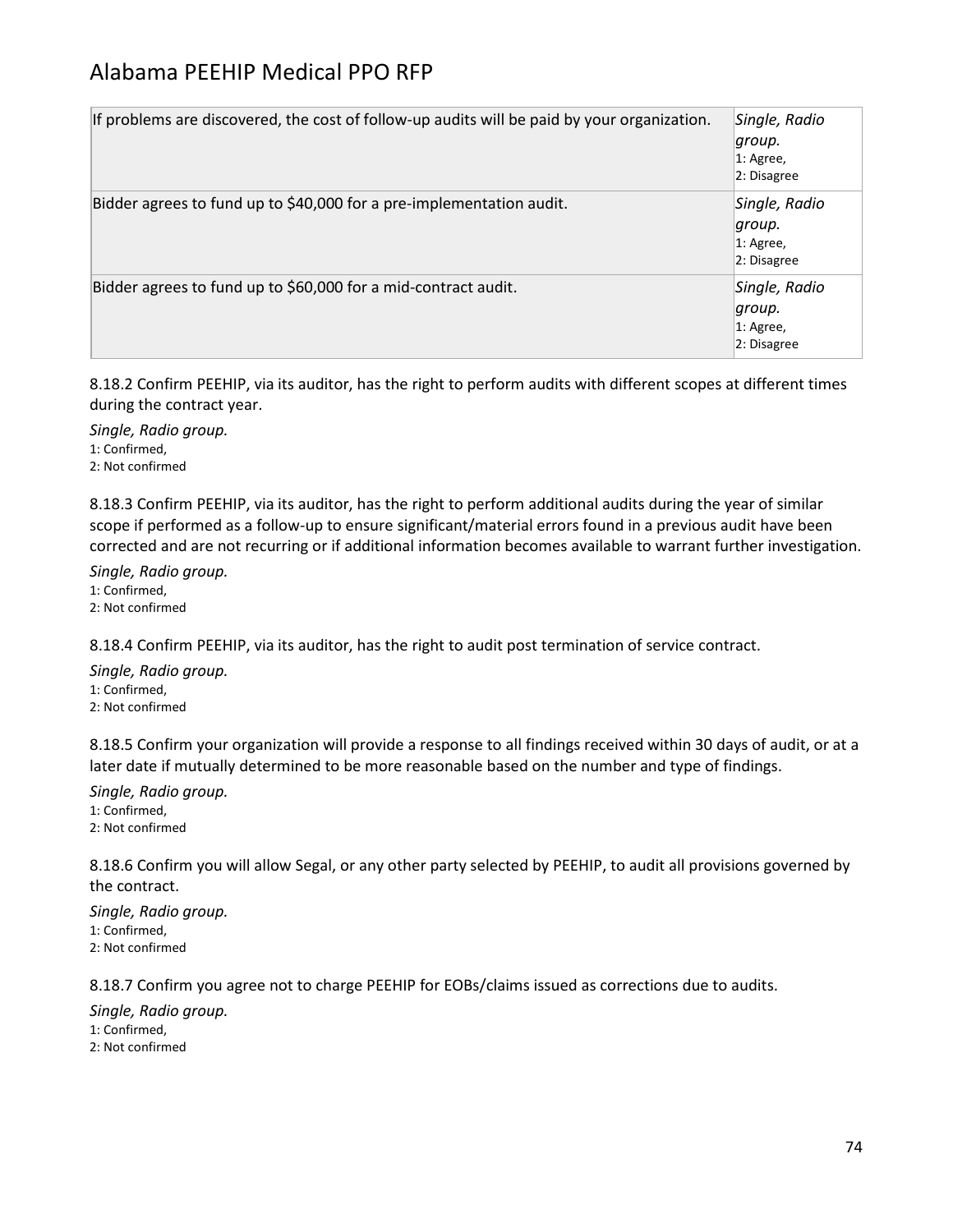| | |
|---|---|
| If problems are discovered, the cost of follow-up audits will be paid by your organization. | *Single, Radio group.*<br>1: Agree,<br>2: Disagree |
| Bidder agrees to fund up to $40,000 for a pre-implementation audit. | *Single, Radio group.*<br>1: Agree,<br>2: Disagree |
| Bidder agrees to fund up to $60,000 for a mid-contract audit. | *Single, Radio group.*<br>1: Agree,<br>2: Disagree |

8.18.2 Confirm PEEHIP, via its auditor, has the right to perform audits with different scopes at different times during the contract year.

*Single, Radio group.*
1: Confirmed,
2: Not confirmed

8.18.3 Confirm PEEHIP, via its auditor, has the right to perform additional audits during the year of similar scope if performed as a follow-up to ensure significant/material errors found in a previous audit have been corrected and are not recurring or if additional information becomes available to warrant further investigation.

*Single, Radio group.*
1: Confirmed,
2: Not confirmed

8.18.4 Confirm PEEHIP, via its auditor, has the right to audit post termination of service contract.

*Single, Radio group.*
1: Confirmed,
2: Not confirmed

8.18.5 Confirm your organization will provide a response to all findings received within 30 days of audit, or at a later date if mutually determined to be more reasonable based on the number and type of findings.

*Single, Radio group.*
1: Confirmed,
2: Not confirmed

8.18.6 Confirm you will allow Segal, or any other party selected by PEEHIP, to audit all provisions governed by the contract.

*Single, Radio group.*
1: Confirmed,
2: Not confirmed

8.18.7 Confirm you agree not to charge PEEHIP for EOBs/claims issued as corrections due to audits.

*Single, Radio group.*
1: Confirmed,
2: Not confirmed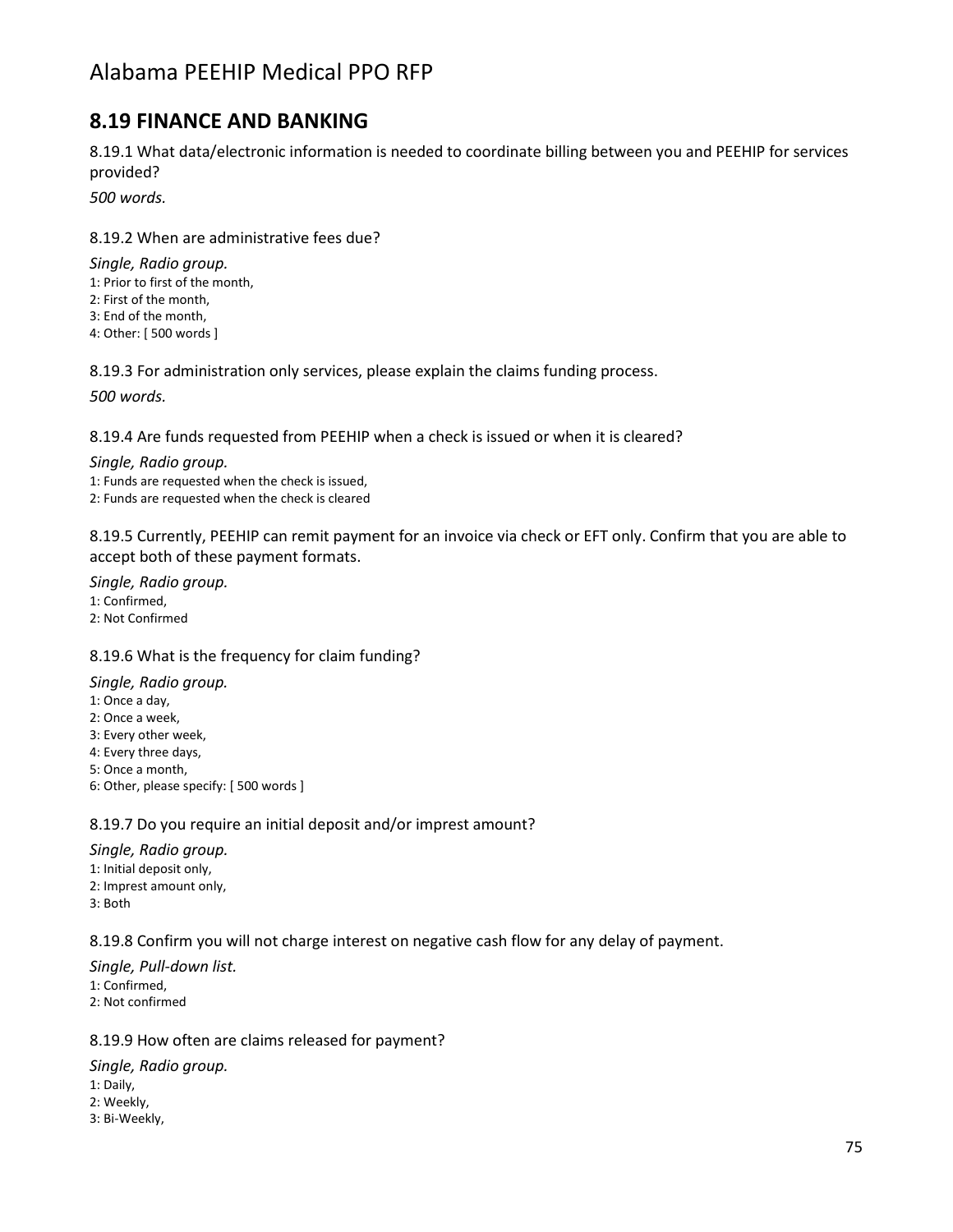## 8.19 FINANCE AND BANKING

8.19.1 What data/electronic information is needed to coordinate billing between you and PEEHIP for services provided?

*500 words.*

8.19.2 When are administrative fees due?

*Single, Radio group.*

1: Prior to first of the month,
2: First of the month,
3: End of the month,
4: Other: [ 500 words ]

8.19.3 For administration only services, please explain the claims funding process.

*500 words.*

8.19.4 Are funds requested from PEEHIP when a check is issued or when it is cleared?

*Single, Radio group.*

1: Funds are requested when the check is issued,
2: Funds are requested when the check is cleared

8.19.5 Currently, PEEHIP can remit payment for an invoice via check or EFT only. Confirm that you are able to accept both of these payment formats.

*Single, Radio group.*

1: Confirmed,
2: Not Confirmed

8.19.6 What is the frequency for claim funding?

*Single, Radio group.*

1: Once a day,
2: Once a week,
3: Every other week,
4: Every three days,
5: Once a month,
6: Other, please specify: [ 500 words ]

8.19.7 Do you require an initial deposit and/or imprest amount?

*Single, Radio group.*

1: Initial deposit only,
2: Imprest amount only,
3: Both

8.19.8 Confirm you will not charge interest on negative cash flow for any delay of payment.

*Single, Pull-down list.*

1: Confirmed,
2: Not confirmed

8.19.9 How often are claims released for payment?

*Single, Radio group.*

1: Daily,
2: Weekly,
3: Bi-Weekly,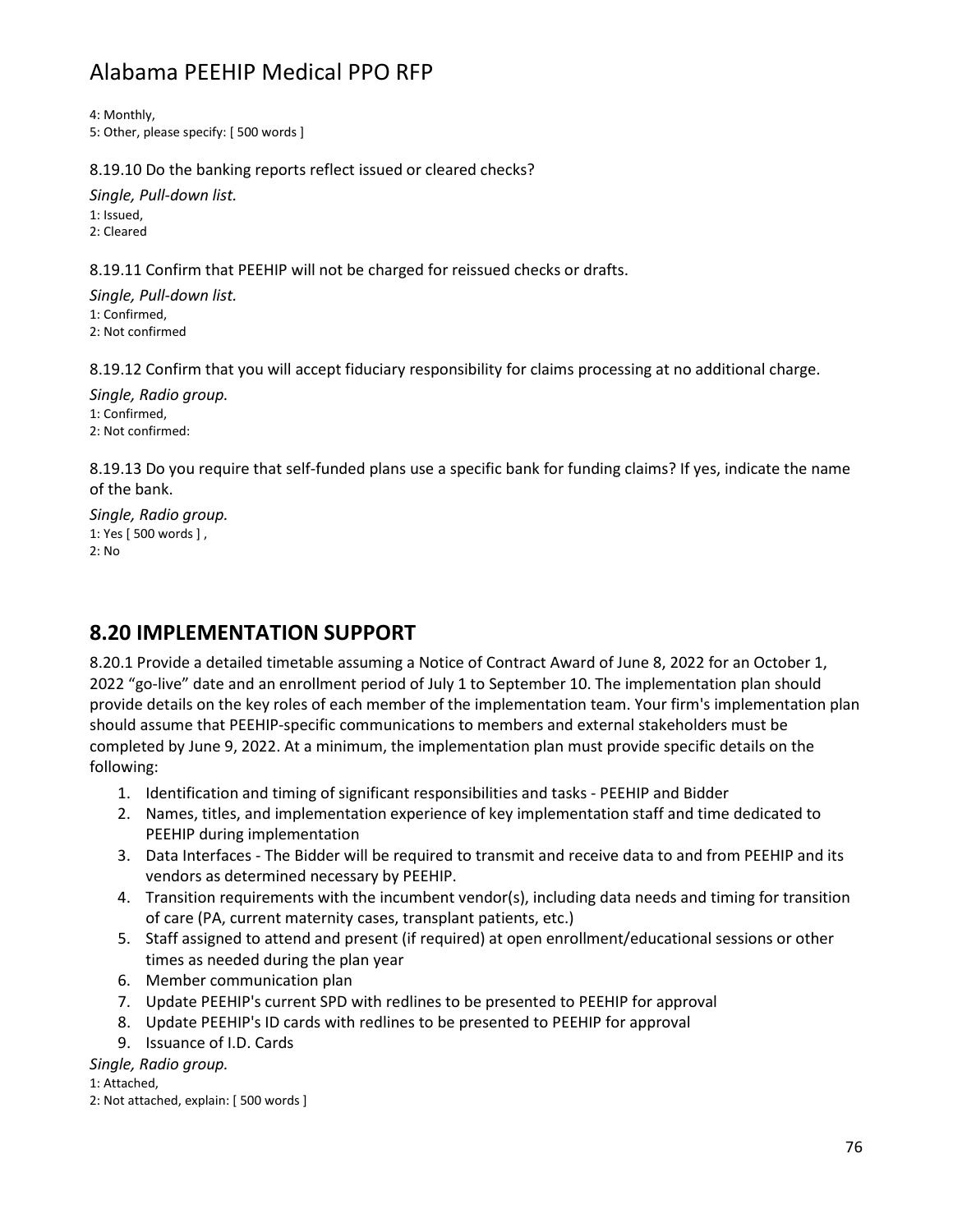4: Monthly,
5: Other, please specify: [ 500 words ]

8.19.10 Do the banking reports reflect issued or cleared checks?

*Single, Pull-down list.*
1: Issued,
2: Cleared

8.19.11 Confirm that PEEHIP will not be charged for reissued checks or drafts.

*Single, Pull-down list.*
1: Confirmed,
2: Not confirmed

8.19.12 Confirm that you will accept fiduciary responsibility for claims processing at no additional charge.

*Single, Radio group.*
1: Confirmed,
2: Not confirmed:

8.19.13 Do you require that self-funded plans use a specific bank for funding claims? If yes, indicate the name of the bank.

*Single, Radio group.*
1: Yes [ 500 words ] ,
2: No

## 8.20 IMPLEMENTATION SUPPORT

8.20.1 Provide a detailed timetable assuming a Notice of Contract Award of June 8, 2022 for an October 1, 2022 "go-live" date and an enrollment period of July 1 to September 10. The implementation plan should provide details on the key roles of each member of the implementation team. Your firm's implementation plan should assume that PEEHIP-specific communications to members and external stakeholders must be completed by June 9, 2022. At a minimum, the implementation plan must provide specific details on the following:

1. Identification and timing of significant responsibilities and tasks - PEEHIP and Bidder
2. Names, titles, and implementation experience of key implementation staff and time dedicated to PEEHIP during implementation
3. Data Interfaces - The Bidder will be required to transmit and receive data to and from PEEHIP and its vendors as determined necessary by PEEHIP.
4. Transition requirements with the incumbent vendor(s), including data needs and timing for transition of care (PA, current maternity cases, transplant patients, etc.)
5. Staff assigned to attend and present (if required) at open enrollment/educational sessions or other times as needed during the plan year
6. Member communication plan
7. Update PEEHIP's current SPD with redlines to be presented to PEEHIP for approval
8. Update PEEHIP's ID cards with redlines to be presented to PEEHIP for approval
9. Issuance of I.D. Cards

*Single, Radio group.*
1: Attached,
2: Not attached, explain: [ 500 words ]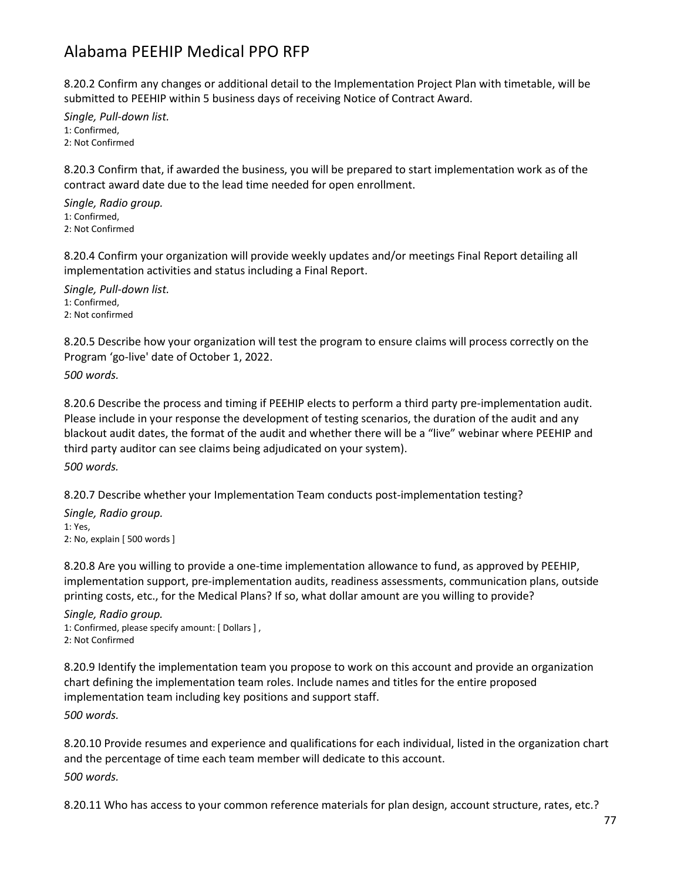8.20.2 Confirm any changes or additional detail to the Implementation Project Plan with timetable, will be submitted to PEEHIP within 5 business days of receiving Notice of Contract Award.

*Single, Pull-down list.*
1: Confirmed,
2: Not Confirmed

8.20.3 Confirm that, if awarded the business, you will be prepared to start implementation work as of the contract award date due to the lead time needed for open enrollment.

*Single, Radio group.*
1: Confirmed,
2: Not Confirmed

8.20.4 Confirm your organization will provide weekly updates and/or meetings Final Report detailing all implementation activities and status including a Final Report.

*Single, Pull-down list.*
1: Confirmed,
2: Not confirmed

8.20.5 Describe how your organization will test the program to ensure claims will process correctly on the Program 'go-live' date of October 1, 2022.

*500 words.*

8.20.6 Describe the process and timing if PEEHIP elects to perform a third party pre-implementation audit. Please include in your response the development of testing scenarios, the duration of the audit and any blackout audit dates, the format of the audit and whether there will be a "live" webinar where PEEHIP and third party auditor can see claims being adjudicated on your system).

*500 words.*

8.20.7 Describe whether your Implementation Team conducts post-implementation testing?

*Single, Radio group.*
1: Yes,
2: No, explain [ 500 words ]

8.20.8 Are you willing to provide a one-time implementation allowance to fund, as approved by PEEHIP, implementation support, pre-implementation audits, readiness assessments, communication plans, outside printing costs, etc., for the Medical Plans? If so, what dollar amount are you willing to provide?

*Single, Radio group.*
1: Confirmed, please specify amount: [ Dollars ] ,
2: Not Confirmed

8.20.9 Identify the implementation team you propose to work on this account and provide an organization chart defining the implementation team roles. Include names and titles for the entire proposed implementation team including key positions and support staff.

*500 words.*

8.20.10 Provide resumes and experience and qualifications for each individual, listed in the organization chart and the percentage of time each team member will dedicate to this account.

*500 words.*

8.20.11 Who has access to your common reference materials for plan design, account structure, rates, etc.?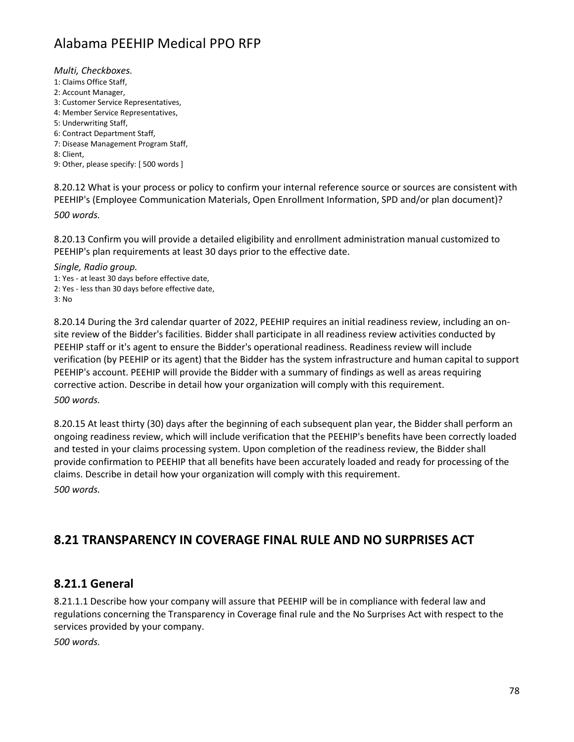*Multi, Checkboxes.*

1: Claims Office Staff,
2: Account Manager,
3: Customer Service Representatives,
4: Member Service Representatives,
5: Underwriting Staff,
6: Contract Department Staff,
7: Disease Management Program Staff,
8: Client,
9: Other, please specify: [ 500 words ]

8.20.12 What is your process or policy to confirm your internal reference source or sources are consistent with PEEHIP's (Employee Communication Materials, Open Enrollment Information, SPD and/or plan document)?

*500 words.*

8.20.13 Confirm you will provide a detailed eligibility and enrollment administration manual customized to PEEHIP's plan requirements at least 30 days prior to the effective date.

*Single, Radio group.*

1: Yes - at least 30 days before effective date,
2: Yes - less than 30 days before effective date,
3: No

8.20.14 During the 3rd calendar quarter of 2022, PEEHIP requires an initial readiness review, including an on-site review of the Bidder's facilities. Bidder shall participate in all readiness review activities conducted by PEEHIP staff or it's agent to ensure the Bidder's operational readiness. Readiness review will include verification (by PEEHIP or its agent) that the Bidder has the system infrastructure and human capital to support PEEHIP's account. PEEHIP will provide the Bidder with a summary of findings as well as areas requiring corrective action. Describe in detail how your organization will comply with this requirement.

*500 words.*

8.20.15 At least thirty (30) days after the beginning of each subsequent plan year, the Bidder shall perform an ongoing readiness review, which will include verification that the PEEHIP's benefits have been correctly loaded and tested in your claims processing system. Upon completion of the readiness review, the Bidder shall provide confirmation to PEEHIP that all benefits have been accurately loaded and ready for processing of the claims. Describe in detail how your organization will comply with this requirement.

*500 words.*

## 8.21 TRANSPARENCY IN COVERAGE FINAL RULE AND NO SURPRISES ACT

### 8.21.1 General

8.21.1.1 Describe how your company will assure that PEEHIP will be in compliance with federal law and regulations concerning the Transparency in Coverage final rule and the No Surprises Act with respect to the services provided by your company.

*500 words.*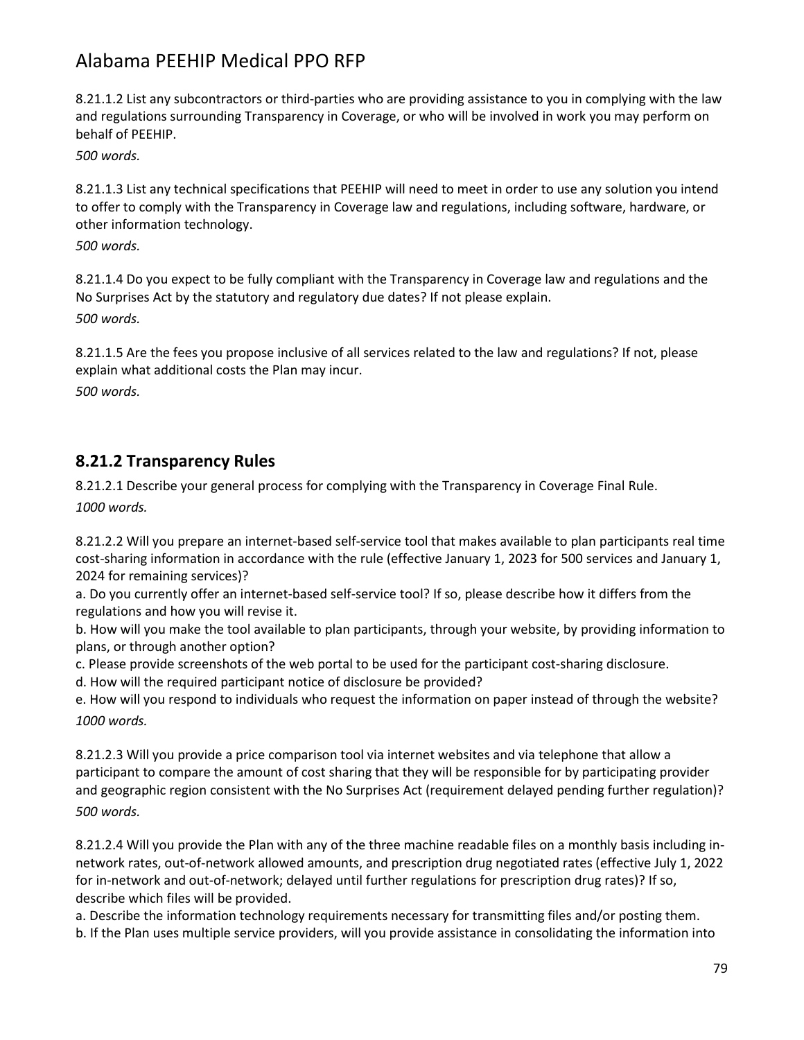8.21.1.2 List any subcontractors or third-parties who are providing assistance to you in complying with the law and regulations surrounding Transparency in Coverage, or who will be involved in work you may perform on behalf of PEEHIP.

*500 words.*

8.21.1.3 List any technical specifications that PEEHIP will need to meet in order to use any solution you intend to offer to comply with the Transparency in Coverage law and regulations, including software, hardware, or other information technology.

*500 words.*

8.21.1.4 Do you expect to be fully compliant with the Transparency in Coverage law and regulations and the No Surprises Act by the statutory and regulatory due dates? If not please explain.

*500 words.*

8.21.1.5 Are the fees you propose inclusive of all services related to the law and regulations? If not, please explain what additional costs the Plan may incur.

*500 words.*

## 8.21.2 Transparency Rules

8.21.2.1 Describe your general process for complying with the Transparency in Coverage Final Rule.

*1000 words.*

8.21.2.2 Will you prepare an internet-based self-service tool that makes available to plan participants real time cost-sharing information in accordance with the rule (effective January 1, 2023 for 500 services and January 1, 2024 for remaining services)?

a. Do you currently offer an internet-based self-service tool? If so, please describe how it differs from the regulations and how you will revise it.

b. How will you make the tool available to plan participants, through your website, by providing information to plans, or through another option?

c. Please provide screenshots of the web portal to be used for the participant cost-sharing disclosure.

d. How will the required participant notice of disclosure be provided?

e. How will you respond to individuals who request the information on paper instead of through the website?

*1000 words.*

8.21.2.3 Will you provide a price comparison tool via internet websites and via telephone that allow a participant to compare the amount of cost sharing that they will be responsible for by participating provider and geographic region consistent with the No Surprises Act (requirement delayed pending further regulation)?

*500 words.*

8.21.2.4 Will you provide the Plan with any of the three machine readable files on a monthly basis including in-network rates, out-of-network allowed amounts, and prescription drug negotiated rates (effective July 1, 2022 for in-network and out-of-network; delayed until further regulations for prescription drug rates)? If so, describe which files will be provided.

a. Describe the information technology requirements necessary for transmitting files and/or posting them.

b. If the Plan uses multiple service providers, will you provide assistance in consolidating the information into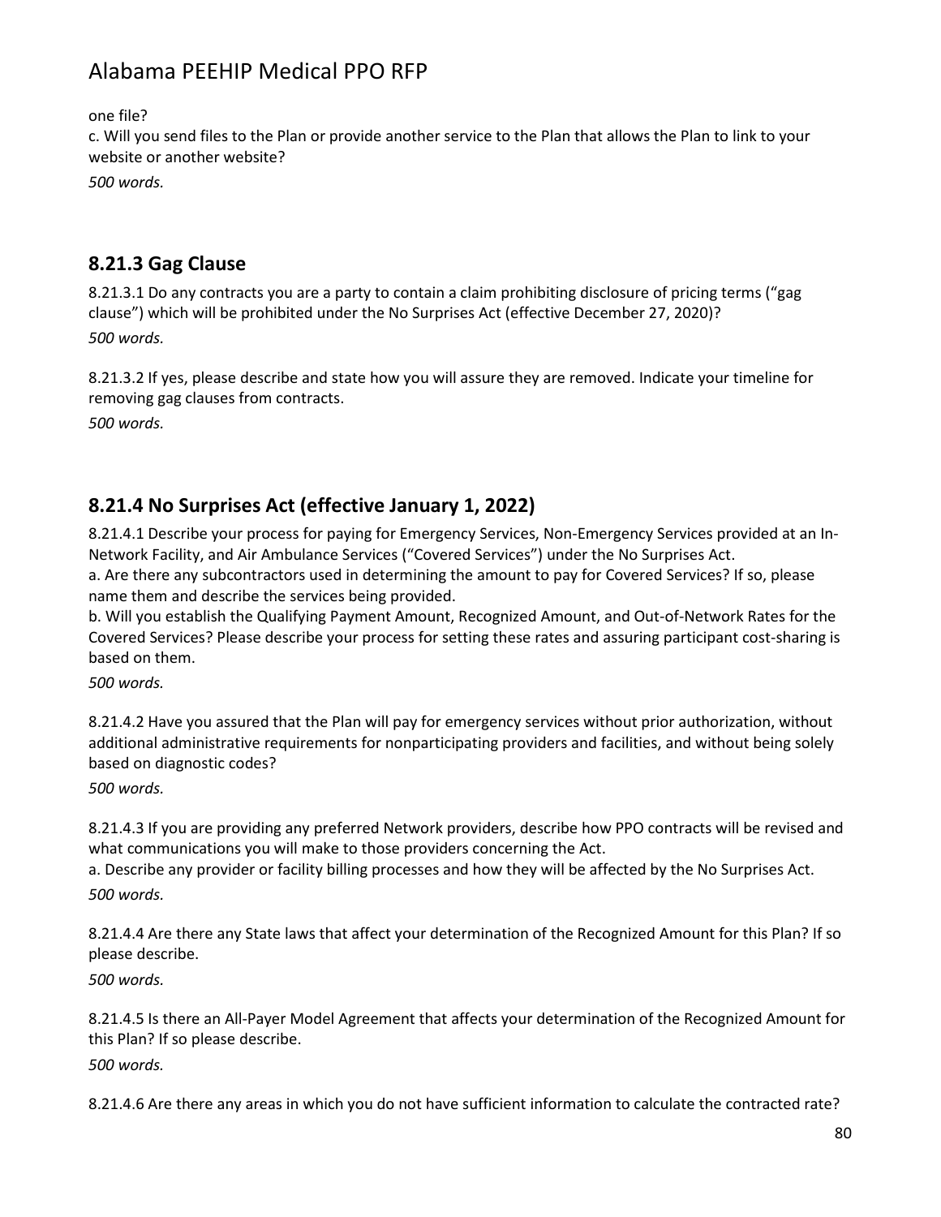one file?

c. Will you send files to the Plan or provide another service to the Plan that allows the Plan to link to your website or another website?

*500 words.*

### 8.21.3 Gag Clause

8.21.3.1 Do any contracts you are a party to contain a claim prohibiting disclosure of pricing terms ("gag clause") which will be prohibited under the No Surprises Act (effective December 27, 2020)?

*500 words.*

8.21.3.2 If yes, please describe and state how you will assure they are removed. Indicate your timeline for removing gag clauses from contracts.

*500 words.*

### 8.21.4 No Surprises Act (effective January 1, 2022)

8.21.4.1 Describe your process for paying for Emergency Services, Non-Emergency Services provided at an In-Network Facility, and Air Ambulance Services ("Covered Services") under the No Surprises Act.

a. Are there any subcontractors used in determining the amount to pay for Covered Services? If so, please name them and describe the services being provided.

b. Will you establish the Qualifying Payment Amount, Recognized Amount, and Out-of-Network Rates for the Covered Services? Please describe your process for setting these rates and assuring participant cost-sharing is based on them.

*500 words.*

8.21.4.2 Have you assured that the Plan will pay for emergency services without prior authorization, without additional administrative requirements for nonparticipating providers and facilities, and without being solely based on diagnostic codes?

*500 words.*

8.21.4.3 If you are providing any preferred Network providers, describe how PPO contracts will be revised and what communications you will make to those providers concerning the Act.

a. Describe any provider or facility billing processes and how they will be affected by the No Surprises Act.

*500 words.*

8.21.4.4 Are there any State laws that affect your determination of the Recognized Amount for this Plan? If so please describe.

*500 words.*

8.21.4.5 Is there an All-Payer Model Agreement that affects your determination of the Recognized Amount for this Plan? If so please describe.

*500 words.*

8.21.4.6 Are there any areas in which you do not have sufficient information to calculate the contracted rate?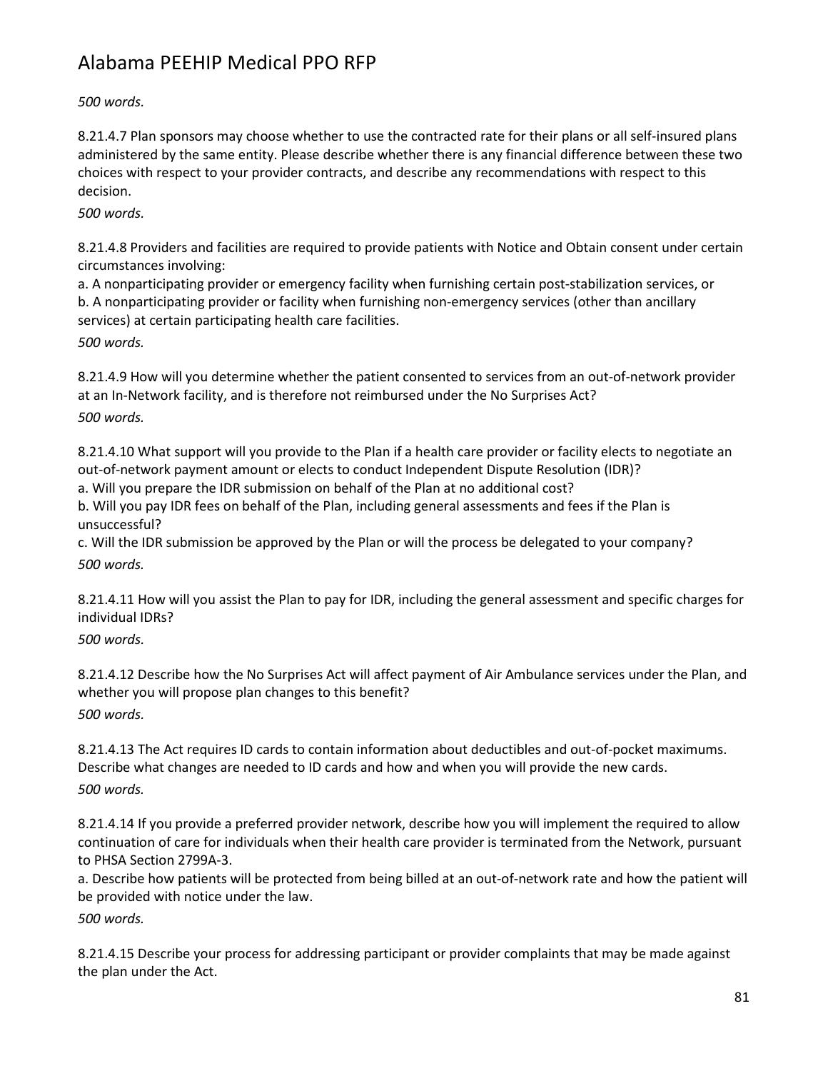*500 words.*

8.21.4.7 Plan sponsors may choose whether to use the contracted rate for their plans or all self-insured plans administered by the same entity. Please describe whether there is any financial difference between these two choices with respect to your provider contracts, and describe any recommendations with respect to this decision.

*500 words.*

8.21.4.8 Providers and facilities are required to provide patients with Notice and Obtain consent under certain circumstances involving:

a. A nonparticipating provider or emergency facility when furnishing certain post-stabilization services, or

b. A nonparticipating provider or facility when furnishing non-emergency services (other than ancillary services) at certain participating health care facilities.

*500 words.*

8.21.4.9 How will you determine whether the patient consented to services from an out-of-network provider at an In-Network facility, and is therefore not reimbursed under the No Surprises Act?

*500 words.*

8.21.4.10 What support will you provide to the Plan if a health care provider or facility elects to negotiate an out-of-network payment amount or elects to conduct Independent Dispute Resolution (IDR)?

a. Will you prepare the IDR submission on behalf of the Plan at no additional cost?

b. Will you pay IDR fees on behalf of the Plan, including general assessments and fees if the Plan is unsuccessful?

c. Will the IDR submission be approved by the Plan or will the process be delegated to your company?

*500 words.*

8.21.4.11 How will you assist the Plan to pay for IDR, including the general assessment and specific charges for individual IDRs?

*500 words.*

8.21.4.12 Describe how the No Surprises Act will affect payment of Air Ambulance services under the Plan, and whether you will propose plan changes to this benefit?

*500 words.*

8.21.4.13 The Act requires ID cards to contain information about deductibles and out-of-pocket maximums. Describe what changes are needed to ID cards and how and when you will provide the new cards.

*500 words.*

8.21.4.14 If you provide a preferred provider network, describe how you will implement the required to allow continuation of care for individuals when their health care provider is terminated from the Network, pursuant to PHSA Section 2799A-3.

a. Describe how patients will be protected from being billed at an out-of-network rate and how the patient will be provided with notice under the law.

*500 words.*

8.21.4.15 Describe your process for addressing participant or provider complaints that may be made against the plan under the Act.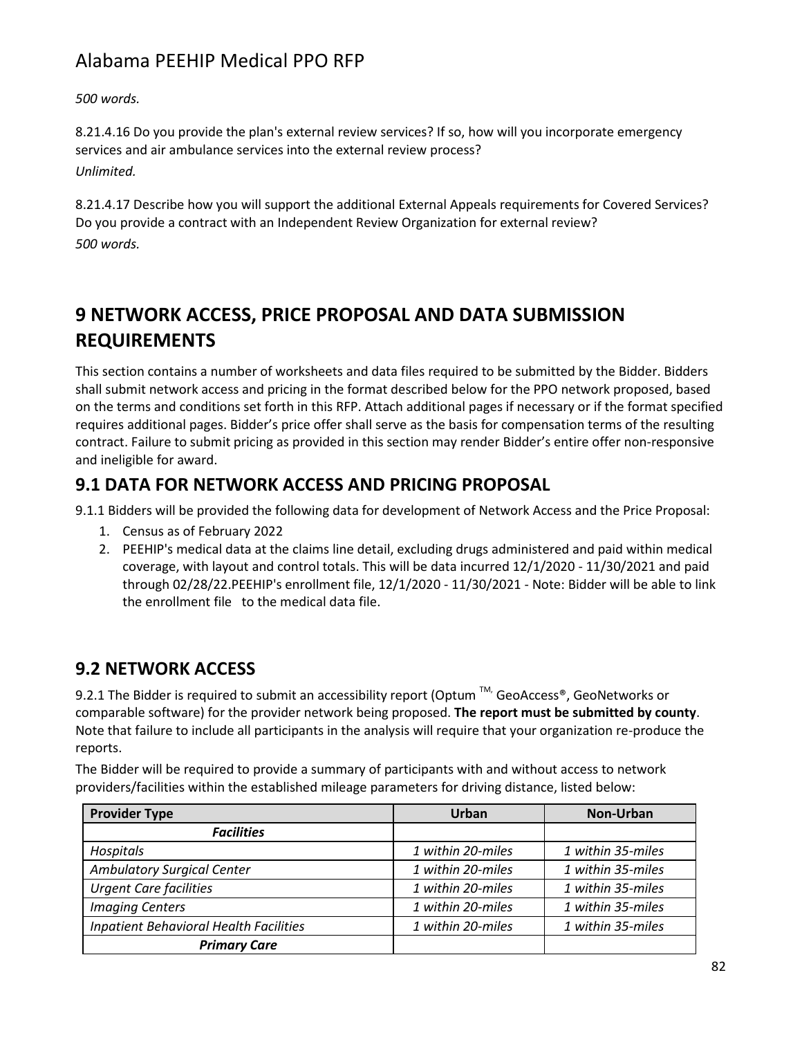*500 words.*

8.21.4.16 Do you provide the plan's external review services? If so, how will you incorporate emergency services and air ambulance services into the external review process?

*Unlimited.*

8.21.4.17 Describe how you will support the additional External Appeals requirements for Covered Services? Do you provide a contract with an Independent Review Organization for external review?

*500 words.*

# 9 NETWORK ACCESS, PRICE PROPOSAL AND DATA SUBMISSION REQUIREMENTS

This section contains a number of worksheets and data files required to be submitted by the Bidder. Bidders shall submit network access and pricing in the format described below for the PPO network proposed, based on the terms and conditions set forth in this RFP. Attach additional pages if necessary or if the format specified requires additional pages. Bidder's price offer shall serve as the basis for compensation terms of the resulting contract. Failure to submit pricing as provided in this section may render Bidder's entire offer non-responsive and ineligible for award.

## 9.1 DATA FOR NETWORK ACCESS AND PRICING PROPOSAL

9.1.1 Bidders will be provided the following data for development of Network Access and the Price Proposal:

1. Census as of February 2022
2. PEEHIP's medical data at the claims line detail, excluding drugs administered and paid within medical coverage, with layout and control totals. This will be data incurred 12/1/2020 - 11/30/2021 and paid through 02/28/22.PEEHIP's enrollment file, 12/1/2020 - 11/30/2021 - Note: Bidder will be able to link the enrollment file to the medical data file.

## 9.2 NETWORK ACCESS

9.2.1 The Bidder is required to submit an accessibility report (Optum ™, GeoAccess®, GeoNetworks or comparable software) for the provider network being proposed. **The report must be submitted by county**. Note that failure to include all participants in the analysis will require that your organization re-produce the reports.

The Bidder will be required to provide a summary of participants with and without access to network providers/facilities within the established mileage parameters for driving distance, listed below:

| Provider Type | Urban | Non-Urban |
|---|---|---|
| ***Facilities*** | | |
| *Hospitals* | *1 within 20-miles* | *1 within 35-miles* |
| *Ambulatory Surgical Center* | *1 within 20-miles* | *1 within 35-miles* |
| *Urgent Care facilities* | *1 within 20-miles* | *1 within 35-miles* |
| *Imaging Centers* | *1 within 20-miles* | *1 within 35-miles* |
| *Inpatient Behavioral Health Facilities* | *1 within 20-miles* | *1 within 35-miles* |
| ***Primary Care*** | | |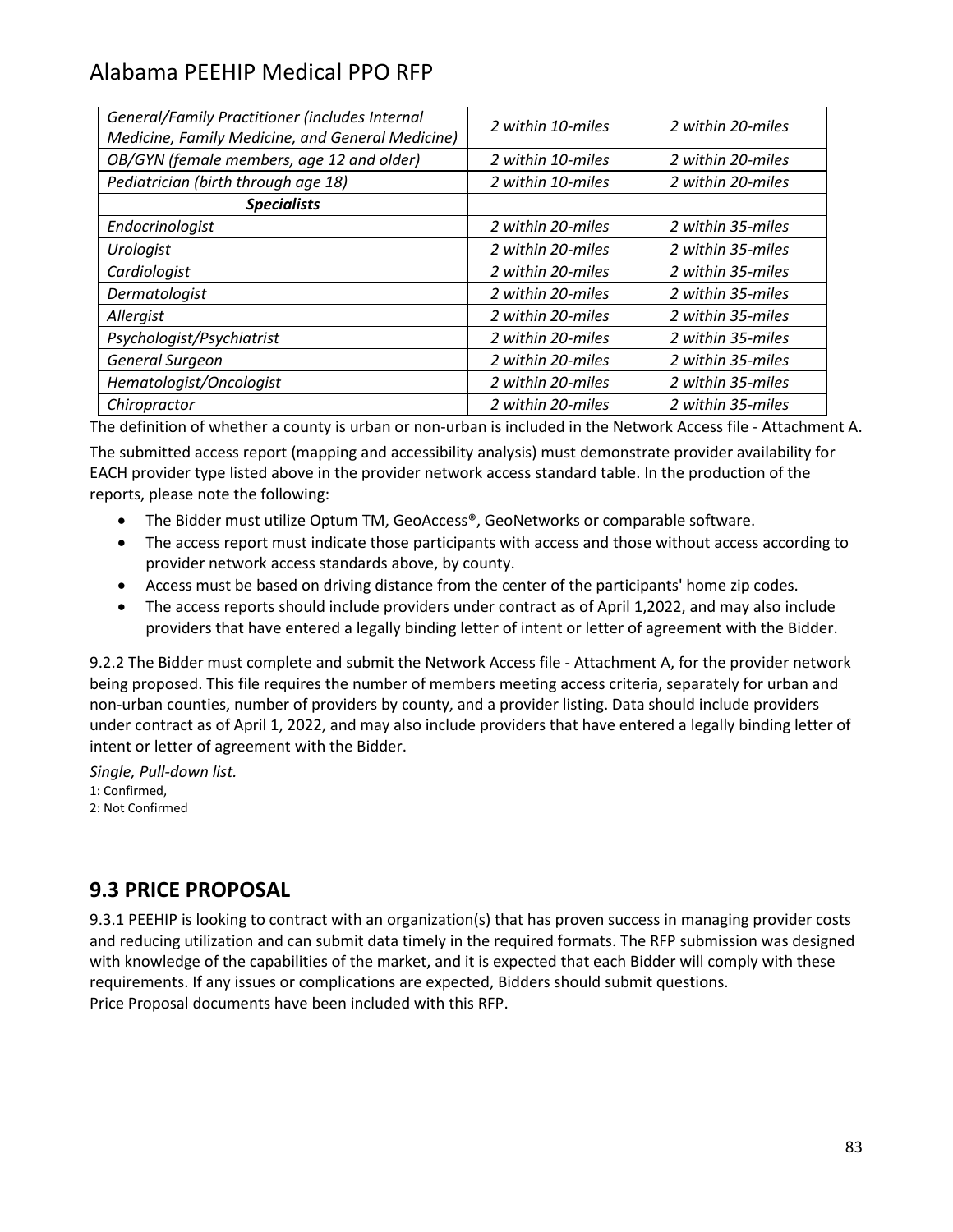| | | |
|---|---|---|
| *General/Family Practitioner (includes Internal Medicine, Family Medicine, and General Medicine)* | *2 within 10-miles* | *2 within 20-miles* |
| *OB/GYN (female members, age 12 and older)* | *2 within 10-miles* | *2 within 20-miles* |
| *Pediatrician (birth through age 18)* | *2 within 10-miles* | *2 within 20-miles* |
| ***Specialists*** | | |
| *Endocrinologist* | *2 within 20-miles* | *2 within 35-miles* |
| *Urologist* | *2 within 20-miles* | *2 within 35-miles* |
| *Cardiologist* | *2 within 20-miles* | *2 within 35-miles* |
| *Dermatologist* | *2 within 20-miles* | *2 within 35-miles* |
| *Allergist* | *2 within 20-miles* | *2 within 35-miles* |
| *Psychologist/Psychiatrist* | *2 within 20-miles* | *2 within 35-miles* |
| *General Surgeon* | *2 within 20-miles* | *2 within 35-miles* |
| *Hematologist/Oncologist* | *2 within 20-miles* | *2 within 35-miles* |
| *Chiropractor* | *2 within 20-miles* | *2 within 35-miles* |

The definition of whether a county is urban or non-urban is included in the Network Access file - Attachment A.

The submitted access report (mapping and accessibility analysis) must demonstrate provider availability for EACH provider type listed above in the provider network access standard table. In the production of the reports, please note the following:

- The Bidder must utilize Optum TM, GeoAccess®, GeoNetworks or comparable software.
- The access report must indicate those participants with access and those without access according to provider network access standards above, by county.
- Access must be based on driving distance from the center of the participants' home zip codes.
- The access reports should include providers under contract as of April 1,2022, and may also include providers that have entered a legally binding letter of intent or letter of agreement with the Bidder.

9.2.2 The Bidder must complete and submit the Network Access file - Attachment A, for the provider network being proposed. This file requires the number of members meeting access criteria, separately for urban and non-urban counties, number of providers by county, and a provider listing. Data should include providers under contract as of April 1, 2022, and may also include providers that have entered a legally binding letter of intent or letter of agreement with the Bidder.

*Single, Pull-down list.*
1: Confirmed,
2: Not Confirmed

## 9.3 PRICE PROPOSAL

9.3.1 PEEHIP is looking to contract with an organization(s) that has proven success in managing provider costs and reducing utilization and can submit data timely in the required formats. The RFP submission was designed with knowledge of the capabilities of the market, and it is expected that each Bidder will comply with these requirements. If any issues or complications are expected, Bidders should submit questions.
Price Proposal documents have been included with this RFP.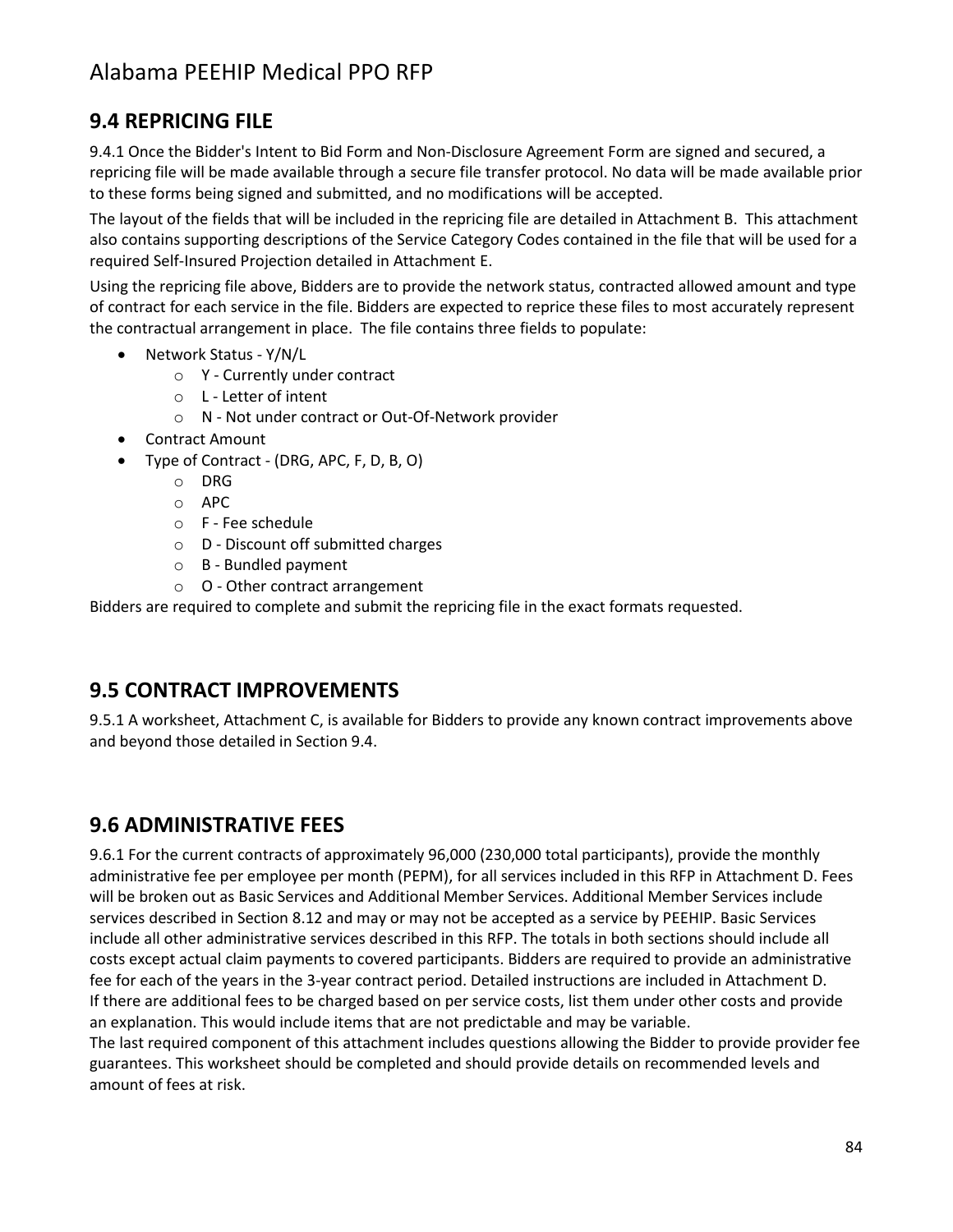## 9.4 REPRICING FILE

9.4.1 Once the Bidder's Intent to Bid Form and Non-Disclosure Agreement Form are signed and secured, a repricing file will be made available through a secure file transfer protocol. No data will be made available prior to these forms being signed and submitted, and no modifications will be accepted.

The layout of the fields that will be included in the repricing file are detailed in Attachment B. This attachment also contains supporting descriptions of the Service Category Codes contained in the file that will be used for a required Self-Insured Projection detailed in Attachment E.

Using the repricing file above, Bidders are to provide the network status, contracted allowed amount and type of contract for each service in the file. Bidders are expected to reprice these files to most accurately represent the contractual arrangement in place. The file contains three fields to populate:

- Network Status - Y/N/L
  - Y - Currently under contract
  - L - Letter of intent
  - N - Not under contract or Out-Of-Network provider
- Contract Amount
- Type of Contract - (DRG, APC, F, D, B, O)
  - DRG
  - APC
  - F - Fee schedule
  - D - Discount off submitted charges
  - B - Bundled payment
  - O - Other contract arrangement

Bidders are required to complete and submit the repricing file in the exact formats requested.

## 9.5 CONTRACT IMPROVEMENTS

9.5.1 A worksheet, Attachment C, is available for Bidders to provide any known contract improvements above and beyond those detailed in Section 9.4.

## 9.6 ADMINISTRATIVE FEES

9.6.1 For the current contracts of approximately 96,000 (230,000 total participants), provide the monthly administrative fee per employee per month (PEPM), for all services included in this RFP in Attachment D. Fees will be broken out as Basic Services and Additional Member Services. Additional Member Services include services described in Section 8.12 and may or may not be accepted as a service by PEEHIP. Basic Services include all other administrative services described in this RFP. The totals in both sections should include all costs except actual claim payments to covered participants. Bidders are required to provide an administrative fee for each of the years in the 3-year contract period. Detailed instructions are included in Attachment D. If there are additional fees to be charged based on per service costs, list them under other costs and provide an explanation. This would include items that are not predictable and may be variable.

The last required component of this attachment includes questions allowing the Bidder to provide provider fee guarantees. This worksheet should be completed and should provide details on recommended levels and amount of fees at risk.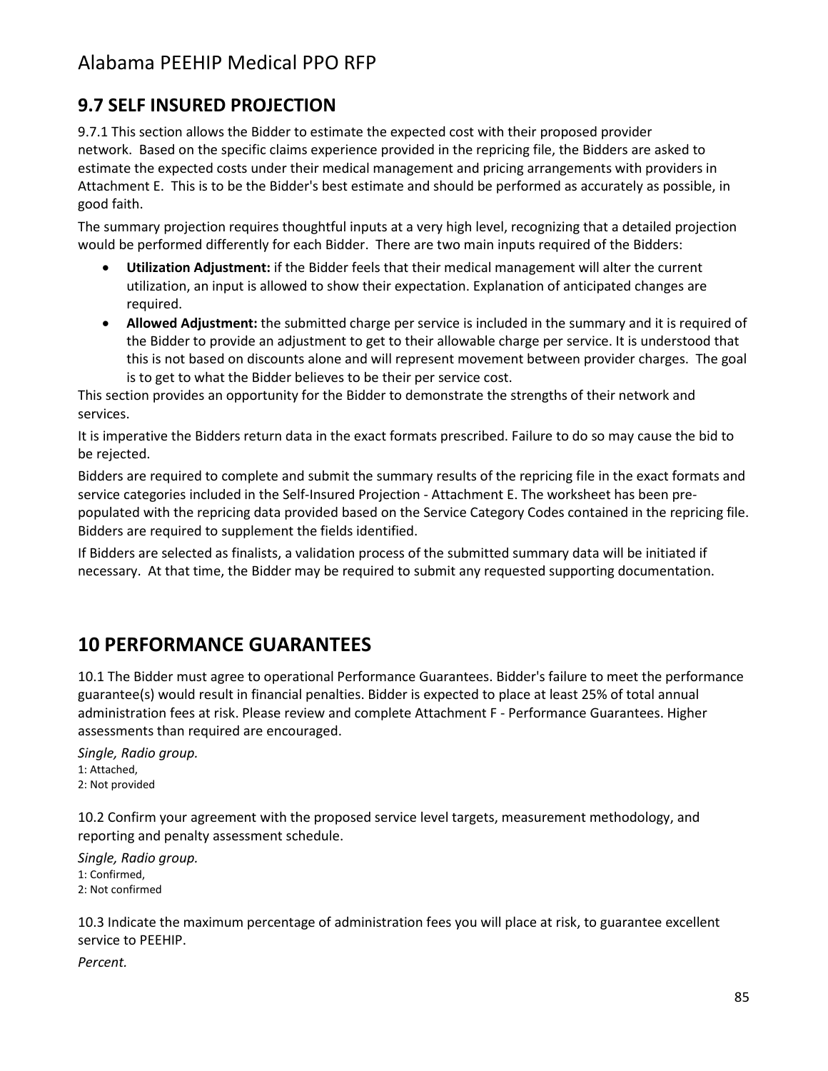## 9.7 SELF INSURED PROJECTION

9.7.1 This section allows the Bidder to estimate the expected cost with their proposed provider network. Based on the specific claims experience provided in the repricing file, the Bidders are asked to estimate the expected costs under their medical management and pricing arrangements with providers in Attachment E. This is to be the Bidder's best estimate and should be performed as accurately as possible, in good faith.

The summary projection requires thoughtful inputs at a very high level, recognizing that a detailed projection would be performed differently for each Bidder. There are two main inputs required of the Bidders:

- **Utilization Adjustment:** if the Bidder feels that their medical management will alter the current utilization, an input is allowed to show their expectation. Explanation of anticipated changes are required.
- **Allowed Adjustment:** the submitted charge per service is included in the summary and it is required of the Bidder to provide an adjustment to get to their allowable charge per service. It is understood that this is not based on discounts alone and will represent movement between provider charges. The goal is to get to what the Bidder believes to be their per service cost.

This section provides an opportunity for the Bidder to demonstrate the strengths of their network and services.

It is imperative the Bidders return data in the exact formats prescribed. Failure to do so may cause the bid to be rejected.

Bidders are required to complete and submit the summary results of the repricing file in the exact formats and service categories included in the Self-Insured Projection - Attachment E. The worksheet has been pre-populated with the repricing data provided based on the Service Category Codes contained in the repricing file. Bidders are required to supplement the fields identified.

If Bidders are selected as finalists, a validation process of the submitted summary data will be initiated if necessary. At that time, the Bidder may be required to submit any requested supporting documentation.

# 10 PERFORMANCE GUARANTEES

10.1 The Bidder must agree to operational Performance Guarantees. Bidder's failure to meet the performance guarantee(s) would result in financial penalties. Bidder is expected to place at least 25% of total annual administration fees at risk. Please review and complete Attachment F - Performance Guarantees. Higher assessments than required are encouraged.

*Single, Radio group.*
1: Attached,
2: Not provided

10.2 Confirm your agreement with the proposed service level targets, measurement methodology, and reporting and penalty assessment schedule.

*Single, Radio group.*
1: Confirmed,
2: Not confirmed

10.3 Indicate the maximum percentage of administration fees you will place at risk, to guarantee excellent service to PEEHIP.

*Percent.*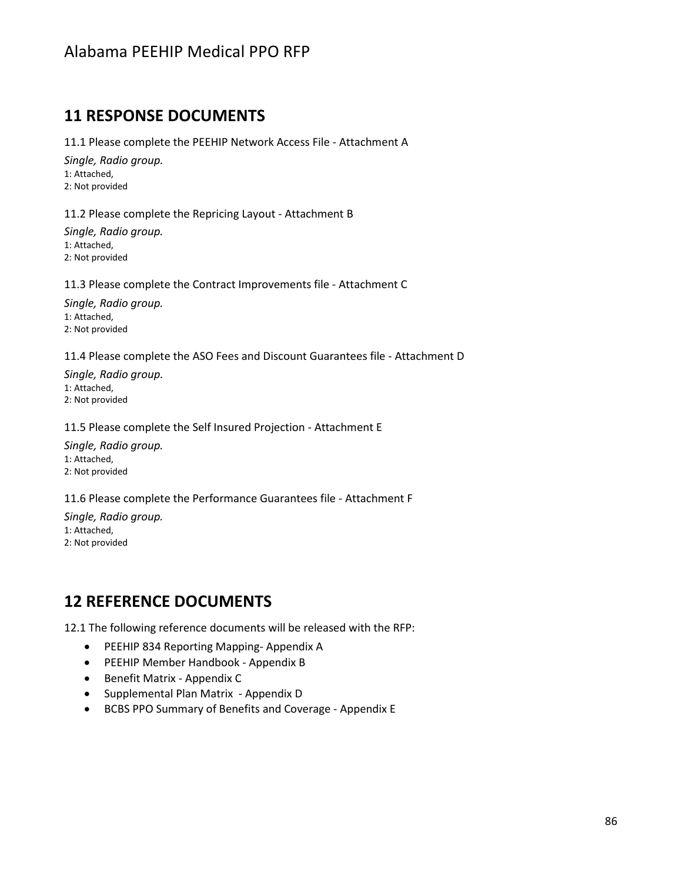## 11 RESPONSE DOCUMENTS

11.1 Please complete the PEEHIP Network Access File - Attachment A

*Single, Radio group.*
1: Attached,
2: Not provided

11.2 Please complete the Repricing Layout - Attachment B

*Single, Radio group.*
1: Attached,
2: Not provided

11.3 Please complete the Contract Improvements file - Attachment C

*Single, Radio group.*
1: Attached,
2: Not provided

11.4 Please complete the ASO Fees and Discount Guarantees file - Attachment D

*Single, Radio group.*
1: Attached,
2: Not provided

11.5 Please complete the Self Insured Projection - Attachment E

*Single, Radio group.*
1: Attached,
2: Not provided

11.6 Please complete the Performance Guarantees file - Attachment F

*Single, Radio group.*
1: Attached,
2: Not provided

## 12 REFERENCE DOCUMENTS

12.1 The following reference documents will be released with the RFP:

- PEEHIP 834 Reporting Mapping- Appendix A
- PEEHIP Member Handbook - Appendix B
- Benefit Matrix - Appendix C
- Supplemental Plan Matrix - Appendix D
- BCBS PPO Summary of Benefits and Coverage - Appendix E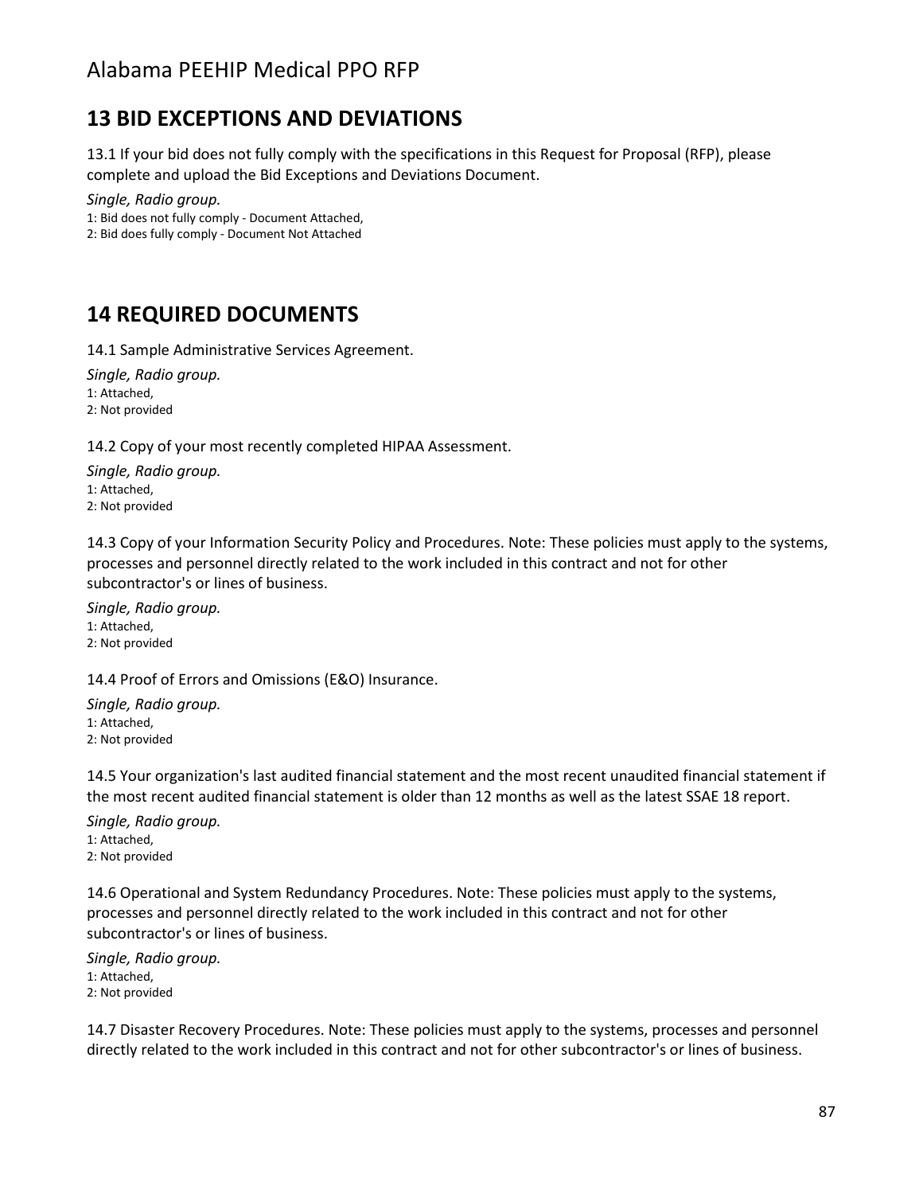## 13 BID EXCEPTIONS AND DEVIATIONS

13.1 If your bid does not fully comply with the specifications in this Request for Proposal (RFP), please complete and upload the Bid Exceptions and Deviations Document.

*Single, Radio group.*
1: Bid does not fully comply - Document Attached,
2: Bid does fully comply - Document Not Attached

## 14 REQUIRED DOCUMENTS

14.1 Sample Administrative Services Agreement.

*Single, Radio group.*
1: Attached,
2: Not provided

14.2 Copy of your most recently completed HIPAA Assessment.

*Single, Radio group.*
1: Attached,
2: Not provided

14.3 Copy of your Information Security Policy and Procedures. Note: These policies must apply to the systems, processes and personnel directly related to the work included in this contract and not for other subcontractor's or lines of business.

*Single, Radio group.*
1: Attached,
2: Not provided

14.4 Proof of Errors and Omissions (E&O) Insurance.

*Single, Radio group.*
1: Attached,
2: Not provided

14.5 Your organization's last audited financial statement and the most recent unaudited financial statement if the most recent audited financial statement is older than 12 months as well as the latest SSAE 18 report.

*Single, Radio group.*
1: Attached,
2: Not provided

14.6 Operational and System Redundancy Procedures. Note: These policies must apply to the systems, processes and personnel directly related to the work included in this contract and not for other subcontractor's or lines of business.

*Single, Radio group.*
1: Attached,
2: Not provided

14.7 Disaster Recovery Procedures. Note: These policies must apply to the systems, processes and personnel directly related to the work included in this contract and not for other subcontractor's or lines of business.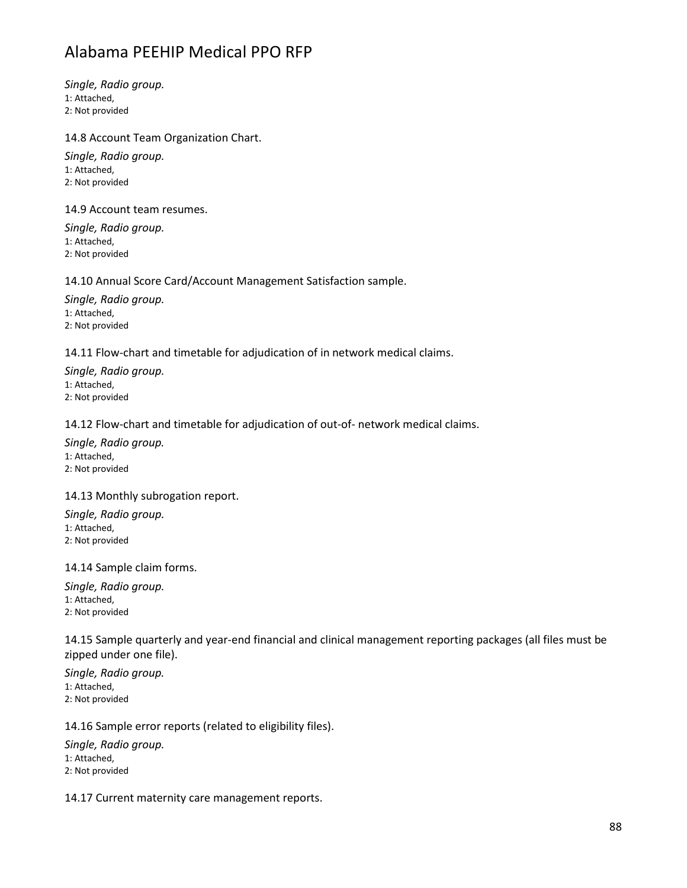*Single, Radio group.*
1: Attached,
2: Not provided

14.8 Account Team Organization Chart.

*Single, Radio group.*
1: Attached,
2: Not provided

14.9 Account team resumes.

*Single, Radio group.*
1: Attached,
2: Not provided

14.10 Annual Score Card/Account Management Satisfaction sample.

*Single, Radio group.*
1: Attached,
2: Not provided

14.11 Flow-chart and timetable for adjudication of in network medical claims.

*Single, Radio group.*
1: Attached,
2: Not provided

14.12 Flow-chart and timetable for adjudication of out-of- network medical claims.

*Single, Radio group.*
1: Attached,
2: Not provided

14.13 Monthly subrogation report.

*Single, Radio group.*
1: Attached,
2: Not provided

14.14 Sample claim forms.

*Single, Radio group.*
1: Attached,
2: Not provided

14.15 Sample quarterly and year-end financial and clinical management reporting packages (all files must be zipped under one file).

*Single, Radio group.*
1: Attached,
2: Not provided

14.16 Sample error reports (related to eligibility files).

*Single, Radio group.*
1: Attached,
2: Not provided

14.17 Current maternity care management reports.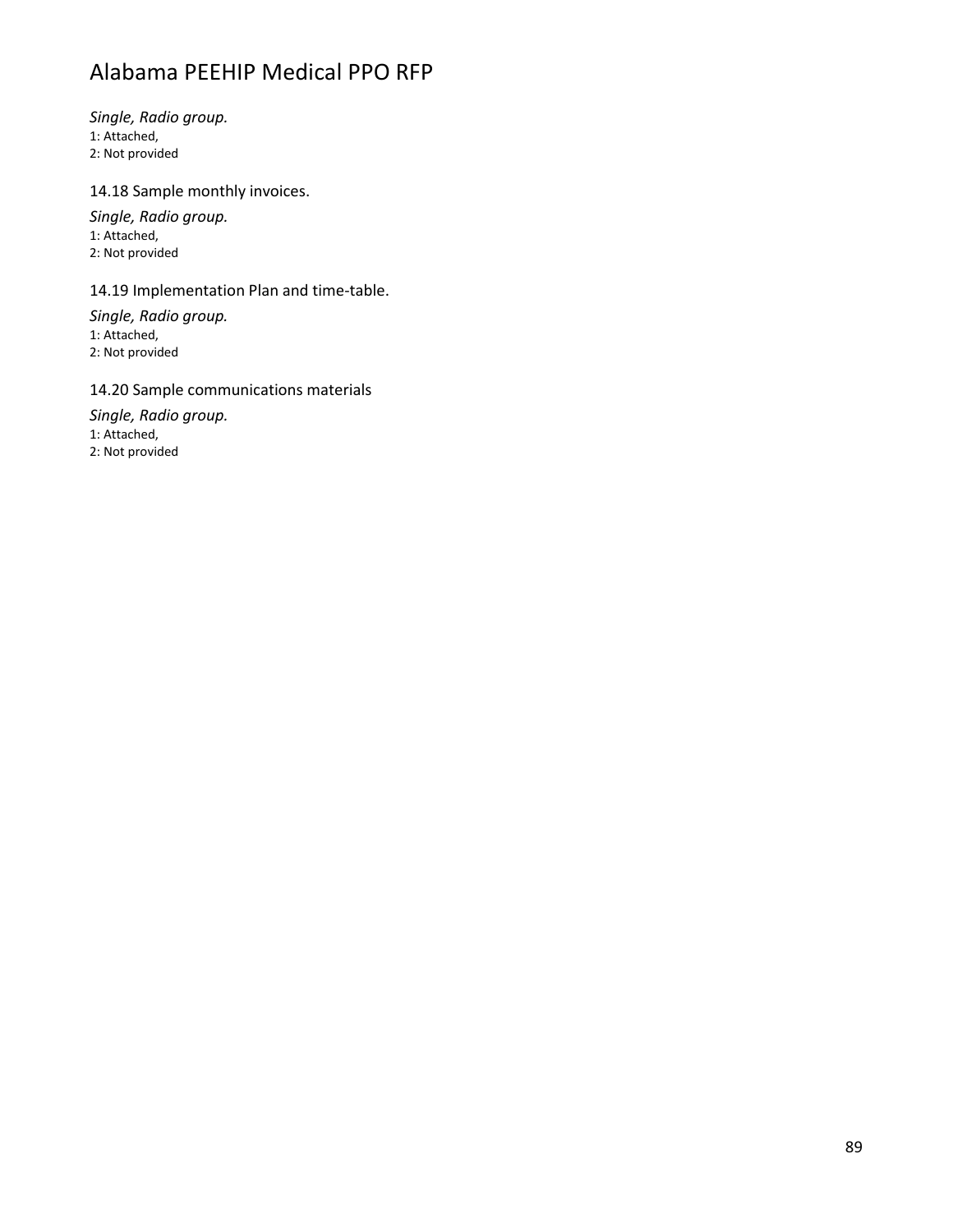*Single, Radio group.*

1: Attached,

2: Not provided

14.18 Sample monthly invoices.

*Single, Radio group.*

1: Attached,

2: Not provided

14.19 Implementation Plan and time-table.

*Single, Radio group.*

1: Attached,

2: Not provided

14.20 Sample communications materials

*Single, Radio group.*

1: Attached,

2: Not provided